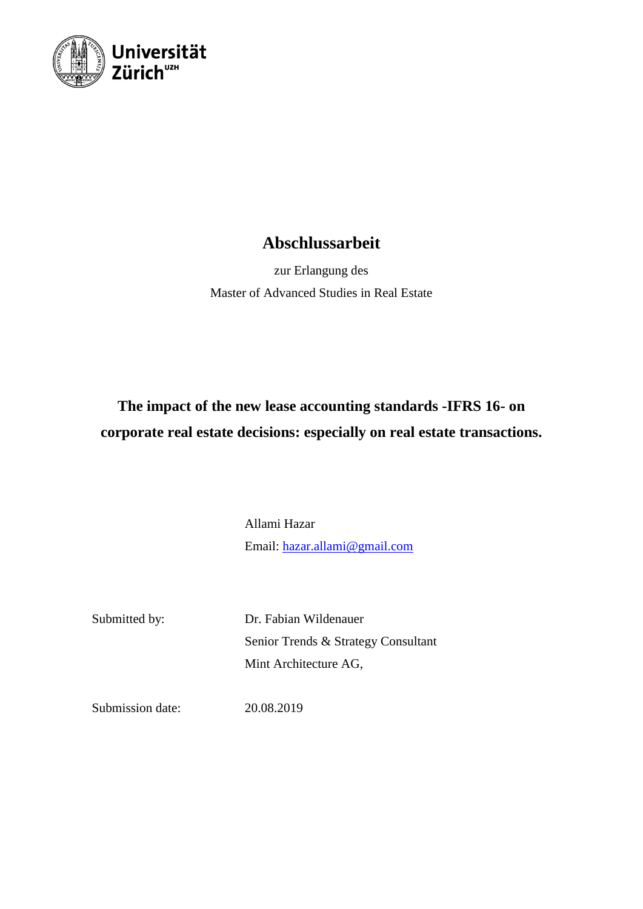Universität Zürich[UZH]

# Abschlussarbeit

zur Erlangung des

Master of Advanced Studies in Real Estate

## The impact of the new lease accounting standards -IFRS 16- on corporate real estate decisions: especially on real estate transactions.

Allami Hazar

Email: hazar.allami@gmail.com

| | |
|---|---|
| Submitted by: | Dr. Fabian Wildenauer |
| | Senior Trends & Strategy Consultant |
| | Mint Architecture AG, |
| Submission date: | 20.08.2019 |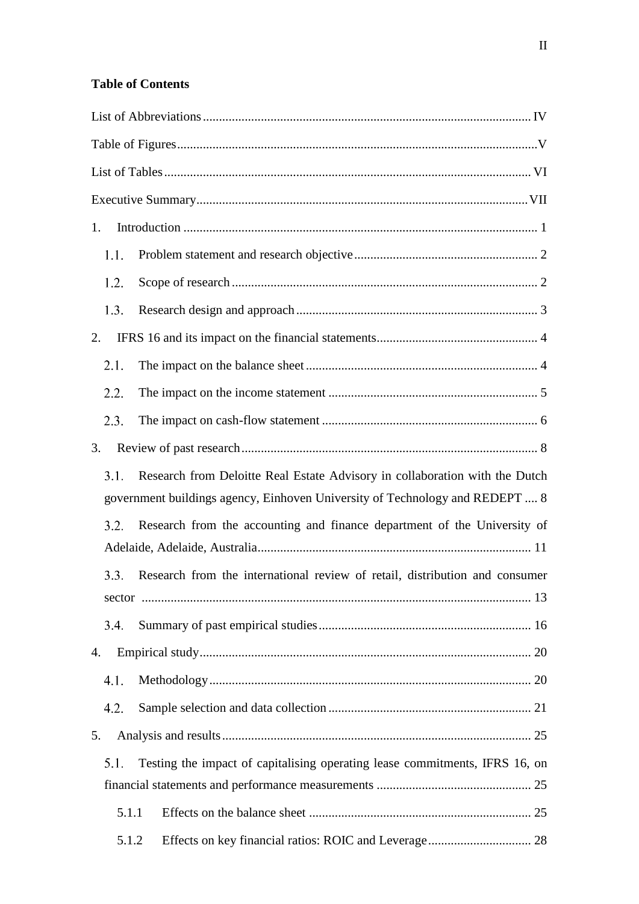**Table of Contents**

List of Abbreviations ..................................................................................................... IV

Table of Figures ..............................................................................................................V

List of Tables ................................................................................................................. VI

Executive Summary ......................................................................................................VII

1. Introduction ............................................................................................................ 1

   1.1. Problem statement and research objective ........................................................ 2

   1.2. Scope of research .............................................................................................. 2

   1.3. Research design and approach .......................................................................... 3

2. IFRS 16 and its impact on the financial statements ................................................. 4

   2.1. The impact on the balance sheet ....................................................................... 4

   2.2. The impact on the income statement ................................................................ 5

   2.3. The impact on cash-flow statement .................................................................. 6

3. Review of past research ........................................................................................... 8

   3.1. Research from Deloitte Real Estate Advisory in collaboration with the Dutch government buildings agency, Einhoven University of Technology and REDEPT .... 8

   3.2. Research from the accounting and finance department of the University of Adelaide, Adelaide, Australia .................................................................................... 11

   3.3. Research from the international review of retail, distribution and consumer sector ....................................................................................................................... 13

   3.4. Summary of past empirical studies ................................................................. 16

4. Empirical study ...................................................................................................... 20

   4.1. Methodology ................................................................................................... 20

   4.2. Sample selection and data collection ............................................................... 21

5. Analysis and results ............................................................................................... 25

   5.1. Testing the impact of capitalising operating lease commitments, IFRS 16, on financial statements and performance measurements ................................................ 25

      5.1.1 Effects on the balance sheet .................................................................... 25

      5.1.2 Effects on key financial ratios: ROIC and Leverage ................................ 28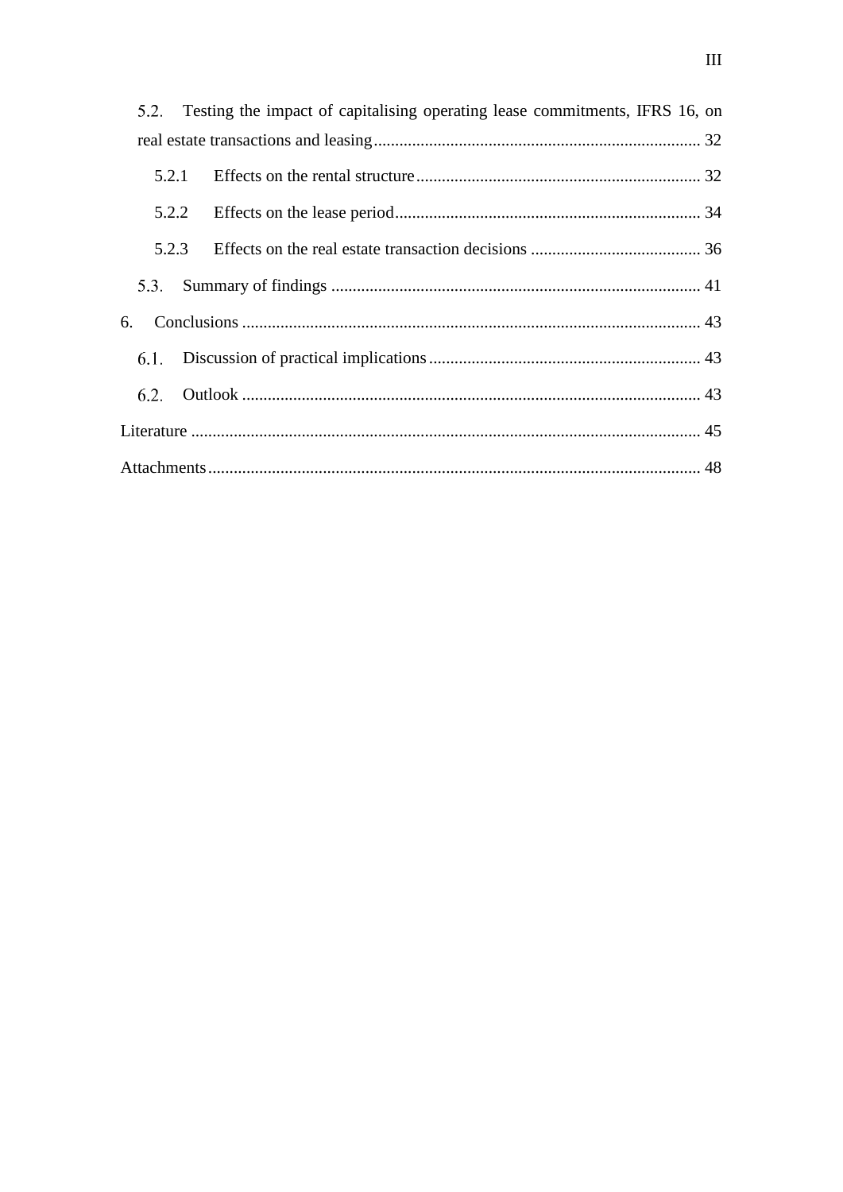5.2. Testing the impact of capitalising operating lease commitments, IFRS 16, on real estate transactions and leasing ... 32

5.2.1 Effects on the rental structure ... 32

5.2.2 Effects on the lease period ... 34

5.2.3 Effects on the real estate transaction decisions ... 36

5.3. Summary of findings ... 41

6. Conclusions ... 43

6.1. Discussion of practical implications ... 43

6.2. Outlook ... 43

Literature ... 45

Attachments ... 48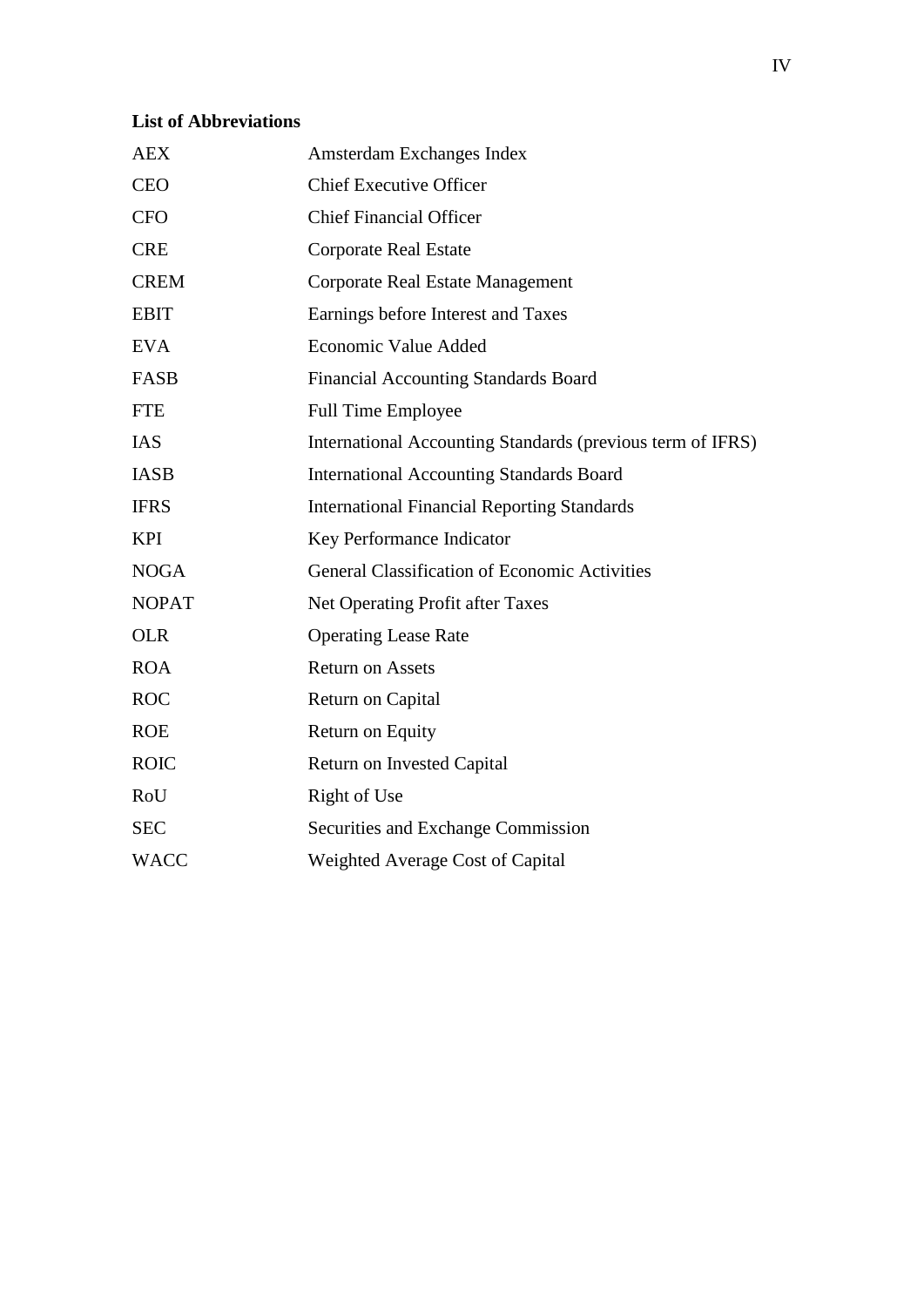## List of Abbreviations

| | |
|---|---|
| AEX | Amsterdam Exchanges Index |
| CEO | Chief Executive Officer |
| CFO | Chief Financial Officer |
| CRE | Corporate Real Estate |
| CREM | Corporate Real Estate Management |
| EBIT | Earnings before Interest and Taxes |
| EVA | Economic Value Added |
| FASB | Financial Accounting Standards Board |
| FTE | Full Time Employee |
| IAS | International Accounting Standards (previous term of IFRS) |
| IASB | International Accounting Standards Board |
| IFRS | International Financial Reporting Standards |
| KPI | Key Performance Indicator |
| NOGA | General Classification of Economic Activities |
| NOPAT | Net Operating Profit after Taxes |
| OLR | Operating Lease Rate |
| ROA | Return on Assets |
| ROC | Return on Capital |
| ROE | Return on Equity |
| ROIC | Return on Invested Capital |
| RoU | Right of Use |
| SEC | Securities and Exchange Commission |
| WACC | Weighted Average Cost of Capital |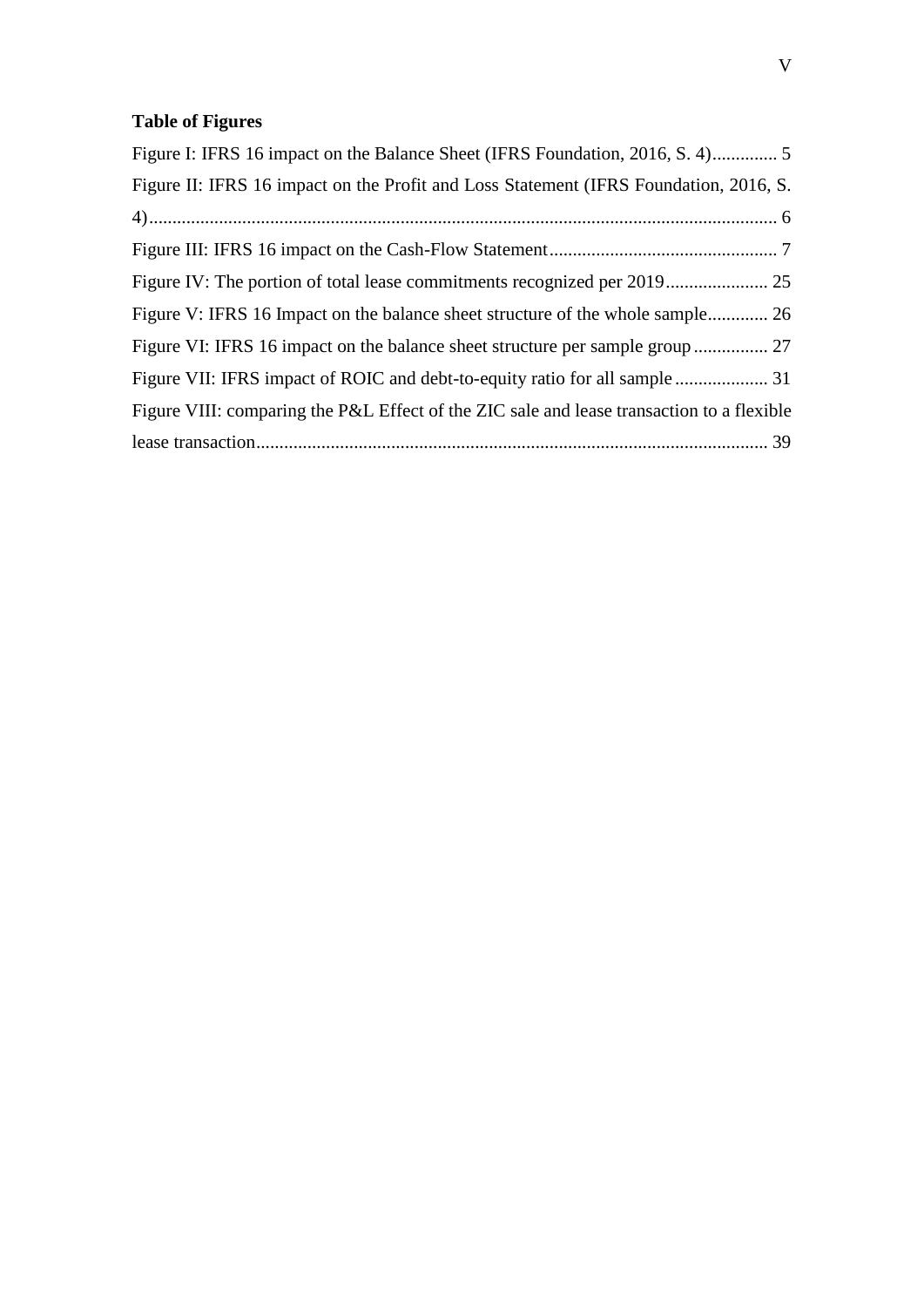**Table of Figures**

Figure I: IFRS 16 impact on the Balance Sheet (IFRS Foundation, 2016, S. 4).............. 5

Figure II: IFRS 16 impact on the Profit and Loss Statement (IFRS Foundation, 2016, S. 4)...................................................................................................................... 6

Figure III: IFRS 16 impact on the Cash-Flow Statement................................................ 7

Figure IV: The portion of total lease commitments recognized per 2019...................... 25

Figure V: IFRS 16 Impact on the balance sheet structure of the whole sample............. 26

Figure VI: IFRS 16 impact on the balance sheet structure per sample group................ 27

Figure VII: IFRS impact of ROIC and debt-to-equity ratio for all sample.................... 31

Figure VIII: comparing the P&L Effect of the ZIC sale and lease transaction to a flexible lease transaction.............................................................................................................. 39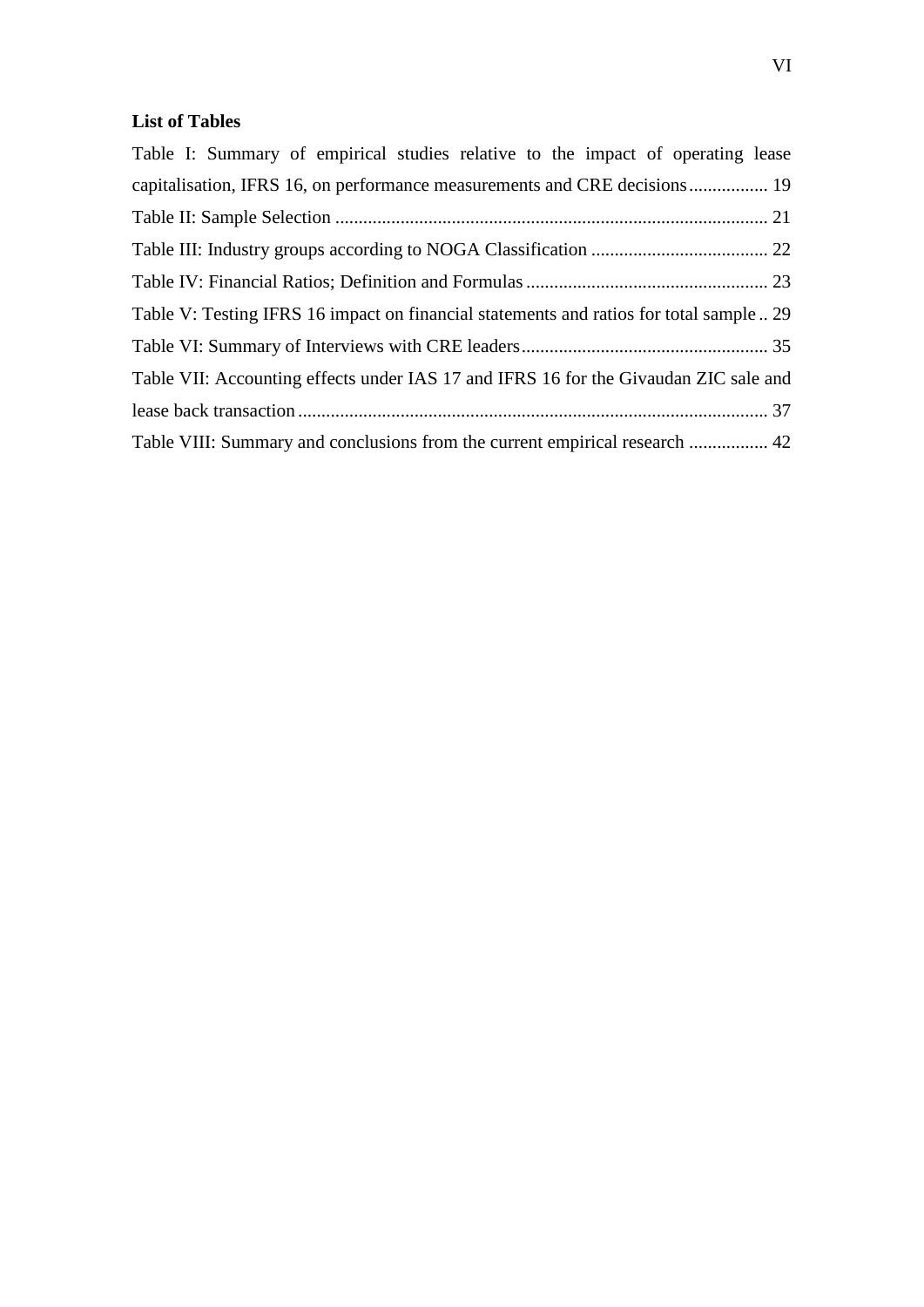**List of Tables**

Table I: Summary of empirical studies relative to the impact of operating lease capitalisation, IFRS 16, on performance measurements and CRE decisions ................. 19

Table II: Sample Selection ............................................................................................ 21

Table III: Industry groups according to NOGA Classification ...................................... 22

Table IV: Financial Ratios; Definition and Formulas .................................................... 23

Table V: Testing IFRS 16 impact on financial statements and ratios for total sample .. 29

Table VI: Summary of Interviews with CRE leaders ..................................................... 35

Table VII: Accounting effects under IAS 17 and IFRS 16 for the Givaudan ZIC sale and lease back transaction ..................................................................................................... 37

Table VIII: Summary and conclusions from the current empirical research ................. 42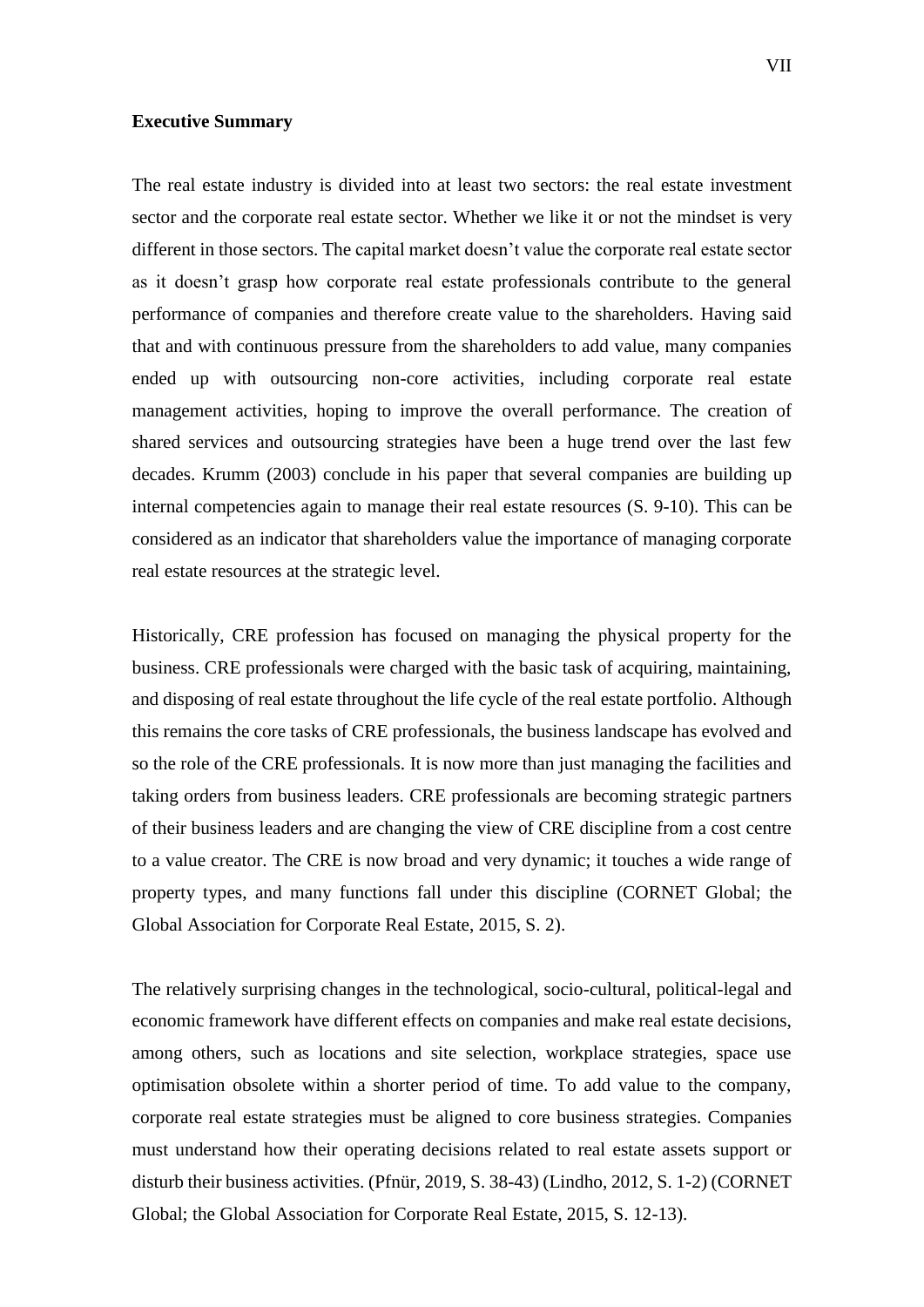**Executive Summary**

The real estate industry is divided into at least two sectors: the real estate investment sector and the corporate real estate sector. Whether we like it or not the mindset is very different in those sectors. The capital market doesn't value the corporate real estate sector as it doesn't grasp how corporate real estate professionals contribute to the general performance of companies and therefore create value to the shareholders. Having said that and with continuous pressure from the shareholders to add value, many companies ended up with outsourcing non-core activities, including corporate real estate management activities, hoping to improve the overall performance. The creation of shared services and outsourcing strategies have been a huge trend over the last few decades. Krumm (2003) conclude in his paper that several companies are building up internal competencies again to manage their real estate resources (S. 9-10). This can be considered as an indicator that shareholders value the importance of managing corporate real estate resources at the strategic level.

Historically, CRE profession has focused on managing the physical property for the business. CRE professionals were charged with the basic task of acquiring, maintaining, and disposing of real estate throughout the life cycle of the real estate portfolio. Although this remains the core tasks of CRE professionals, the business landscape has evolved and so the role of the CRE professionals. It is now more than just managing the facilities and taking orders from business leaders. CRE professionals are becoming strategic partners of their business leaders and are changing the view of CRE discipline from a cost centre to a value creator. The CRE is now broad and very dynamic; it touches a wide range of property types, and many functions fall under this discipline (CORNET Global; the Global Association for Corporate Real Estate, 2015, S. 2).

The relatively surprising changes in the technological, socio-cultural, political-legal and economic framework have different effects on companies and make real estate decisions, among others, such as locations and site selection, workplace strategies, space use optimisation obsolete within a shorter period of time. To add value to the company, corporate real estate strategies must be aligned to core business strategies. Companies must understand how their operating decisions related to real estate assets support or disturb their business activities. (Pfnür, 2019, S. 38-43) (Lindho, 2012, S. 1-2) (CORNET Global; the Global Association for Corporate Real Estate, 2015, S. 12-13).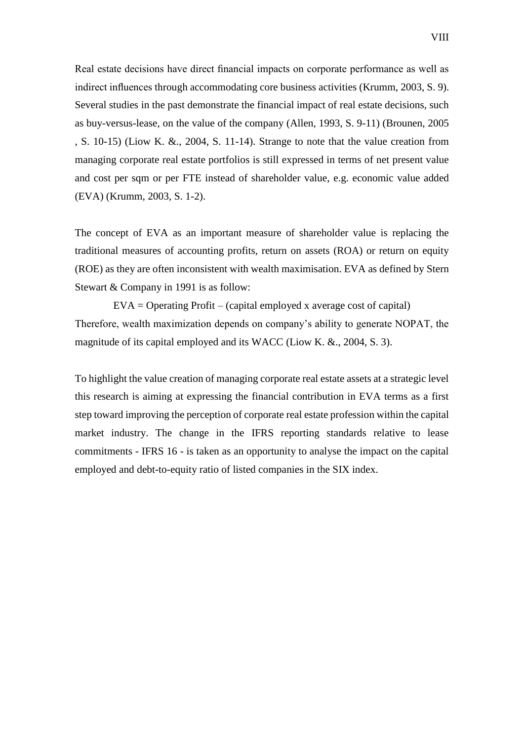Real estate decisions have direct financial impacts on corporate performance as well as indirect influences through accommodating core business activities (Krumm, 2003, S. 9). Several studies in the past demonstrate the financial impact of real estate decisions, such as buy-versus-lease, on the value of the company (Allen, 1993, S. 9-11) (Brounen, 2005 , S. 10-15) (Liow K. &., 2004, S. 11-14). Strange to note that the value creation from managing corporate real estate portfolios is still expressed in terms of net present value and cost per sqm or per FTE instead of shareholder value, e.g. economic value added (EVA) (Krumm, 2003, S. 1-2).

The concept of EVA as an important measure of shareholder value is replacing the traditional measures of accounting profits, return on assets (ROA) or return on equity (ROE) as they are often inconsistent with wealth maximisation. EVA as defined by Stern Stewart & Company in 1991 is as follow:

$$EVA = \text{Operating Profit} - (\text{capital employed} \times \text{average cost of capital})$$

Therefore, wealth maximization depends on company's ability to generate NOPAT, the magnitude of its capital employed and its WACC (Liow K. &., 2004, S. 3).

To highlight the value creation of managing corporate real estate assets at a strategic level this research is aiming at expressing the financial contribution in EVA terms as a first step toward improving the perception of corporate real estate profession within the capital market industry. The change in the IFRS reporting standards relative to lease commitments - IFRS 16 - is taken as an opportunity to analyse the impact on the capital employed and debt-to-equity ratio of listed companies in the SIX index.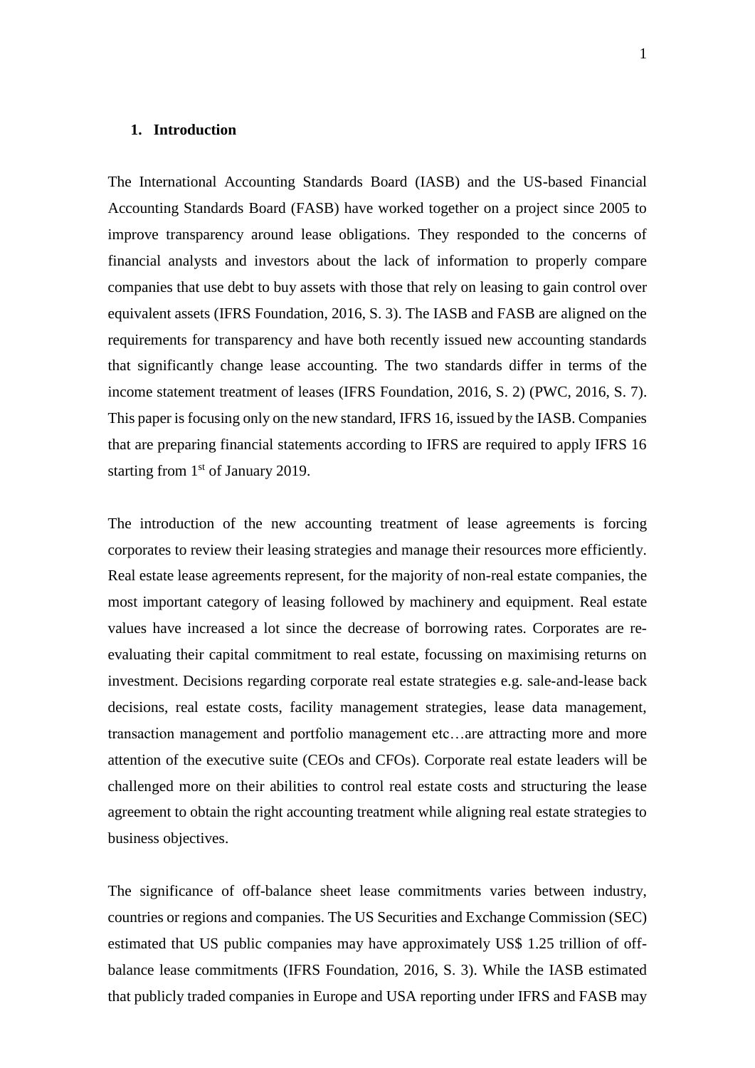## 1. Introduction

The International Accounting Standards Board (IASB) and the US-based Financial Accounting Standards Board (FASB) have worked together on a project since 2005 to improve transparency around lease obligations. They responded to the concerns of financial analysts and investors about the lack of information to properly compare companies that use debt to buy assets with those that rely on leasing to gain control over equivalent assets (IFRS Foundation, 2016, S. 3). The IASB and FASB are aligned on the requirements for transparency and have both recently issued new accounting standards that significantly change lease accounting. The two standards differ in terms of the income statement treatment of leases (IFRS Foundation, 2016, S. 2) (PWC, 2016, S. 7). This paper is focusing only on the new standard, IFRS 16, issued by the IASB. Companies that are preparing financial statements according to IFRS are required to apply IFRS 16 starting from 1st of January 2019.

The introduction of the new accounting treatment of lease agreements is forcing corporates to review their leasing strategies and manage their resources more efficiently. Real estate lease agreements represent, for the majority of non-real estate companies, the most important category of leasing followed by machinery and equipment. Real estate values have increased a lot since the decrease of borrowing rates. Corporates are re-evaluating their capital commitment to real estate, focussing on maximising returns on investment. Decisions regarding corporate real estate strategies e.g. sale-and-lease back decisions, real estate costs, facility management strategies, lease data management, transaction management and portfolio management etc…are attracting more and more attention of the executive suite (CEOs and CFOs). Corporate real estate leaders will be challenged more on their abilities to control real estate costs and structuring the lease agreement to obtain the right accounting treatment while aligning real estate strategies to business objectives.

The significance of off-balance sheet lease commitments varies between industry, countries or regions and companies. The US Securities and Exchange Commission (SEC) estimated that US public companies may have approximately US$ 1.25 trillion of off-balance lease commitments (IFRS Foundation, 2016, S. 3). While the IASB estimated that publicly traded companies in Europe and USA reporting under IFRS and FASB may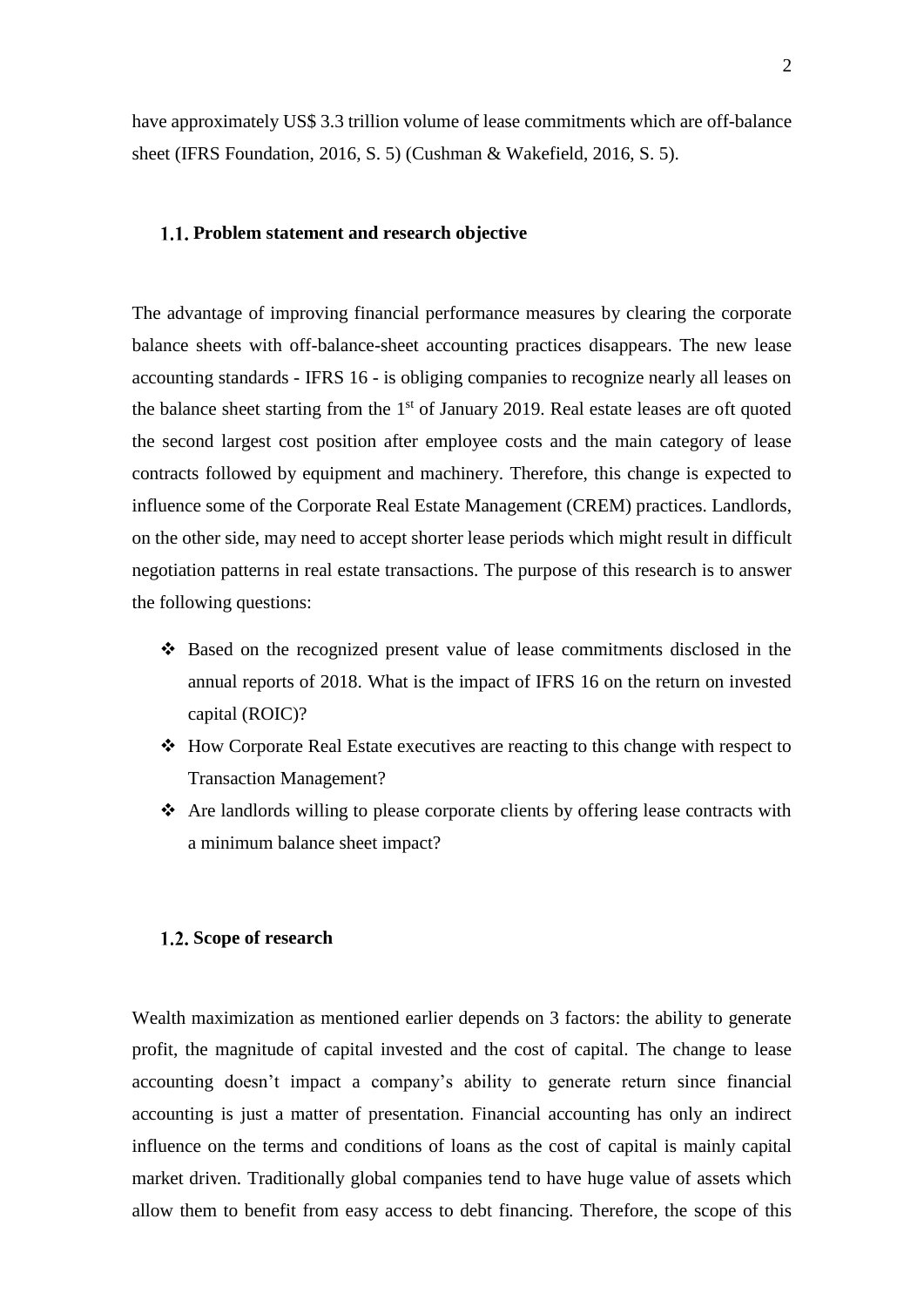have approximately US$ 3.3 trillion volume of lease commitments which are off-balance sheet (IFRS Foundation, 2016, S. 5) (Cushman & Wakefield, 2016, S. 5).

## 1.1. Problem statement and research objective

The advantage of improving financial performance measures by clearing the corporate balance sheets with off-balance-sheet accounting practices disappears. The new lease accounting standards - IFRS 16 - is obliging companies to recognize nearly all leases on the balance sheet starting from the 1st of January 2019. Real estate leases are oft quoted the second largest cost position after employee costs and the main category of lease contracts followed by equipment and machinery. Therefore, this change is expected to influence some of the Corporate Real Estate Management (CREM) practices. Landlords, on the other side, may need to accept shorter lease periods which might result in difficult negotiation patterns in real estate transactions. The purpose of this research is to answer the following questions:

- Based on the recognized present value of lease commitments disclosed in the annual reports of 2018. What is the impact of IFRS 16 on the return on invested capital (ROIC)?
- How Corporate Real Estate executives are reacting to this change with respect to Transaction Management?
- Are landlords willing to please corporate clients by offering lease contracts with a minimum balance sheet impact?

## 1.2. Scope of research

Wealth maximization as mentioned earlier depends on 3 factors: the ability to generate profit, the magnitude of capital invested and the cost of capital. The change to lease accounting doesn't impact a company's ability to generate return since financial accounting is just a matter of presentation. Financial accounting has only an indirect influence on the terms and conditions of loans as the cost of capital is mainly capital market driven. Traditionally global companies tend to have huge value of assets which allow them to benefit from easy access to debt financing. Therefore, the scope of this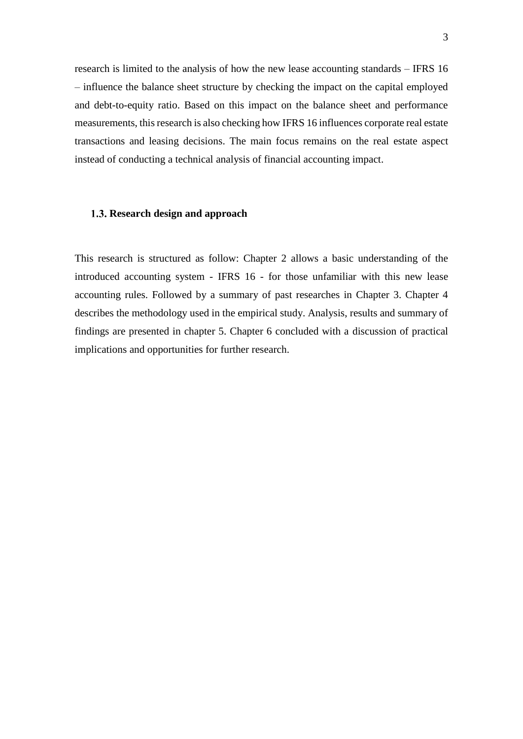research is limited to the analysis of how the new lease accounting standards – IFRS 16 – influence the balance sheet structure by checking the impact on the capital employed and debt-to-equity ratio. Based on this impact on the balance sheet and performance measurements, this research is also checking how IFRS 16 influences corporate real estate transactions and leasing decisions. The main focus remains on the real estate aspect instead of conducting a technical analysis of financial accounting impact.

### 1.3. Research design and approach

This research is structured as follow: Chapter 2 allows a basic understanding of the introduced accounting system - IFRS 16 - for those unfamiliar with this new lease accounting rules. Followed by a summary of past researches in Chapter 3. Chapter 4 describes the methodology used in the empirical study. Analysis, results and summary of findings are presented in chapter 5. Chapter 6 concluded with a discussion of practical implications and opportunities for further research.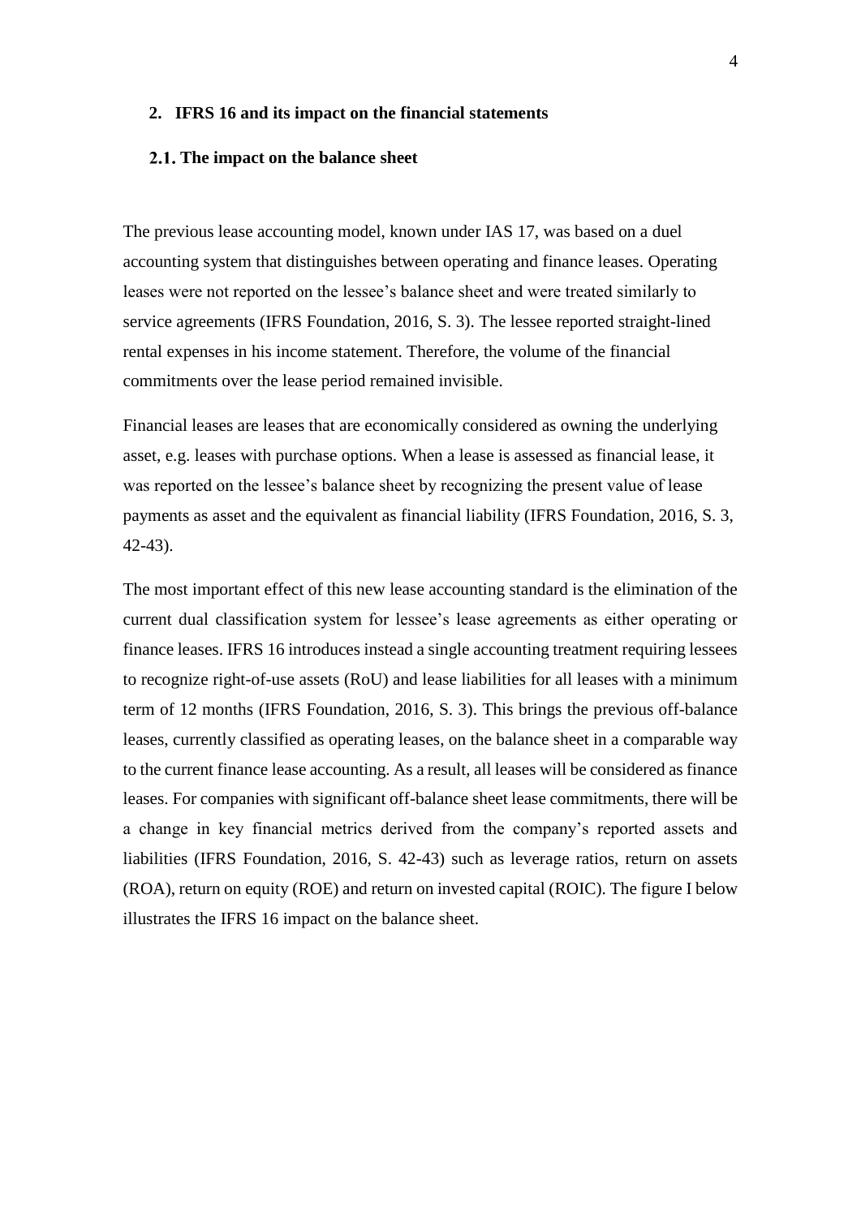## 2. IFRS 16 and its impact on the financial statements

### 2.1. The impact on the balance sheet

The previous lease accounting model, known under IAS 17, was based on a duel accounting system that distinguishes between operating and finance leases. Operating leases were not reported on the lessee's balance sheet and were treated similarly to service agreements (IFRS Foundation, 2016, S. 3). The lessee reported straight-lined rental expenses in his income statement. Therefore, the volume of the financial commitments over the lease period remained invisible.

Financial leases are leases that are economically considered as owning the underlying asset, e.g. leases with purchase options. When a lease is assessed as financial lease, it was reported on the lessee's balance sheet by recognizing the present value of lease payments as asset and the equivalent as financial liability (IFRS Foundation, 2016, S. 3, 42-43).

The most important effect of this new lease accounting standard is the elimination of the current dual classification system for lessee's lease agreements as either operating or finance leases. IFRS 16 introduces instead a single accounting treatment requiring lessees to recognize right-of-use assets (RoU) and lease liabilities for all leases with a minimum term of 12 months (IFRS Foundation, 2016, S. 3). This brings the previous off-balance leases, currently classified as operating leases, on the balance sheet in a comparable way to the current finance lease accounting. As a result, all leases will be considered as finance leases. For companies with significant off-balance sheet lease commitments, there will be a change in key financial metrics derived from the company's reported assets and liabilities (IFRS Foundation, 2016, S. 42-43) such as leverage ratios, return on assets (ROA), return on equity (ROE) and return on invested capital (ROIC). The figure I below illustrates the IFRS 16 impact on the balance sheet.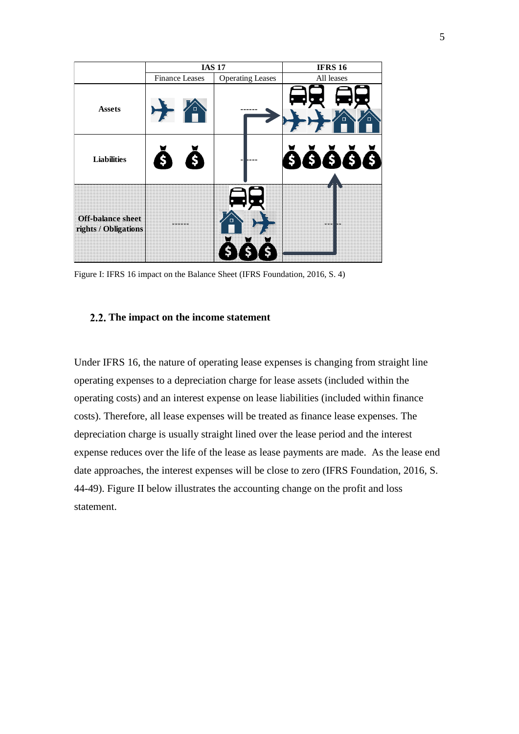|  | IAS 17 |  | IFRS 16 |
|---|---|---|---|
|  | Finance Leases | Operating Leases | All leases |
| **Assets** |  | ------ |  |
| **Liabilities** |  | ------ |  |
| **Off-balance sheet rights / Obligations** | ------ |  | ------ |

Figure I: IFRS 16 impact on the Balance Sheet (IFRS Foundation, 2016, S. 4)

## 2.2. The impact on the income statement

Under IFRS 16, the nature of operating lease expenses is changing from straight line operating expenses to a depreciation charge for lease assets (included within the operating costs) and an interest expense on lease liabilities (included within finance costs). Therefore, all lease expenses will be treated as finance lease expenses. The depreciation charge is usually straight lined over the lease period and the interest expense reduces over the life of the lease as lease payments are made. As the lease end date approaches, the interest expenses will be close to zero (IFRS Foundation, 2016, S. 44-49). Figure II below illustrates the accounting change on the profit and loss statement.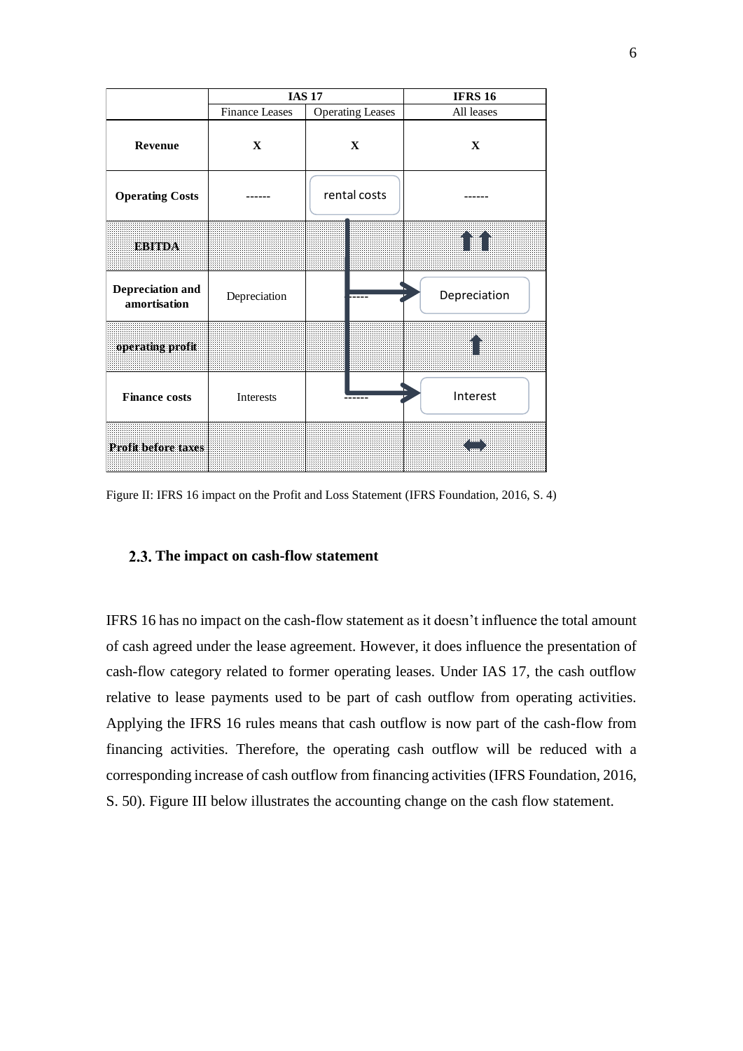| | IAS 17 | | IFRS 16 |
|---|---|---|---|
| | Finance Leases | Operating Leases | All leases |
| **Revenue** | **X** | **X** | **X** |
| **Operating Costs** | ------ | rental costs | ------ |
| **EBITDA** | | | ⬆⬆ |
| **Depreciation and amortisation** | Depreciation | ----- | Depreciation |
| **operating profit** | | | ⬆ |
| **Finance costs** | Interests | ------ | Interest |
| **Profit before taxes** | | | ⬌ |

Figure II: IFRS 16 impact on the Profit and Loss Statement (IFRS Foundation, 2016, S. 4)

## 2.3. The impact on cash-flow statement

IFRS 16 has no impact on the cash-flow statement as it doesn't influence the total amount of cash agreed under the lease agreement. However, it does influence the presentation of cash-flow category related to former operating leases. Under IAS 17, the cash outflow relative to lease payments used to be part of cash outflow from operating activities. Applying the IFRS 16 rules means that cash outflow is now part of the cash-flow from financing activities. Therefore, the operating cash outflow will be reduced with a corresponding increase of cash outflow from financing activities (IFRS Foundation, 2016, S. 50). Figure III below illustrates the accounting change on the cash flow statement.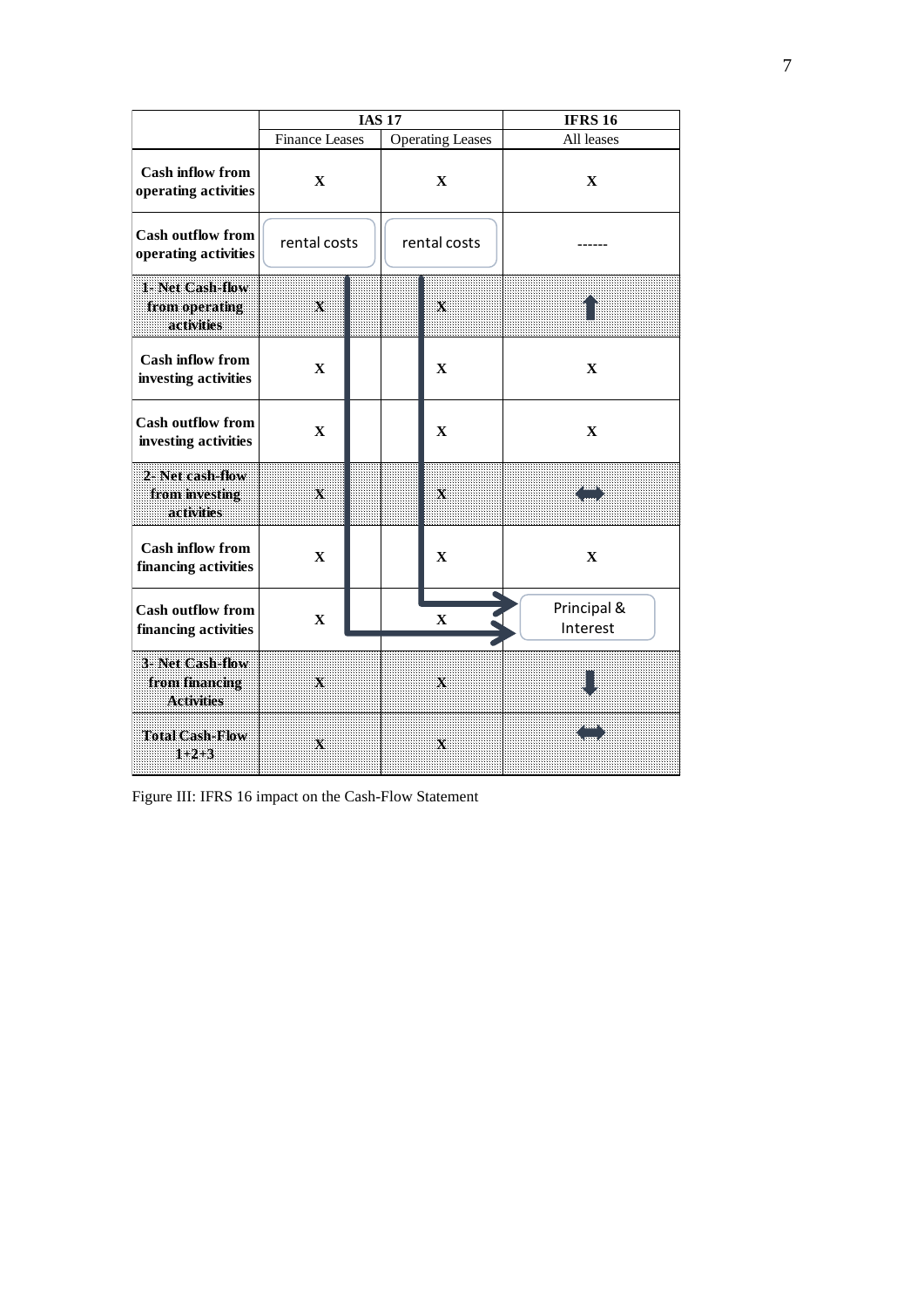| | IAS 17 | | IFRS 16 |
|---|---|---|---|
| | Finance Leases | Operating Leases | All leases |
| **Cash inflow from operating activities** | X | X | X |
| **Cash outflow from operating activities** | rental costs | rental costs | ------ |
| **1- Net Cash-flow from operating activities** | X | X | ⬆ |
| **Cash inflow from investing activities** | X | X | X |
| **Cash outflow from investing activities** | X | X | X |
| **2- Net cash-flow from investing activities** | X | X | ⬌ |
| **Cash inflow from financing activities** | X | X | X |
| **Cash outflow from financing activities** | X | X | Principal & Interest |
| **3- Net Cash-flow from financing Activities** | X | X | ⬇ |
| **Total Cash-Flow 1+2+3** | X | X | ⬌ |

Figure III: IFRS 16 impact on the Cash-Flow Statement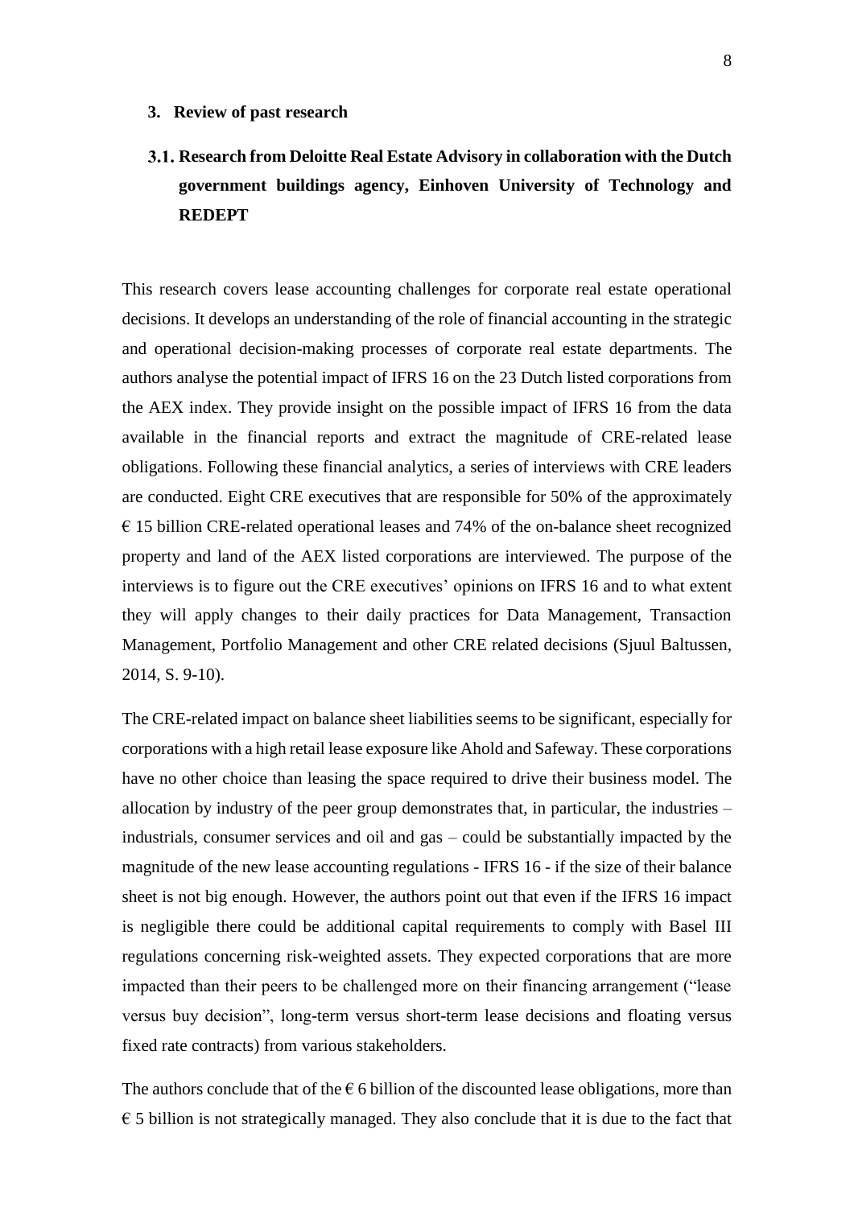## 3. Review of past research

### 3.1. Research from Deloitte Real Estate Advisory in collaboration with the Dutch government buildings agency, Einhoven University of Technology and REDEPT

This research covers lease accounting challenges for corporate real estate operational decisions. It develops an understanding of the role of financial accounting in the strategic and operational decision-making processes of corporate real estate departments. The authors analyse the potential impact of IFRS 16 on the 23 Dutch listed corporations from the AEX index. They provide insight on the possible impact of IFRS 16 from the data available in the financial reports and extract the magnitude of CRE-related lease obligations. Following these financial analytics, a series of interviews with CRE leaders are conducted. Eight CRE executives that are responsible for 50% of the approximately € 15 billion CRE-related operational leases and 74% of the on-balance sheet recognized property and land of the AEX listed corporations are interviewed. The purpose of the interviews is to figure out the CRE executives' opinions on IFRS 16 and to what extent they will apply changes to their daily practices for Data Management, Transaction Management, Portfolio Management and other CRE related decisions (Sjuul Baltussen, 2014, S. 9-10).

The CRE-related impact on balance sheet liabilities seems to be significant, especially for corporations with a high retail lease exposure like Ahold and Safeway. These corporations have no other choice than leasing the space required to drive their business model. The allocation by industry of the peer group demonstrates that, in particular, the industries – industrials, consumer services and oil and gas – could be substantially impacted by the magnitude of the new lease accounting regulations - IFRS 16 - if the size of their balance sheet is not big enough. However, the authors point out that even if the IFRS 16 impact is negligible there could be additional capital requirements to comply with Basel III regulations concerning risk-weighted assets. They expected corporations that are more impacted than their peers to be challenged more on their financing arrangement ("lease versus buy decision", long-term versus short-term lease decisions and floating versus fixed rate contracts) from various stakeholders.

The authors conclude that of the € 6 billion of the discounted lease obligations, more than € 5 billion is not strategically managed. They also conclude that it is due to the fact that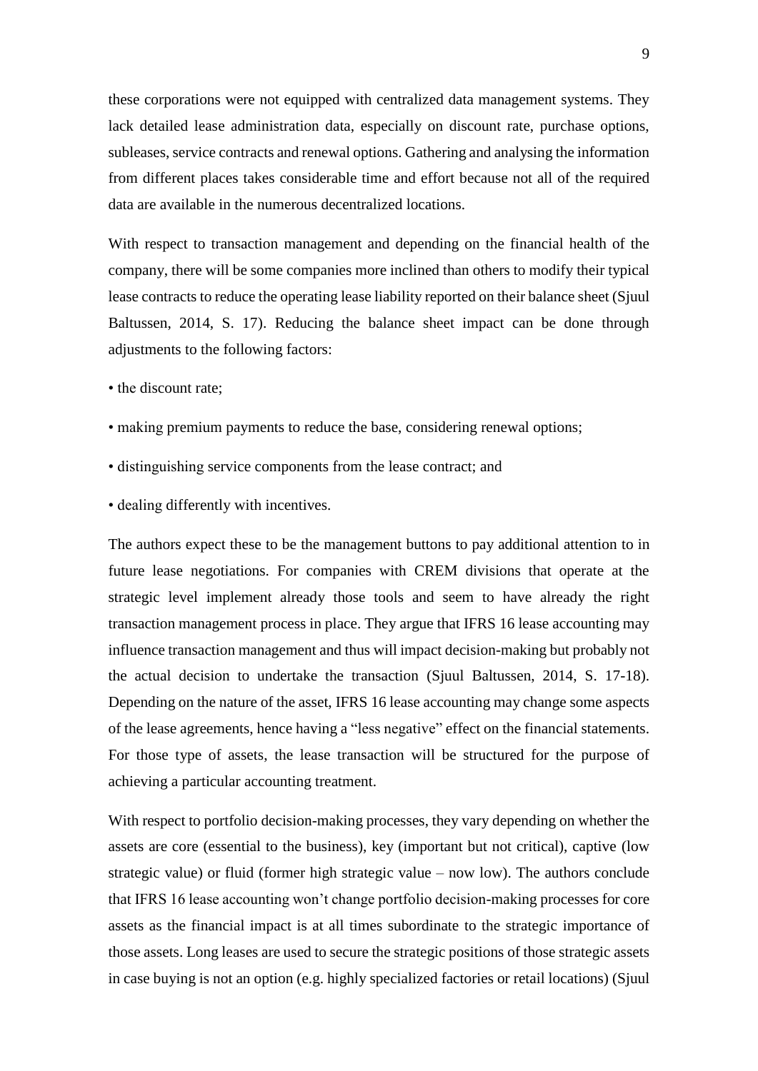these corporations were not equipped with centralized data management systems. They lack detailed lease administration data, especially on discount rate, purchase options, subleases, service contracts and renewal options. Gathering and analysing the information from different places takes considerable time and effort because not all of the required data are available in the numerous decentralized locations.

With respect to transaction management and depending on the financial health of the company, there will be some companies more inclined than others to modify their typical lease contracts to reduce the operating lease liability reported on their balance sheet (Sjuul Baltussen, 2014, S. 17). Reducing the balance sheet impact can be done through adjustments to the following factors:

- the discount rate;
- making premium payments to reduce the base, considering renewal options;
- distinguishing service components from the lease contract; and
- dealing differently with incentives.

The authors expect these to be the management buttons to pay additional attention to in future lease negotiations. For companies with CREM divisions that operate at the strategic level implement already those tools and seem to have already the right transaction management process in place. They argue that IFRS 16 lease accounting may influence transaction management and thus will impact decision-making but probably not the actual decision to undertake the transaction (Sjuul Baltussen, 2014, S. 17-18). Depending on the nature of the asset, IFRS 16 lease accounting may change some aspects of the lease agreements, hence having a "less negative" effect on the financial statements. For those type of assets, the lease transaction will be structured for the purpose of achieving a particular accounting treatment.

With respect to portfolio decision-making processes, they vary depending on whether the assets are core (essential to the business), key (important but not critical), captive (low strategic value) or fluid (former high strategic value – now low). The authors conclude that IFRS 16 lease accounting won't change portfolio decision-making processes for core assets as the financial impact is at all times subordinate to the strategic importance of those assets. Long leases are used to secure the strategic positions of those strategic assets in case buying is not an option (e.g. highly specialized factories or retail locations) (Sjuul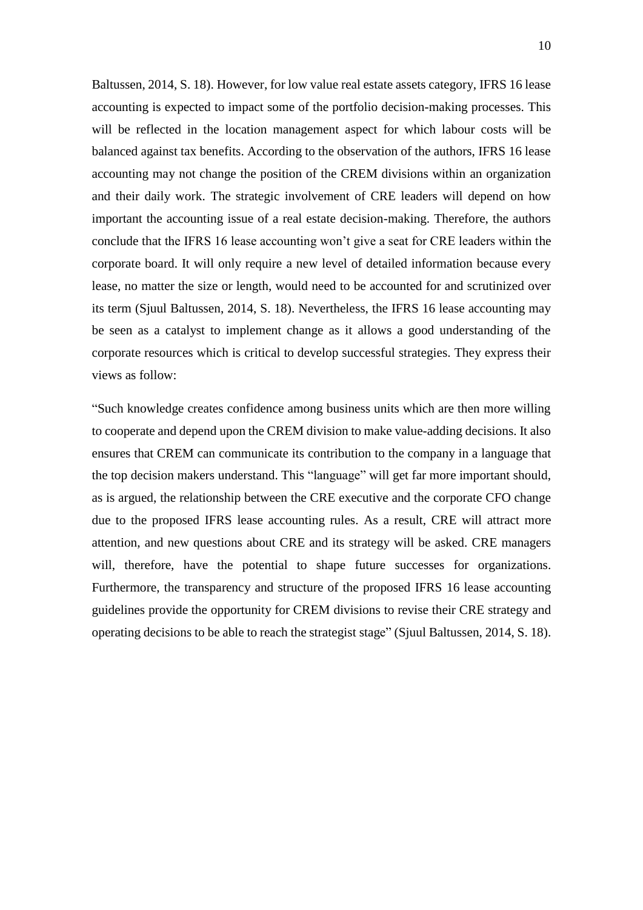Baltussen, 2014, S. 18). However, for low value real estate assets category, IFRS 16 lease accounting is expected to impact some of the portfolio decision-making processes. This will be reflected in the location management aspect for which labour costs will be balanced against tax benefits. According to the observation of the authors, IFRS 16 lease accounting may not change the position of the CREM divisions within an organization and their daily work. The strategic involvement of CRE leaders will depend on how important the accounting issue of a real estate decision-making. Therefore, the authors conclude that the IFRS 16 lease accounting won't give a seat for CRE leaders within the corporate board. It will only require a new level of detailed information because every lease, no matter the size or length, would need to be accounted for and scrutinized over its term (Sjuul Baltussen, 2014, S. 18). Nevertheless, the IFRS 16 lease accounting may be seen as a catalyst to implement change as it allows a good understanding of the corporate resources which is critical to develop successful strategies. They express their views as follow:

"Such knowledge creates confidence among business units which are then more willing to cooperate and depend upon the CREM division to make value-adding decisions. It also ensures that CREM can communicate its contribution to the company in a language that the top decision makers understand. This "language" will get far more important should, as is argued, the relationship between the CRE executive and the corporate CFO change due to the proposed IFRS lease accounting rules. As a result, CRE will attract more attention, and new questions about CRE and its strategy will be asked. CRE managers will, therefore, have the potential to shape future successes for organizations. Furthermore, the transparency and structure of the proposed IFRS 16 lease accounting guidelines provide the opportunity for CREM divisions to revise their CRE strategy and operating decisions to be able to reach the strategist stage" (Sjuul Baltussen, 2014, S. 18).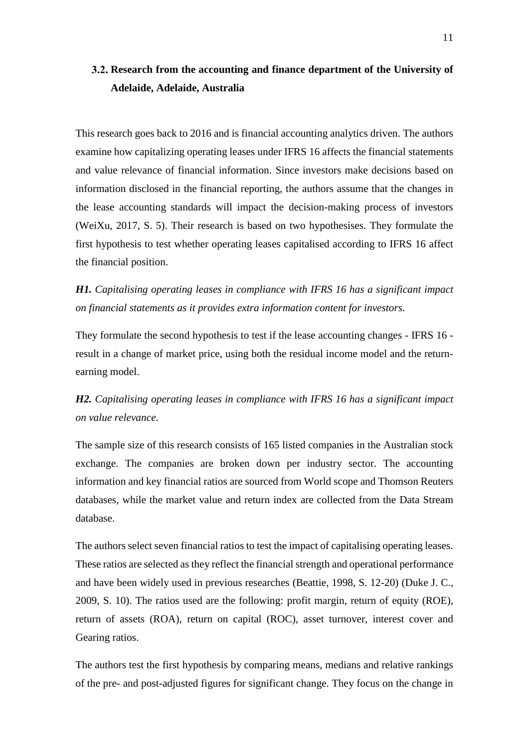## 3.2. Research from the accounting and finance department of the University of Adelaide, Adelaide, Australia

This research goes back to 2016 and is financial accounting analytics driven. The authors examine how capitalizing operating leases under IFRS 16 affects the financial statements and value relevance of financial information. Since investors make decisions based on information disclosed in the financial reporting, the authors assume that the changes in the lease accounting standards will impact the decision-making process of investors (WeiXu, 2017, S. 5). Their research is based on two hypothesises. They formulate the first hypothesis to test whether operating leases capitalised according to IFRS 16 affect the financial position.

***H1.*** *Capitalising operating leases in compliance with IFRS 16 has a significant impact on financial statements as it provides extra information content for investors.*

They formulate the second hypothesis to test if the lease accounting changes - IFRS 16 - result in a change of market price, using both the residual income model and the return-earning model.

***H2.*** *Capitalising operating leases in compliance with IFRS 16 has a significant impact on value relevance.*

The sample size of this research consists of 165 listed companies in the Australian stock exchange. The companies are broken down per industry sector. The accounting information and key financial ratios are sourced from World scope and Thomson Reuters databases, while the market value and return index are collected from the Data Stream database.

The authors select seven financial ratios to test the impact of capitalising operating leases. These ratios are selected as they reflect the financial strength and operational performance and have been widely used in previous researches (Beattie, 1998, S. 12-20) (Duke J. C., 2009, S. 10). The ratios used are the following: profit margin, return of equity (ROE), return of assets (ROA), return on capital (ROC), asset turnover, interest cover and Gearing ratios.

The authors test the first hypothesis by comparing means, medians and relative rankings of the pre- and post-adjusted figures for significant change. They focus on the change in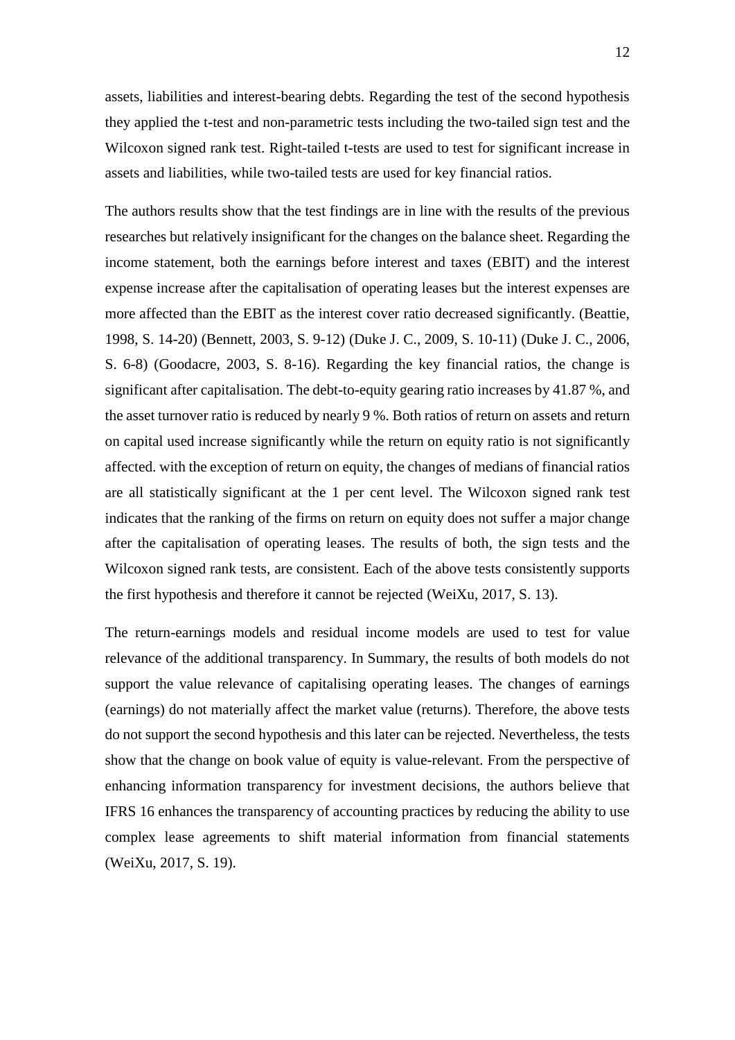assets, liabilities and interest-bearing debts. Regarding the test of the second hypothesis they applied the t-test and non-parametric tests including the two-tailed sign test and the Wilcoxon signed rank test. Right-tailed t-tests are used to test for significant increase in assets and liabilities, while two-tailed tests are used for key financial ratios.

The authors results show that the test findings are in line with the results of the previous researches but relatively insignificant for the changes on the balance sheet. Regarding the income statement, both the earnings before interest and taxes (EBIT) and the interest expense increase after the capitalisation of operating leases but the interest expenses are more affected than the EBIT as the interest cover ratio decreased significantly. (Beattie, 1998, S. 14-20) (Bennett, 2003, S. 9-12) (Duke J. C., 2009, S. 10-11) (Duke J. C., 2006, S. 6-8) (Goodacre, 2003, S. 8-16). Regarding the key financial ratios, the change is significant after capitalisation. The debt-to-equity gearing ratio increases by 41.87 %, and the asset turnover ratio is reduced by nearly 9 %. Both ratios of return on assets and return on capital used increase significantly while the return on equity ratio is not significantly affected. with the exception of return on equity, the changes of medians of financial ratios are all statistically significant at the 1 per cent level. The Wilcoxon signed rank test indicates that the ranking of the firms on return on equity does not suffer a major change after the capitalisation of operating leases. The results of both, the sign tests and the Wilcoxon signed rank tests, are consistent. Each of the above tests consistently supports the first hypothesis and therefore it cannot be rejected (WeiXu, 2017, S. 13).

The return-earnings models and residual income models are used to test for value relevance of the additional transparency. In Summary, the results of both models do not support the value relevance of capitalising operating leases. The changes of earnings (earnings) do not materially affect the market value (returns). Therefore, the above tests do not support the second hypothesis and this later can be rejected. Nevertheless, the tests show that the change on book value of equity is value-relevant. From the perspective of enhancing information transparency for investment decisions, the authors believe that IFRS 16 enhances the transparency of accounting practices by reducing the ability to use complex lease agreements to shift material information from financial statements (WeiXu, 2017, S. 19).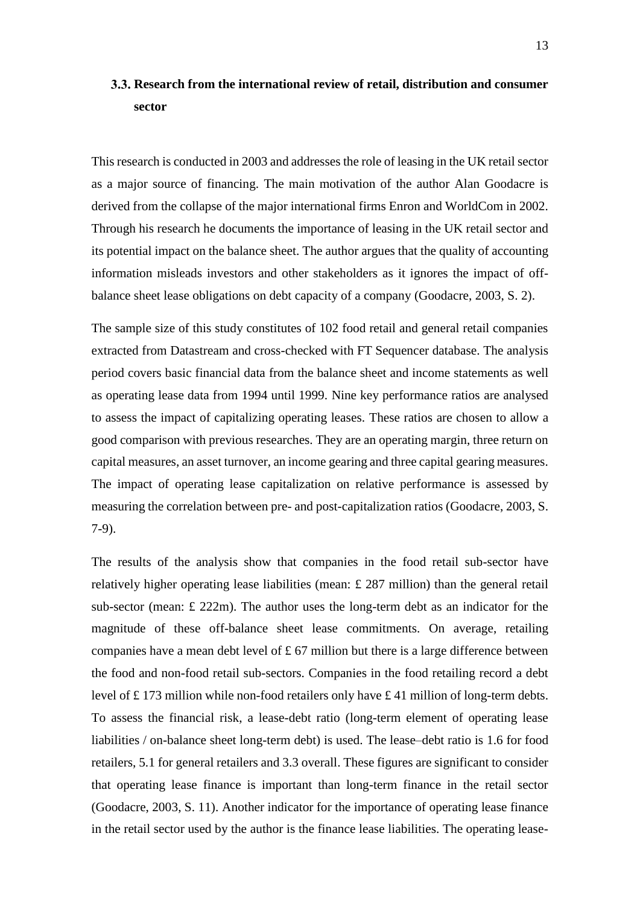## 3.3. Research from the international review of retail, distribution and consumer sector

This research is conducted in 2003 and addresses the role of leasing in the UK retail sector as a major source of financing. The main motivation of the author Alan Goodacre is derived from the collapse of the major international firms Enron and WorldCom in 2002. Through his research he documents the importance of leasing in the UK retail sector and its potential impact on the balance sheet. The author argues that the quality of accounting information misleads investors and other stakeholders as it ignores the impact of off-balance sheet lease obligations on debt capacity of a company (Goodacre, 2003, S. 2).

The sample size of this study constitutes of 102 food retail and general retail companies extracted from Datastream and cross-checked with FT Sequencer database. The analysis period covers basic financial data from the balance sheet and income statements as well as operating lease data from 1994 until 1999. Nine key performance ratios are analysed to assess the impact of capitalizing operating leases. These ratios are chosen to allow a good comparison with previous researches. They are an operating margin, three return on capital measures, an asset turnover, an income gearing and three capital gearing measures. The impact of operating lease capitalization on relative performance is assessed by measuring the correlation between pre- and post-capitalization ratios (Goodacre, 2003, S. 7-9).

The results of the analysis show that companies in the food retail sub-sector have relatively higher operating lease liabilities (mean: £ 287 million) than the general retail sub-sector (mean: £ 222m). The author uses the long-term debt as an indicator for the magnitude of these off-balance sheet lease commitments. On average, retailing companies have a mean debt level of £ 67 million but there is a large difference between the food and non-food retail sub-sectors. Companies in the food retailing record a debt level of £ 173 million while non-food retailers only have £ 41 million of long-term debts. To assess the financial risk, a lease-debt ratio (long-term element of operating lease liabilities / on-balance sheet long-term debt) is used. The lease–debt ratio is 1.6 for food retailers, 5.1 for general retailers and 3.3 overall. These figures are significant to consider that operating lease finance is important than long-term finance in the retail sector (Goodacre, 2003, S. 11). Another indicator for the importance of operating lease finance in the retail sector used by the author is the finance lease liabilities. The operating lease-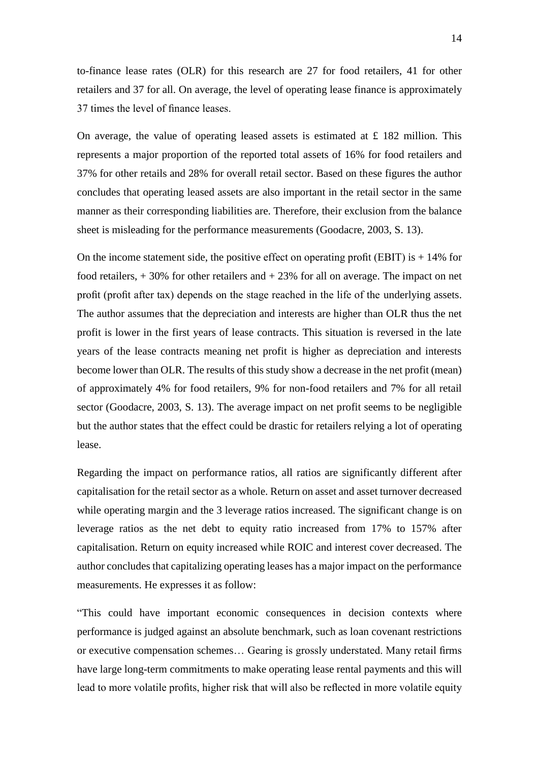to-finance lease rates (OLR) for this research are 27 for food retailers, 41 for other retailers and 37 for all. On average, the level of operating lease finance is approximately 37 times the level of finance leases.

On average, the value of operating leased assets is estimated at £ 182 million. This represents a major proportion of the reported total assets of 16% for food retailers and 37% for other retails and 28% for overall retail sector. Based on these figures the author concludes that operating leased assets are also important in the retail sector in the same manner as their corresponding liabilities are. Therefore, their exclusion from the balance sheet is misleading for the performance measurements (Goodacre, 2003, S. 13).

On the income statement side, the positive effect on operating profit (EBIT) is + 14% for food retailers, + 30% for other retailers and + 23% for all on average. The impact on net profit (profit after tax) depends on the stage reached in the life of the underlying assets. The author assumes that the depreciation and interests are higher than OLR thus the net profit is lower in the first years of lease contracts. This situation is reversed in the late years of the lease contracts meaning net profit is higher as depreciation and interests become lower than OLR. The results of this study show a decrease in the net profit (mean) of approximately 4% for food retailers, 9% for non-food retailers and 7% for all retail sector (Goodacre, 2003, S. 13). The average impact on net profit seems to be negligible but the author states that the effect could be drastic for retailers relying a lot of operating lease.

Regarding the impact on performance ratios, all ratios are significantly different after capitalisation for the retail sector as a whole. Return on asset and asset turnover decreased while operating margin and the 3 leverage ratios increased. The significant change is on leverage ratios as the net debt to equity ratio increased from 17% to 157% after capitalisation. Return on equity increased while ROIC and interest cover decreased. The author concludes that capitalizing operating leases has a major impact on the performance measurements. He expresses it as follow:

"This could have important economic consequences in decision contexts where performance is judged against an absolute benchmark, such as loan covenant restrictions or executive compensation schemes… Gearing is grossly understated. Many retail firms have large long-term commitments to make operating lease rental payments and this will lead to more volatile profits, higher risk that will also be reflected in more volatile equity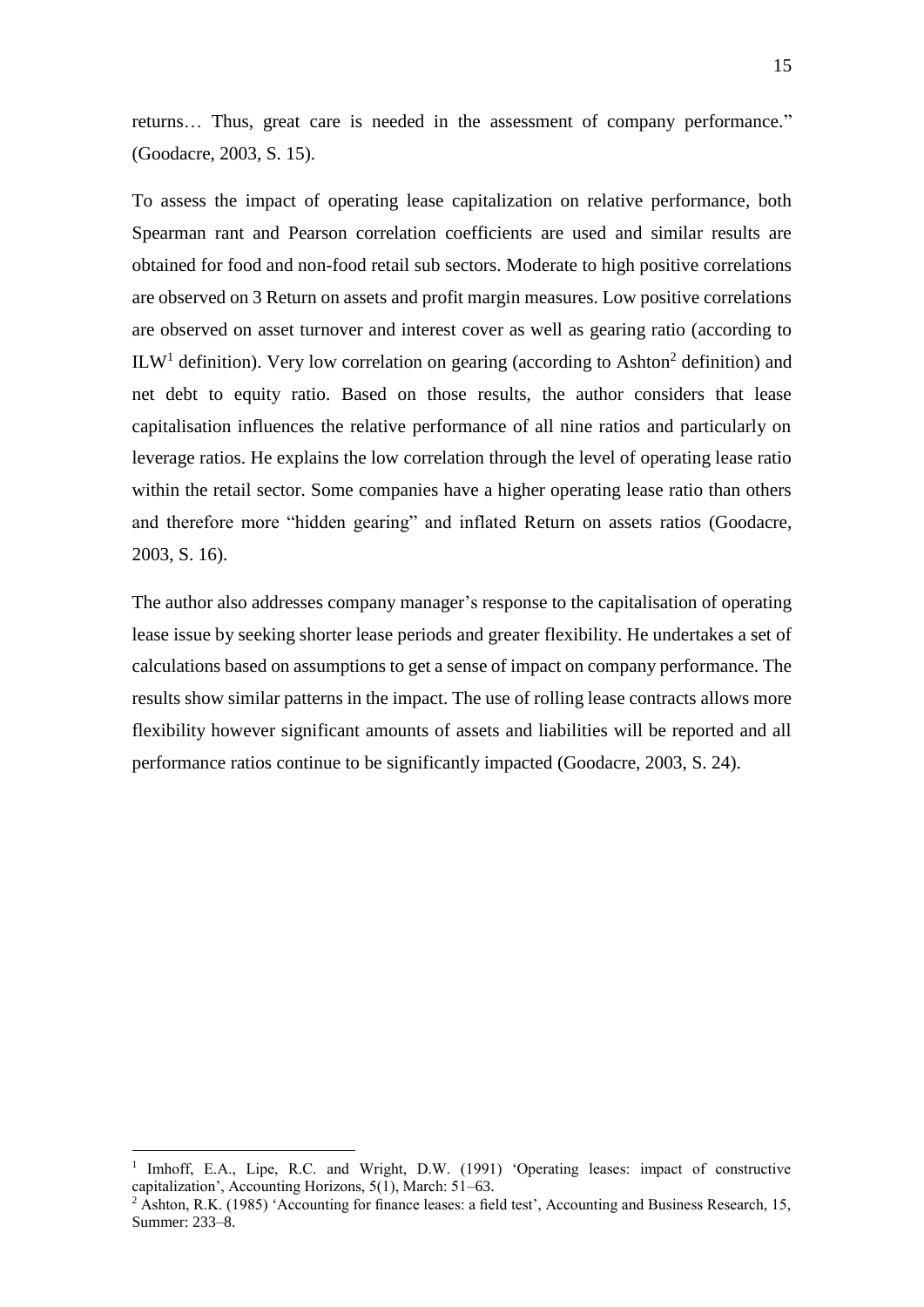returns… Thus, great care is needed in the assessment of company performance." (Goodacre, 2003, S. 15).

To assess the impact of operating lease capitalization on relative performance, both Spearman rant and Pearson correlation coefficients are used and similar results are obtained for food and non-food retail sub sectors. Moderate to high positive correlations are observed on 3 Return on assets and profit margin measures. Low positive correlations are observed on asset turnover and interest cover as well as gearing ratio (according to ILW[1] definition). Very low correlation on gearing (according to Ashton[2] definition) and net debt to equity ratio. Based on those results, the author considers that lease capitalisation influences the relative performance of all nine ratios and particularly on leverage ratios. He explains the low correlation through the level of operating lease ratio within the retail sector. Some companies have a higher operating lease ratio than others and therefore more "hidden gearing" and inflated Return on assets ratios (Goodacre, 2003, S. 16).

The author also addresses company manager's response to the capitalisation of operating lease issue by seeking shorter lease periods and greater flexibility. He undertakes a set of calculations based on assumptions to get a sense of impact on company performance. The results show similar patterns in the impact. The use of rolling lease contracts allows more flexibility however significant amounts of assets and liabilities will be reported and all performance ratios continue to be significantly impacted (Goodacre, 2003, S. 24).

---

[1] Imhoff, E.A., Lipe, R.C. and Wright, D.W. (1991) 'Operating leases: impact of constructive capitalization', Accounting Horizons, 5(1), March: 51–63.

[2] Ashton, R.K. (1985) 'Accounting for finance leases: a field test', Accounting and Business Research, 15, Summer: 233–8.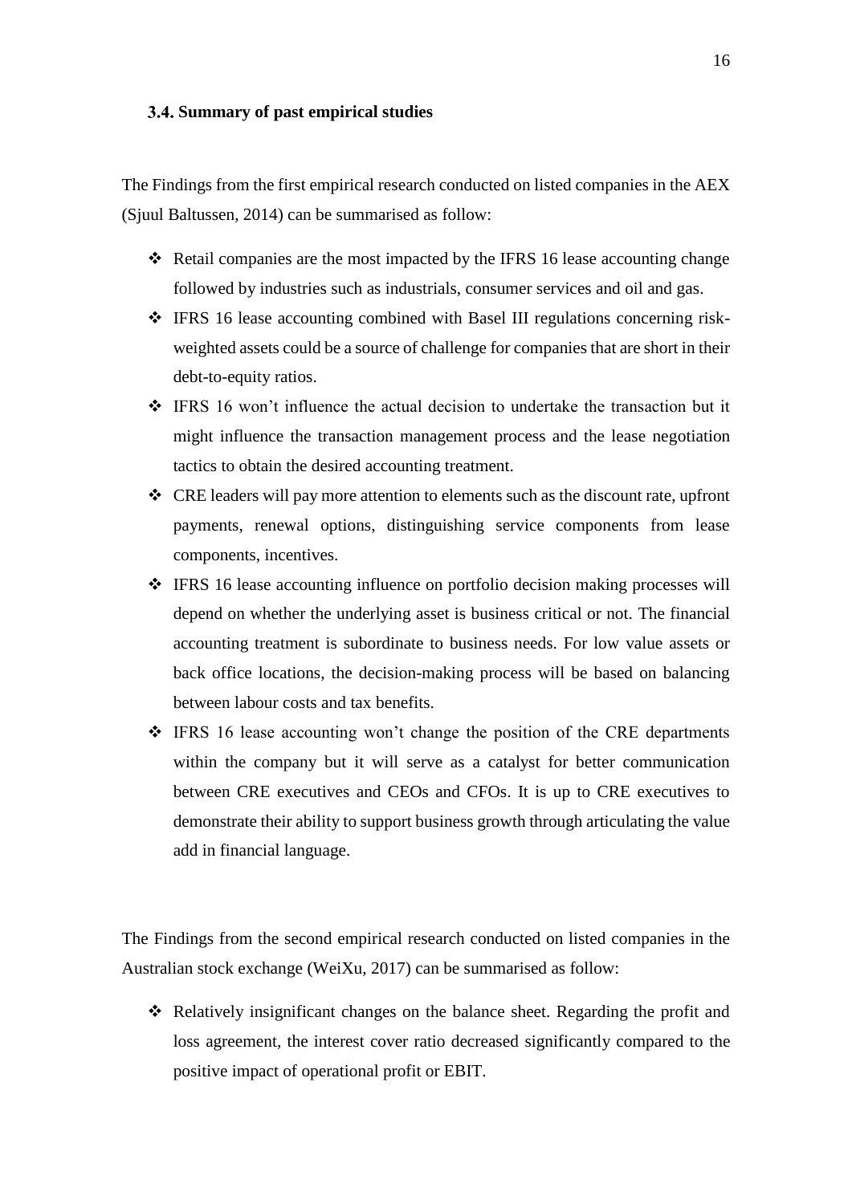### 3.4. Summary of past empirical studies

The Findings from the first empirical research conducted on listed companies in the AEX (Sjuul Baltussen, 2014) can be summarised as follow:

- Retail companies are the most impacted by the IFRS 16 lease accounting change followed by industries such as industrials, consumer services and oil and gas.
- IFRS 16 lease accounting combined with Basel III regulations concerning risk-weighted assets could be a source of challenge for companies that are short in their debt-to-equity ratios.
- IFRS 16 won't influence the actual decision to undertake the transaction but it might influence the transaction management process and the lease negotiation tactics to obtain the desired accounting treatment.
- CRE leaders will pay more attention to elements such as the discount rate, upfront payments, renewal options, distinguishing service components from lease components, incentives.
- IFRS 16 lease accounting influence on portfolio decision making processes will depend on whether the underlying asset is business critical or not. The financial accounting treatment is subordinate to business needs. For low value assets or back office locations, the decision-making process will be based on balancing between labour costs and tax benefits.
- IFRS 16 lease accounting won't change the position of the CRE departments within the company but it will serve as a catalyst for better communication between CRE executives and CEOs and CFOs. It is up to CRE executives to demonstrate their ability to support business growth through articulating the value add in financial language.

The Findings from the second empirical research conducted on listed companies in the Australian stock exchange (WeiXu, 2017) can be summarised as follow:

- Relatively insignificant changes on the balance sheet. Regarding the profit and loss agreement, the interest cover ratio decreased significantly compared to the positive impact of operational profit or EBIT.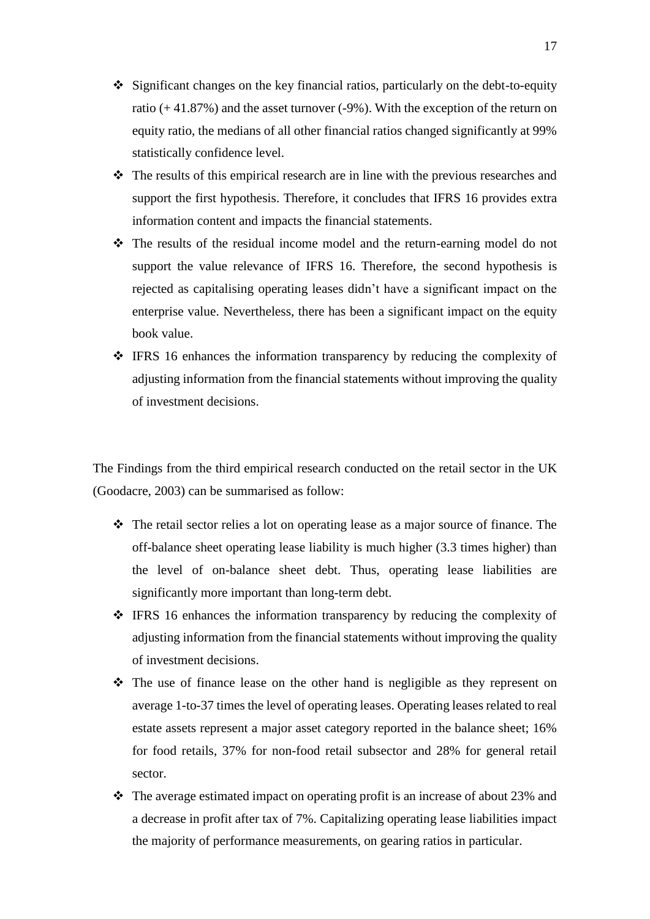- Significant changes on the key financial ratios, particularly on the debt-to-equity ratio (+ 41.87%) and the asset turnover (-9%). With the exception of the return on equity ratio, the medians of all other financial ratios changed significantly at 99% statistically confidence level.
- The results of this empirical research are in line with the previous researches and support the first hypothesis. Therefore, it concludes that IFRS 16 provides extra information content and impacts the financial statements.
- The results of the residual income model and the return-earning model do not support the value relevance of IFRS 16. Therefore, the second hypothesis is rejected as capitalising operating leases didn't have a significant impact on the enterprise value. Nevertheless, there has been a significant impact on the equity book value.
- IFRS 16 enhances the information transparency by reducing the complexity of adjusting information from the financial statements without improving the quality of investment decisions.

The Findings from the third empirical research conducted on the retail sector in the UK (Goodacre, 2003) can be summarised as follow:

- The retail sector relies a lot on operating lease as a major source of finance. The off-balance sheet operating lease liability is much higher (3.3 times higher) than the level of on-balance sheet debt. Thus, operating lease liabilities are significantly more important than long-term debt.
- IFRS 16 enhances the information transparency by reducing the complexity of adjusting information from the financial statements without improving the quality of investment decisions.
- The use of finance lease on the other hand is negligible as they represent on average 1-to-37 times the level of operating leases. Operating leases related to real estate assets represent a major asset category reported in the balance sheet; 16% for food retails, 37% for non-food retail subsector and 28% for general retail sector.
- The average estimated impact on operating profit is an increase of about 23% and a decrease in profit after tax of 7%. Capitalizing operating lease liabilities impact the majority of performance measurements, on gearing ratios in particular.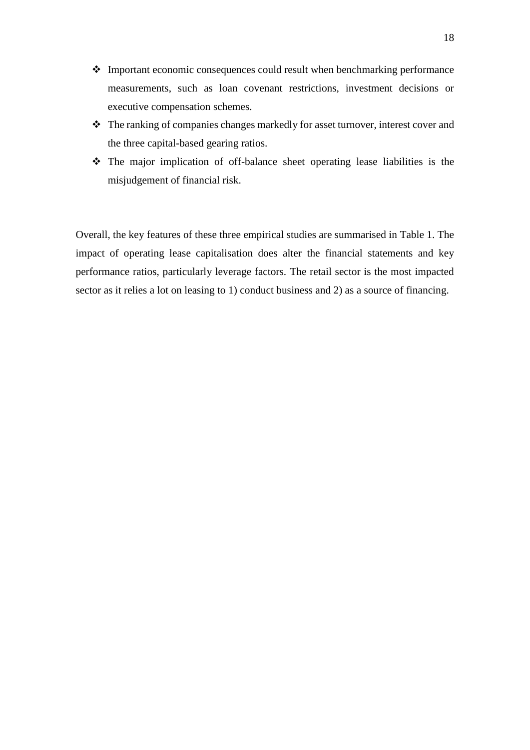- Important economic consequences could result when benchmarking performance measurements, such as loan covenant restrictions, investment decisions or executive compensation schemes.
- The ranking of companies changes markedly for asset turnover, interest cover and the three capital-based gearing ratios.
- The major implication of off-balance sheet operating lease liabilities is the misjudgement of financial risk.

Overall, the key features of these three empirical studies are summarised in Table 1. The impact of operating lease capitalisation does alter the financial statements and key performance ratios, particularly leverage factors. The retail sector is the most impacted sector as it relies a lot on leasing to 1) conduct business and 2) as a source of financing.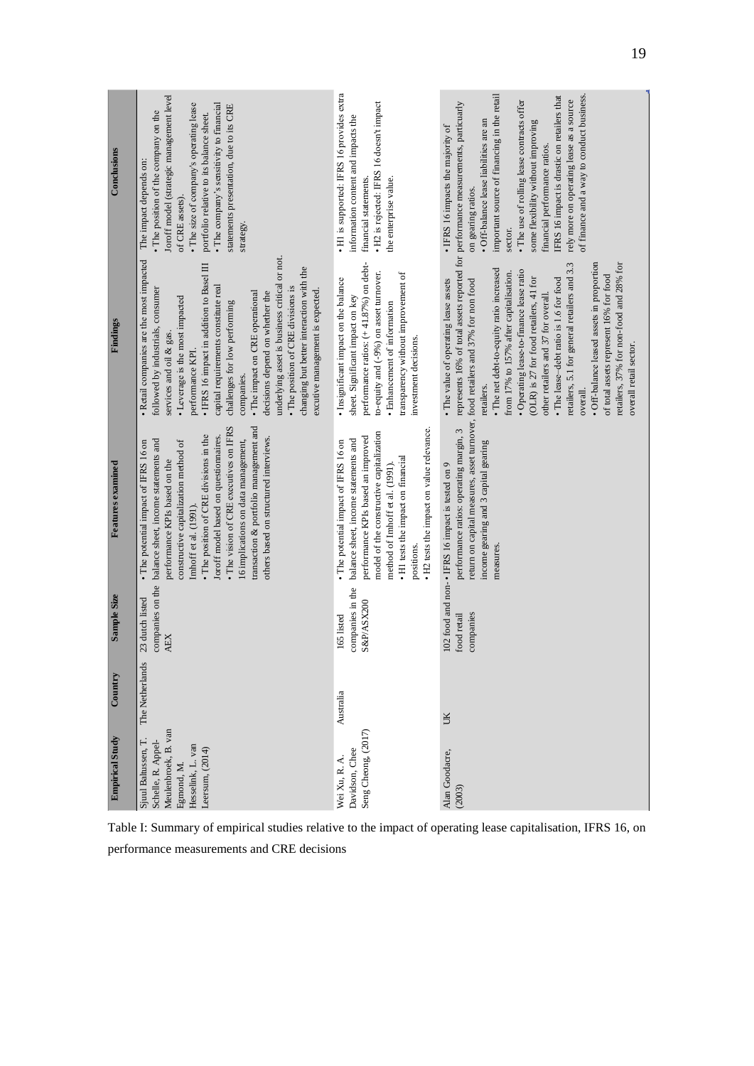| Empirical Study | Country | Sample Size | Features examined | Findings | Conclusions |
|---|---|---|---|---|---|
| Sjuul Baltussen, T. Schelle, R. Appel-Meulenbroek, B. van Egmond, M. Hesselink, L. van Leersum, (2014) | The Netherlands | 23 dutch listed companies on the AEX | • The potential impact of IFRS 16 on balance sheet, income statements and performance KPIs based on the constructive capitalization method of Imhoff et al. (1991).<br>• The position of CRE divisions in the Joroff model based on questionnaires.<br>• The vision of CRE executives on IFRS 16 implications on data management, transaction & portfolio management and others based on structured interviews. | • Retail companies are the most impacted followed by industrials, consumer services and oil & gas.<br>• Leverage is the most impacted performance KPI.<br>• IFRS 16 impact in addition to Basel III capital requirements constitute real challenges for low performing companies.<br>• The impact on CRE operational decisions depend on whether the underlying asset is business critical or not.<br>• The position of CRE divisions is changing but better interaction with the excutive management is expected. | The impact depends on:<br>• The position of the company on the Joroff model (strategic management level of CRE assets).<br>• The size of company's operating lease portfolio relative to its balance sheet.<br>• The company's sensitivity to financial statements presentation, due to its CRE strategy. |
| Wei Xu, R. A. Davidson, Chee Seng Cheong, (2017) | Australia | 165 listed companies in the S&P/ASX200 | • The potential impact of IFRS 16 on balance sheet, income statements and performance KPIs based an improved model of the constructive capitalization method of Imhoff et al. (1991).<br>• H1 tests the impact on financial positions.<br>• H2 tests the impact on value relevance. | • Insignificant impact on the balance sheet. Significant impact on key performance ratios: (+ 41.87%) on debt-to-equity and (-9%) on asset turnover.<br>• Enhancement of information transparency without improvement of investment decisions. | • H1 is supported: IFRS 16 provides extra information content and impacts the financial statements.<br>• H2 is rejected: IFRS 16 doesn't impact the enterprise value. |
| Alan Goodacre, (2003) | UK | 102 food and non-food retail companies | • IFRS 16 impact is tested on 9 performance ratios: operating margin, 3 return on capital measures, asset turnover, income gearing and 3 capital gearing measures. | • The value of operating lease assets represents 16% of total assets reported for food retailers and 37% for non food retailers.<br>• The net debt-to-equity ratio increased from 17% to 157% after capitalisation.<br>• Operating lease-to-finance lease ratio (OLR) is 27 for food retailers, 41 for other retailers and 37 for overall.<br>• The lease–debt ratio is 1.6 for food retailers, 5.1 for general retailers and 3.3 overall.<br>• Off-balance leased assets in proportion of total assets represent 16% for food retailers, 37% for non-food and 28% for overall retail sector. | • IFRS 16 impacts the majority of performance measurements, particularly on gearing ratios.<br>• Off-balance lease liabilities are an important source of financing in the retail sector.<br>• The use of rolling lease contracts offer some flexibility without improving financial performance ratios.<br>IFRS 16 impact is drastic on retailers that rely more on operating lease as a source of finance and a way to conduct business. |

Table I: Summary of empirical studies relative to the impact of operating lease capitalisation, IFRS 16, on performance measurements and CRE decisions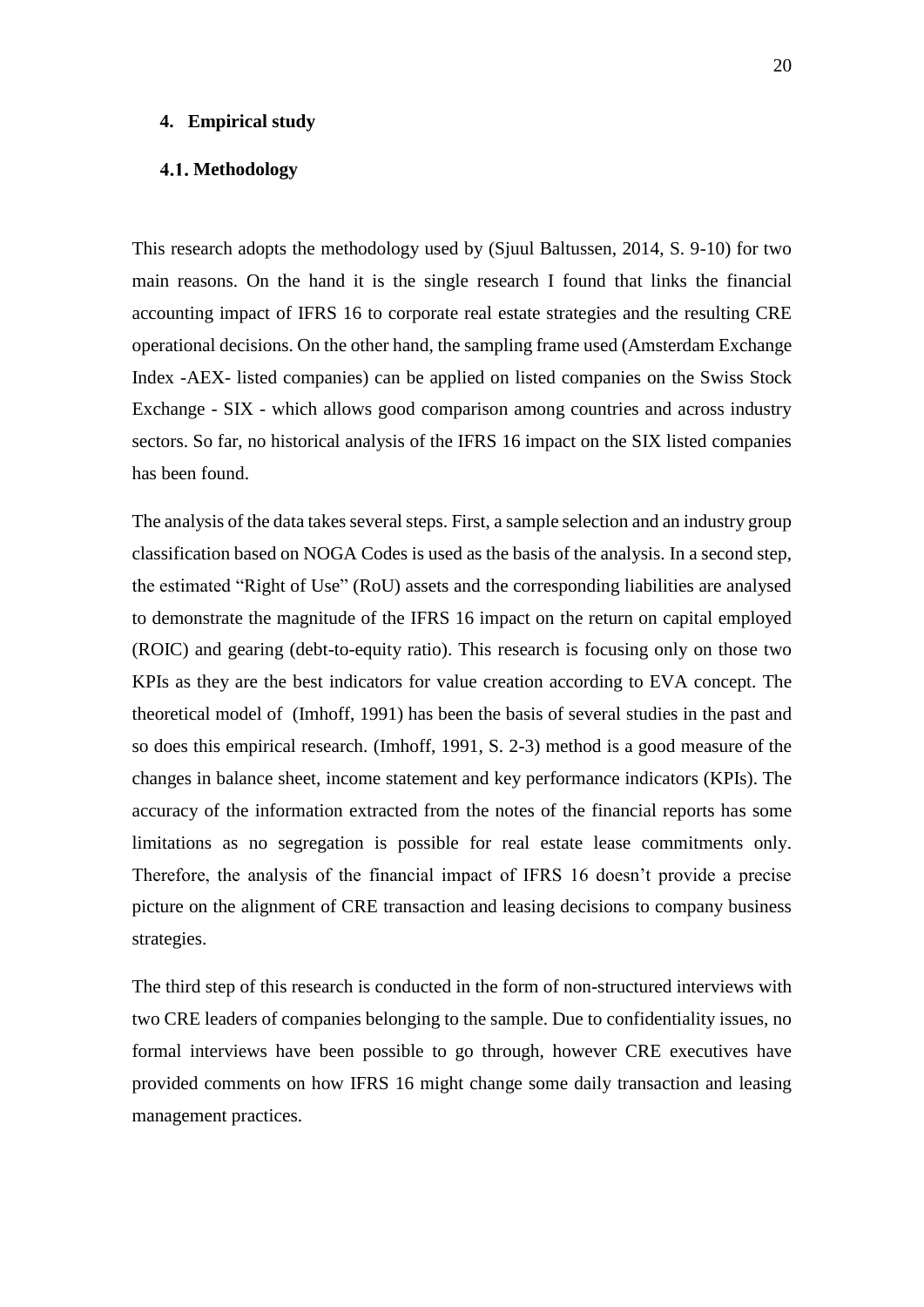# 4. Empirical study

## 4.1. Methodology

This research adopts the methodology used by (Sjuul Baltussen, 2014, S. 9-10) for two main reasons. On the hand it is the single research I found that links the financial accounting impact of IFRS 16 to corporate real estate strategies and the resulting CRE operational decisions. On the other hand, the sampling frame used (Amsterdam Exchange Index -AEX- listed companies) can be applied on listed companies on the Swiss Stock Exchange - SIX - which allows good comparison among countries and across industry sectors. So far, no historical analysis of the IFRS 16 impact on the SIX listed companies has been found.

The analysis of the data takes several steps. First, a sample selection and an industry group classification based on NOGA Codes is used as the basis of the analysis. In a second step, the estimated "Right of Use" (RoU) assets and the corresponding liabilities are analysed to demonstrate the magnitude of the IFRS 16 impact on the return on capital employed (ROIC) and gearing (debt-to-equity ratio). This research is focusing only on those two KPIs as they are the best indicators for value creation according to EVA concept. The theoretical model of (Imhoff, 1991) has been the basis of several studies in the past and so does this empirical research. (Imhoff, 1991, S. 2-3) method is a good measure of the changes in balance sheet, income statement and key performance indicators (KPIs). The accuracy of the information extracted from the notes of the financial reports has some limitations as no segregation is possible for real estate lease commitments only. Therefore, the analysis of the financial impact of IFRS 16 doesn't provide a precise picture on the alignment of CRE transaction and leasing decisions to company business strategies.

The third step of this research is conducted in the form of non-structured interviews with two CRE leaders of companies belonging to the sample. Due to confidentiality issues, no formal interviews have been possible to go through, however CRE executives have provided comments on how IFRS 16 might change some daily transaction and leasing management practices.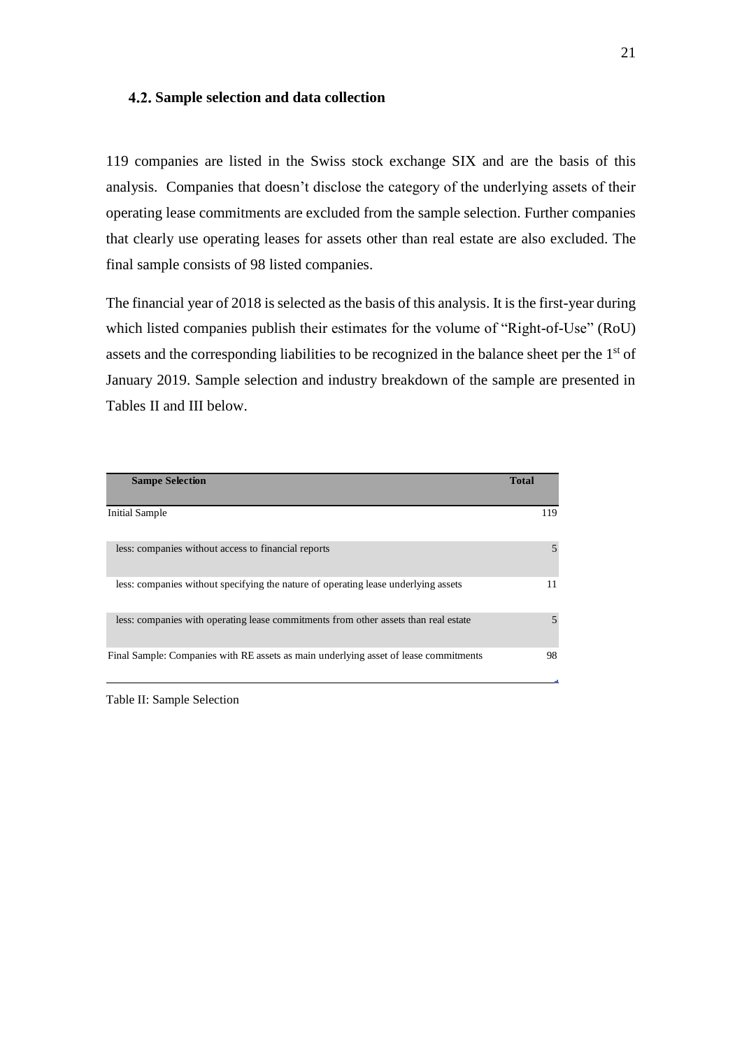## 4.2. Sample selection and data collection

119 companies are listed in the Swiss stock exchange SIX and are the basis of this analysis. Companies that doesn't disclose the category of the underlying assets of their operating lease commitments are excluded from the sample selection. Further companies that clearly use operating leases for assets other than real estate are also excluded. The final sample consists of 98 listed companies.

The financial year of 2018 is selected as the basis of this analysis. It is the first-year during which listed companies publish their estimates for the volume of "Right-of-Use" (RoU) assets and the corresponding liabilities to be recognized in the balance sheet per the 1st of January 2019. Sample selection and industry breakdown of the sample are presented in Tables II and III below.

| Sampe Selection | Total |
|---|---|
| Initial Sample | 119 |
| less: companies without access to financial reports | 5 |
| less: companies without specifying the nature of operating lease underlying assets | 11 |
| less: companies with operating lease commitments from other assets than real estate | 5 |
| Final Sample: Companies with RE assets as main underlying asset of lease commitments | 98 |

Table II: Sample Selection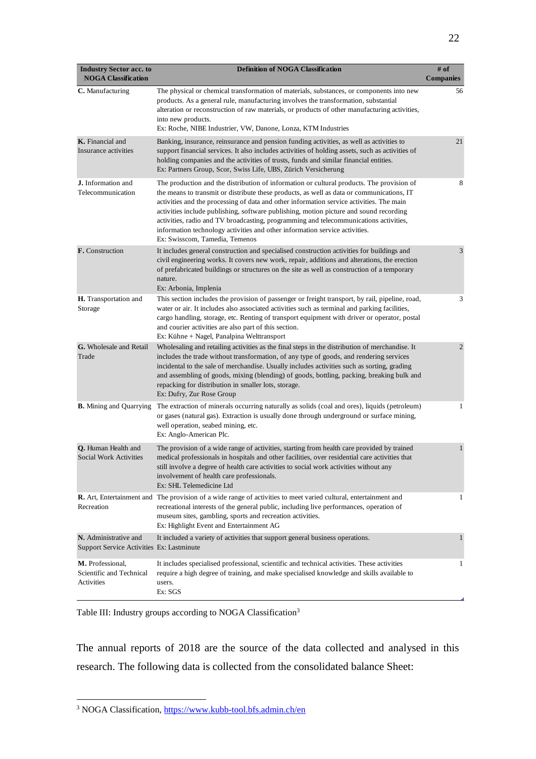| Industry Sector acc. to NOGA Classification | Definition of NOGA Classification | # of Companies |
|---|---|---|
| **C.** Manufacturing | The physical or chemical transformation of materials, substances, or components into new products. As a general rule, manufacturing involves the transformation, substantial alteration or reconstruction of raw materials, or products of other manufacturing activities, into new products. Ex: Roche, NIBE Industrier, VW, Danone, Lonza, KTM Industries | 56 |
| **K.** Financial and Insurance activities | Banking, insurance, reinsurance and pension funding activities, as well as activities to support financial services. It also includes activities of holding assets, such as activities of holding companies and the activities of trusts, funds and similar financial entities. Ex: Partners Group, Scor, Swiss Life, UBS, Zürich Versicherung | 21 |
| **J.** Information and Telecommunication | The production and the distribution of information or cultural products. The provision of the means to transmit or distribute these products, as well as data or communications, IT activities and the processing of data and other information service activities. The main activities include publishing, software publishing, motion picture and sound recording activities, radio and TV broadcasting, programming and telecommunications activities, information technology activities and other information service activities. Ex: Swisscom, Tamedia, Temenos | 8 |
| **F.** Construction | It includes general construction and specialised construction activities for buildings and civil engineering works. It covers new work, repair, additions and alterations, the erection of prefabricated buildings or structures on the site as well as construction of a temporary nature. Ex: Arbonia, Implenia | 3 |
| **H.** Transportation and Storage | This section includes the provision of passenger or freight transport, by rail, pipeline, road, water or air. It includes also associated activities such as terminal and parking facilities, cargo handling, storage, etc. Renting of transport equipment with driver or operator, postal and courier activities are also part of this section. Ex: Kühne + Nagel, Panalpina Welttransport | 3 |
| **G.** Wholesale and Retail Trade | Wholesaling and retailing activities as the final steps in the distribution of merchandise. It includes the trade without transformation, of any type of goods, and rendering services incidental to the sale of merchandise. Usually includes activities such as sorting, grading and assembling of goods, mixing (blending) of goods, bottling, packing, breaking bulk and repacking for distribution in smaller lots, storage. Ex: Dufry, Zur Rose Group | 2 |
| **B.** Mining and Quarrying | The extraction of minerals occurring naturally as solids (coal and ores), liquids (petroleum) or gases (natural gas). Extraction is usually done through underground or surface mining, well operation, seabed mining, etc. Ex: Anglo-American Plc. | 1 |
| **Q.** Human Health and Social Work Activities | The provision of a wide range of activities, starting from health care provided by trained medical professionals in hospitals and other facilities, over residential care activities that still involve a degree of health care activities to social work activities without any involvement of health care professionals. Ex: SHL Telemedicine Ltd | 1 |
| **R.** Art, Entertainment and Recreation | The provision of a wide range of activities to meet varied cultural, entertainment and recreational interests of the general public, including live performances, operation of museum sites, gambling, sports and recreation activities. Ex: Highlight Event and Entertainment AG | 1 |
| **N.** Administrative and Support Service Activities | It included a variety of activities that support general business operations. Ex: Lastminute | 1 |
| **M.** Professional, Scientific and Technical Activities | It includes specialised professional, scientific and technical activities. These activities require a high degree of training, and make specialised knowledge and skills available to users. Ex: SGS | 1 |

Table III: Industry groups according to NOGA Classification[3]

The annual reports of 2018 are the source of the data collected and analysed in this research. The following data is collected from the consolidated balance Sheet:

[3] NOGA Classification, https://www.kubb-tool.bfs.admin.ch/en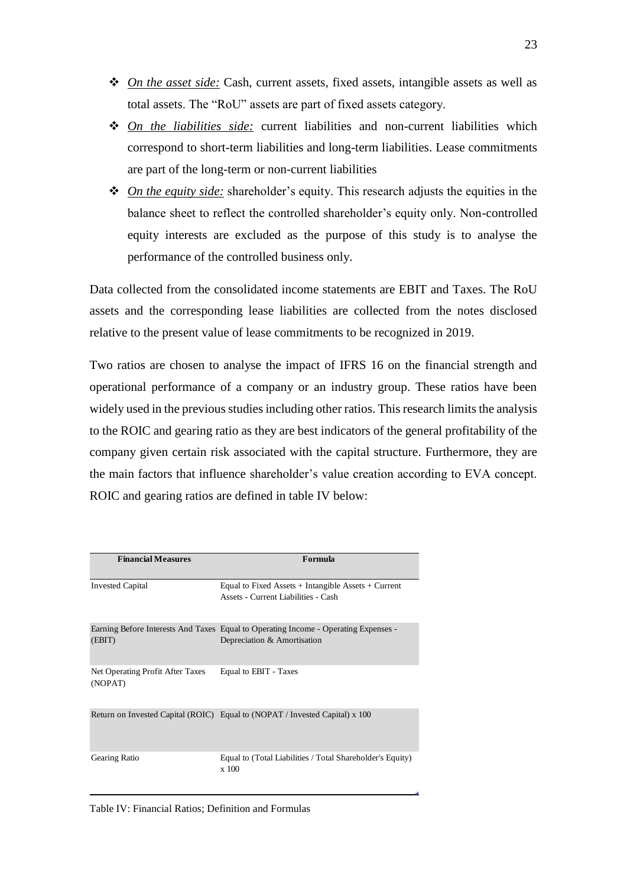- *On the asset side:* Cash, current assets, fixed assets, intangible assets as well as total assets. The "RoU" assets are part of fixed assets category.
- *On the liabilities side:* current liabilities and non-current liabilities which correspond to short-term liabilities and long-term liabilities. Lease commitments are part of the long-term or non-current liabilities
- *On the equity side:* shareholder's equity. This research adjusts the equities in the balance sheet to reflect the controlled shareholder's equity only. Non-controlled equity interests are excluded as the purpose of this study is to analyse the performance of the controlled business only.

Data collected from the consolidated income statements are EBIT and Taxes. The RoU assets and the corresponding lease liabilities are collected from the notes disclosed relative to the present value of lease commitments to be recognized in 2019.

Two ratios are chosen to analyse the impact of IFRS 16 on the financial strength and operational performance of a company or an industry group. These ratios have been widely used in the previous studies including other ratios. This research limits the analysis to the ROIC and gearing ratio as they are best indicators of the general profitability of the company given certain risk associated with the capital structure. Furthermore, they are the main factors that influence shareholder's value creation according to EVA concept. ROIC and gearing ratios are defined in table IV below:

| Financial Measures | Formula |
|---|---|
| Invested Capital | Equal to Fixed Assets + Intangible Assets + Current Assets - Current Liabilities - Cash |
| Earning Before Interests And Taxes (EBIT) | Equal to Operating Income - Operating Expenses - Depreciation & Amortisation |
| Net Operating Profit After Taxes (NOPAT) | Equal to EBIT - Taxes |
| Return on Invested Capital (ROIC) | Equal to (NOPAT / Invested Capital) x 100 |
| Gearing Ratio | Equal to (Total Liabilities / Total Shareholder's Equity) x 100 |

Table IV: Financial Ratios; Definition and Formulas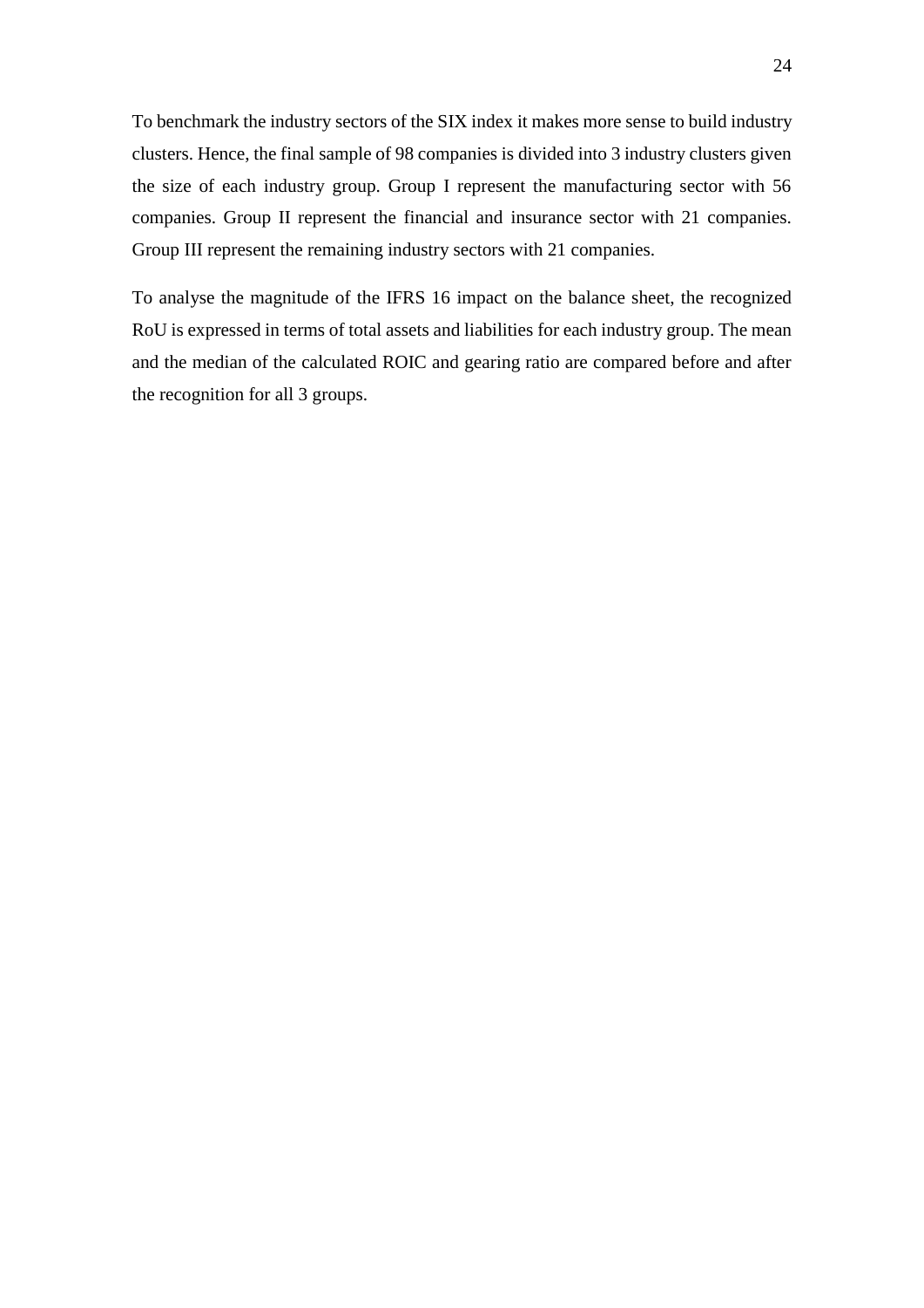To benchmark the industry sectors of the SIX index it makes more sense to build industry clusters. Hence, the final sample of 98 companies is divided into 3 industry clusters given the size of each industry group. Group I represent the manufacturing sector with 56 companies. Group II represent the financial and insurance sector with 21 companies. Group III represent the remaining industry sectors with 21 companies.

To analyse the magnitude of the IFRS 16 impact on the balance sheet, the recognized RoU is expressed in terms of total assets and liabilities for each industry group. The mean and the median of the calculated ROIC and gearing ratio are compared before and after the recognition for all 3 groups.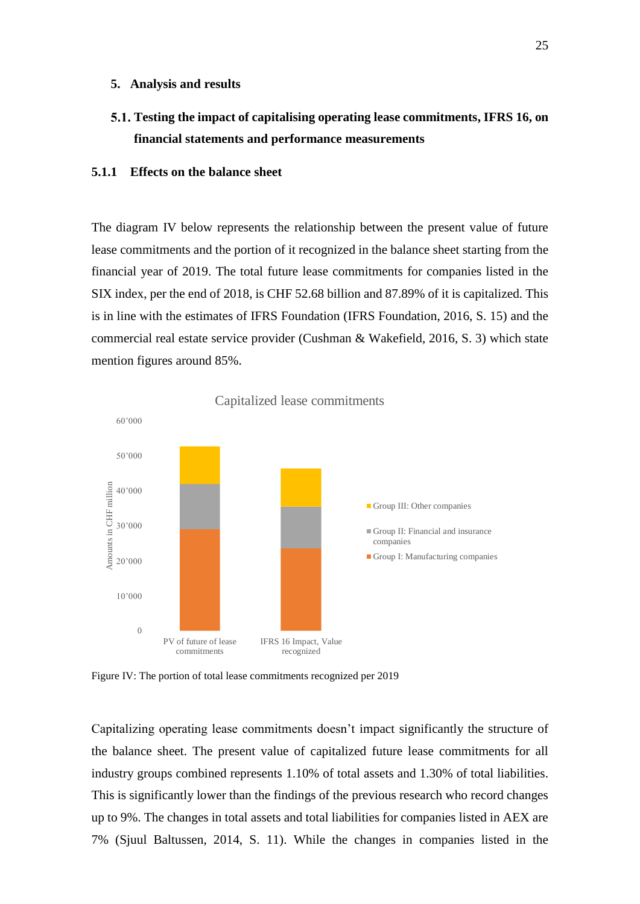## 5. Analysis and results

### 5.1. Testing the impact of capitalising operating lease commitments, IFRS 16, on financial statements and performance measurements

#### 5.1.1 Effects on the balance sheet

The diagram IV below represents the relationship between the present value of future lease commitments and the portion of it recognized in the balance sheet starting from the financial year of 2019. The total future lease commitments for companies listed in the SIX index, per the end of 2018, is CHF 52.68 billion and 87.89% of it is capitalized. This is in line with the estimates of IFRS Foundation (IFRS Foundation, 2016, S. 15) and the commercial real estate service provider (Cushman & Wakefield, 2016, S. 3) which state mention figures around 85%.

Figure IV: The portion of total lease commitments recognized per 2019

Capitalizing operating lease commitments doesn't impact significantly the structure of the balance sheet. The present value of capitalized future lease commitments for all industry groups combined represents 1.10% of total assets and 1.30% of total liabilities. This is significantly lower than the findings of the previous research who record changes up to 9%. The changes in total assets and total liabilities for companies listed in AEX are 7% (Sjuul Baltussen, 2014, S. 11). While the changes in companies listed in the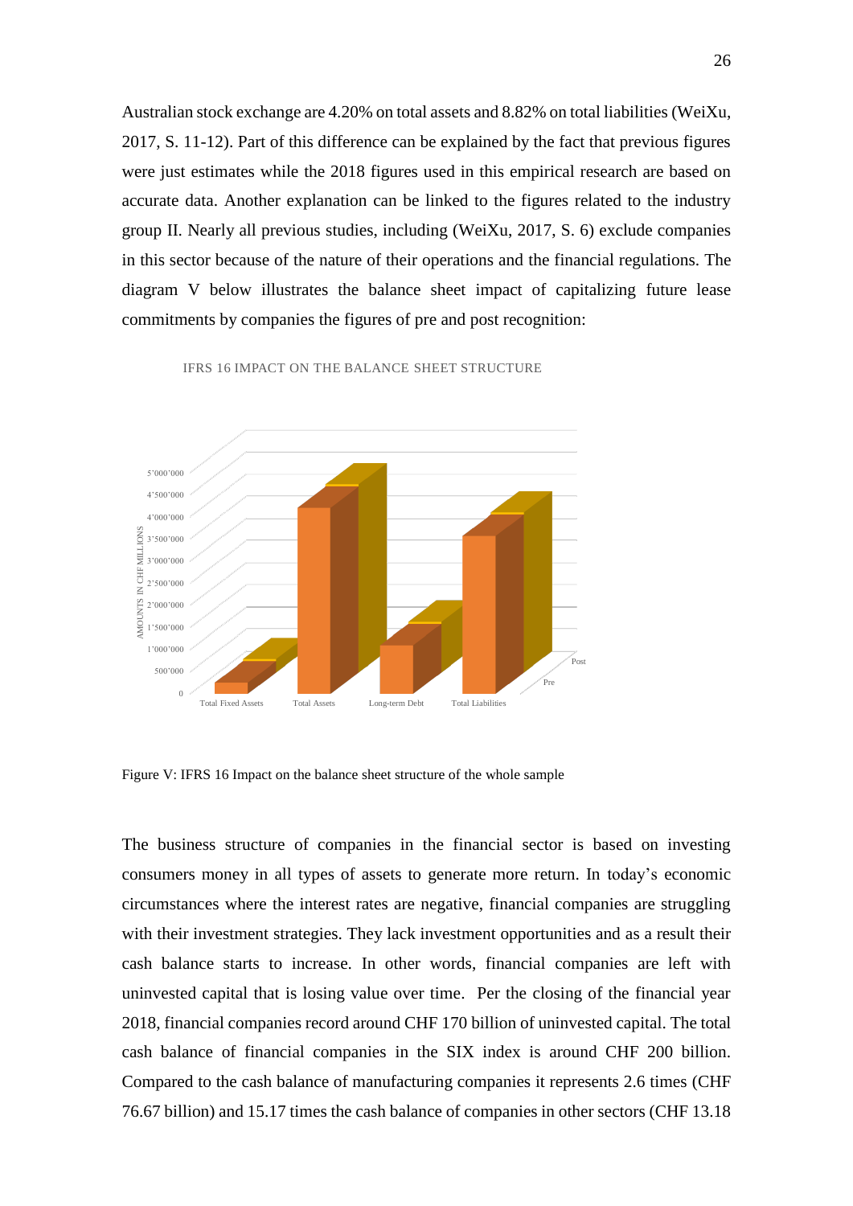Australian stock exchange are 4.20% on total assets and 8.82% on total liabilities (WeiXu, 2017, S. 11-12). Part of this difference can be explained by the fact that previous figures were just estimates while the 2018 figures used in this empirical research are based on accurate data. Another explanation can be linked to the figures related to the industry group II. Nearly all previous studies, including (WeiXu, 2017, S. 6) exclude companies in this sector because of the nature of their operations and the financial regulations. The diagram V below illustrates the balance sheet impact of capitalizing future lease commitments by companies the figures of pre and post recognition:

IFRS 16 IMPACT ON THE BALANCE SHEET STRUCTURE

Figure V: IFRS 16 Impact on the balance sheet structure of the whole sample

The business structure of companies in the financial sector is based on investing consumers money in all types of assets to generate more return. In today's economic circumstances where the interest rates are negative, financial companies are struggling with their investment strategies. They lack investment opportunities and as a result their cash balance starts to increase. In other words, financial companies are left with uninvested capital that is losing value over time. Per the closing of the financial year 2018, financial companies record around CHF 170 billion of uninvested capital. The total cash balance of financial companies in the SIX index is around CHF 200 billion. Compared to the cash balance of manufacturing companies it represents 2.6 times (CHF 76.67 billion) and 15.17 times the cash balance of companies in other sectors (CHF 13.18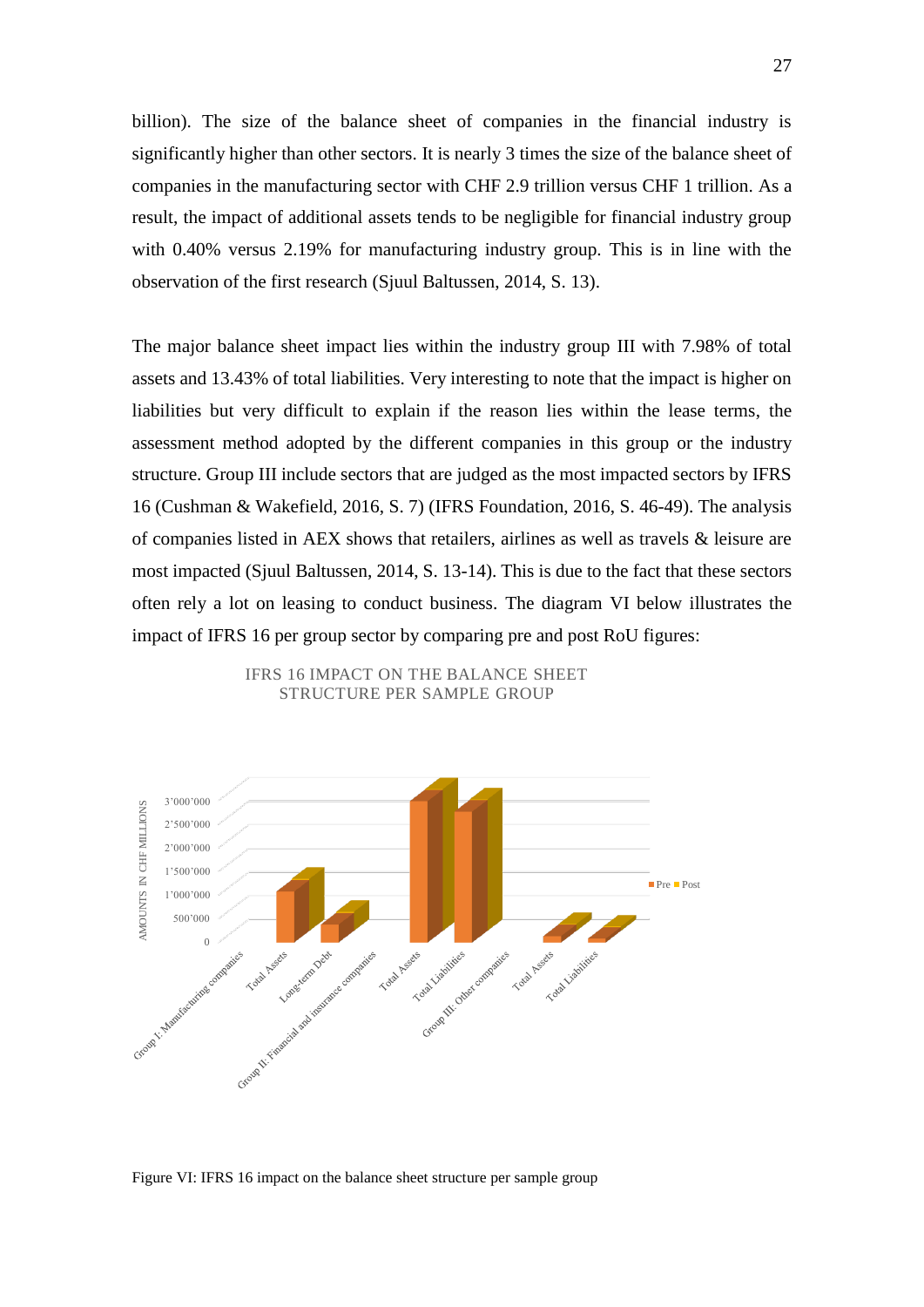billion). The size of the balance sheet of companies in the financial industry is significantly higher than other sectors. It is nearly 3 times the size of the balance sheet of companies in the manufacturing sector with CHF 2.9 trillion versus CHF 1 trillion. As a result, the impact of additional assets tends to be negligible for financial industry group with 0.40% versus 2.19% for manufacturing industry group. This is in line with the observation of the first research (Sjuul Baltussen, 2014, S. 13).

The major balance sheet impact lies within the industry group III with 7.98% of total assets and 13.43% of total liabilities. Very interesting to note that the impact is higher on liabilities but very difficult to explain if the reason lies within the lease terms, the assessment method adopted by the different companies in this group or the industry structure. Group III include sectors that are judged as the most impacted sectors by IFRS 16 (Cushman & Wakefield, 2016, S. 7) (IFRS Foundation, 2016, S. 46-49). The analysis of companies listed in AEX shows that retailers, airlines as well as travels & leisure are most impacted (Sjuul Baltussen, 2014, S. 13-14). This is due to the fact that these sectors often rely a lot on leasing to conduct business. The diagram VI below illustrates the impact of IFRS 16 per group sector by comparing pre and post RoU figures:

IFRS 16 IMPACT ON THE BALANCE SHEET STRUCTURE PER SAMPLE GROUP

Figure VI: IFRS 16 impact on the balance sheet structure per sample group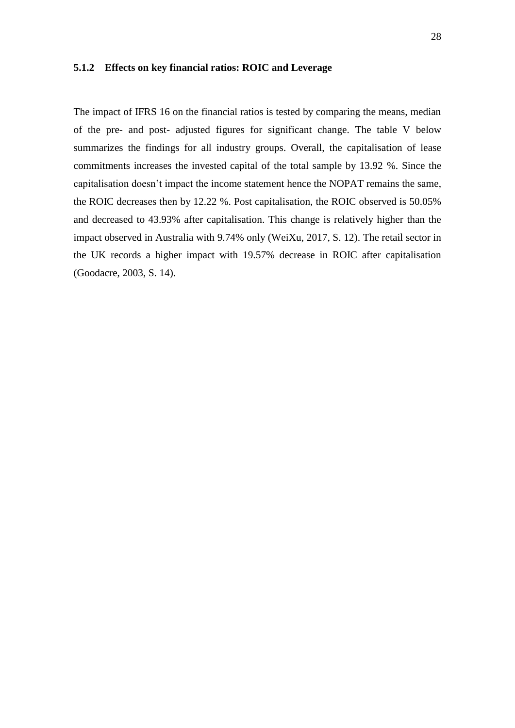### 5.1.2 Effects on key financial ratios: ROIC and Leverage

The impact of IFRS 16 on the financial ratios is tested by comparing the means, median of the pre- and post- adjusted figures for significant change. The table V below summarizes the findings for all industry groups. Overall, the capitalisation of lease commitments increases the invested capital of the total sample by 13.92 %. Since the capitalisation doesn't impact the income statement hence the NOPAT remains the same, the ROIC decreases then by 12.22 %. Post capitalisation, the ROIC observed is 50.05% and decreased to 43.93% after capitalisation. This change is relatively higher than the impact observed in Australia with 9.74% only (WeiXu, 2017, S. 12). The retail sector in the UK records a higher impact with 19.57% decrease in ROIC after capitalisation (Goodacre, 2003, S. 14).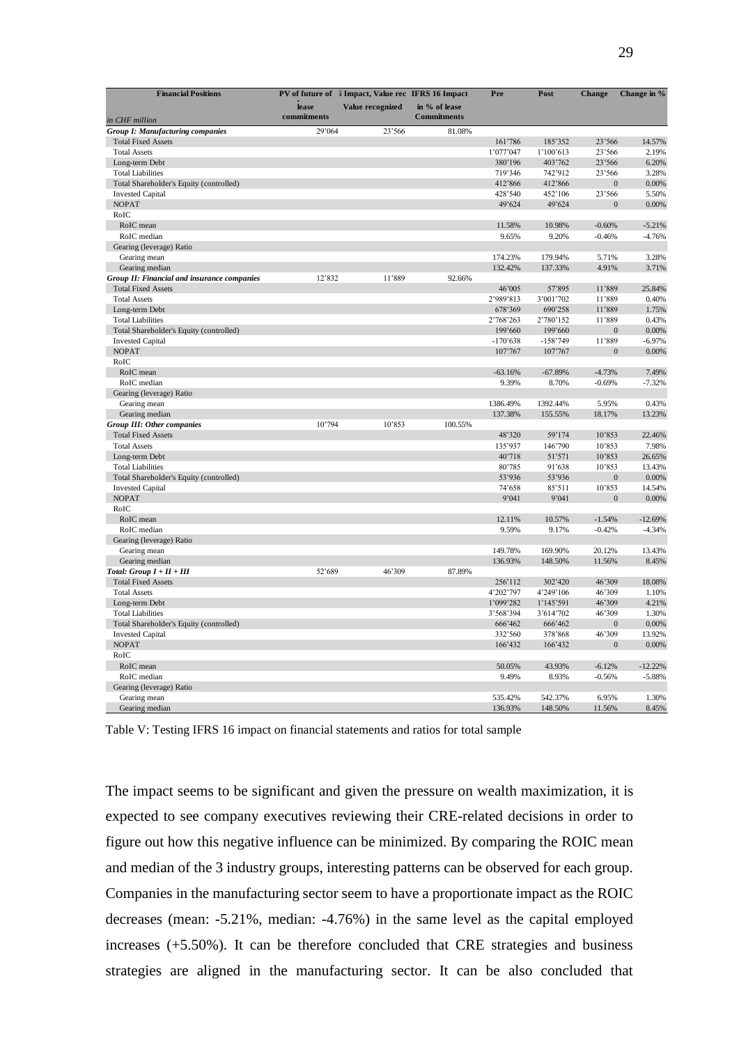| Financial Positions<br>in CHF million | PV of future of lease commitments | IFRS 16 Impact, Value recognized | IFRS 16 Impact in % of lease Commitments | Pre | Post | Change | Change in % |
|---|---|---|---|---|---|---|---|
| *Group I: Manufacturing companies* | 29'064 | 23'566 | 81.08% | | | | |
| Total Fixed Assets | | | | 161'786 | 185'352 | 23'566 | 14.57% |
| Total Assets | | | | 1'077'047 | 1'100'613 | 23'566 | 2.19% |
| Long-term Debt | | | | 380'196 | 403'762 | 23'566 | 6.20% |
| Total Liabilities | | | | 719'346 | 742'912 | 23'566 | 3.28% |
| Total Shareholder's Equity (controlled) | | | | 412'866 | 412'866 | 0 | 0.00% |
| Invested Capital | | | | 428'540 | 452'106 | 23'566 | 5.50% |
| NOPAT | | | | 49'624 | 49'624 | 0 | 0.00% |
| RoIC | | | | | | | |
| RoIC mean | | | | 11.58% | 10.98% | -0.60% | -5.21% |
| RoIC median | | | | 9.65% | 9.20% | -0.46% | -4.76% |
| Gearing (leverage) Ratio | | | | | | | |
| Gearing mean | | | | 174.23% | 179.94% | 5.71% | 3.28% |
| Gearing median | | | | 132.42% | 137.33% | 4.91% | 3.71% |
| *Group II: Financial and insurance companies* | 12'832 | 11'889 | 92.66% | | | | |
| Total Fixed Assets | | | | 46'005 | 57'895 | 11'889 | 25.84% |
| Total Assets | | | | 2'989'813 | 3'001'702 | 11'889 | 0.40% |
| Long-term Debt | | | | 678'369 | 690'258 | 11'889 | 1.75% |
| Total Liabilities | | | | 2'768'263 | 2'780'152 | 11'889 | 0.43% |
| Total Shareholder's Equity (controlled) | | | | 199'660 | 199'660 | 0 | 0.00% |
| Invested Capital | | | | -170'638 | -158'749 | 11'889 | -6.97% |
| NOPAT | | | | 107'767 | 107'767 | 0 | 0.00% |
| RoIC | | | | | | | |
| RoIC mean | | | | -63.16% | -67.89% | -4.73% | 7.49% |
| RoIC median | | | | 9.39% | 8.70% | -0.69% | -7.32% |
| Gearing (leverage) Ratio | | | | | | | |
| Gearing mean | | | | 1386.49% | 1392.44% | 5.95% | 0.43% |
| Gearing median | | | | 137.38% | 155.55% | 18.17% | 13.23% |
| *Group III: Other companies* | 10'794 | 10'853 | 100.55% | | | | |
| Total Fixed Assets | | | | 48'320 | 59'174 | 10'853 | 22.46% |
| Total Assets | | | | 135'937 | 146'790 | 10'853 | 7.98% |
| Long-term Debt | | | | 40'718 | 51'571 | 10'853 | 26.65% |
| Total Liabilities | | | | 80'785 | 91'638 | 10'853 | 13.43% |
| Total Shareholder's Equity (controlled) | | | | 53'936 | 53'936 | 0 | 0.00% |
| Invested Capital | | | | 74'658 | 85'511 | 10'853 | 14.54% |
| NOPAT | | | | 9'041 | 9'041 | 0 | 0.00% |
| RoIC | | | | | | | |
| RoIC mean | | | | 12.11% | 10.57% | -1.54% | -12.69% |
| RoIC median | | | | 9.59% | 9.17% | -0.42% | -4.34% |
| Gearing (leverage) Ratio | | | | | | | |
| Gearing mean | | | | 149.78% | 169.90% | 20.12% | 13.43% |
| Gearing median | | | | 136.93% | 148.50% | 11.56% | 8.45% |
| *Total: Group I + II + III* | 52'689 | 46'309 | 87.89% | | | | |
| Total Fixed Assets | | | | 256'112 | 302'420 | 46'309 | 18.08% |
| Total Assets | | | | 4'202'797 | 4'249'106 | 46'309 | 1.10% |
| Long-term Debt | | | | 1'099'282 | 1'145'591 | 46'309 | 4.21% |
| Total Liabilities | | | | 3'568'394 | 3'614'702 | 46'309 | 1.30% |
| Total Shareholder's Equity (controlled) | | | | 666'462 | 666'462 | 0 | 0.00% |
| Invested Capital | | | | 332'560 | 378'868 | 46'309 | 13.92% |
| NOPAT | | | | 166'432 | 166'432 | 0 | 0.00% |
| RoIC | | | | | | | |
| RoIC mean | | | | 50.05% | 43.93% | -6.12% | -12.22% |
| RoIC median | | | | 9.49% | 8.93% | -0.56% | -5.88% |
| Gearing (leverage) Ratio | | | | | | | |
| Gearing mean | | | | 535.42% | 542.37% | 6.95% | 1.30% |
| Gearing median | | | | 136.93% | 148.50% | 11.56% | 8.45% |

Table V: Testing IFRS 16 impact on financial statements and ratios for total sample

The impact seems to be significant and given the pressure on wealth maximization, it is expected to see company executives reviewing their CRE-related decisions in order to figure out how this negative influence can be minimized. By comparing the ROIC mean and median of the 3 industry groups, interesting patterns can be observed for each group. Companies in the manufacturing sector seem to have a proportionate impact as the ROIC decreases (mean: -5.21%, median: -4.76%) in the same level as the capital employed increases (+5.50%). It can be therefore concluded that CRE strategies and business strategies are aligned in the manufacturing sector. It can be also concluded that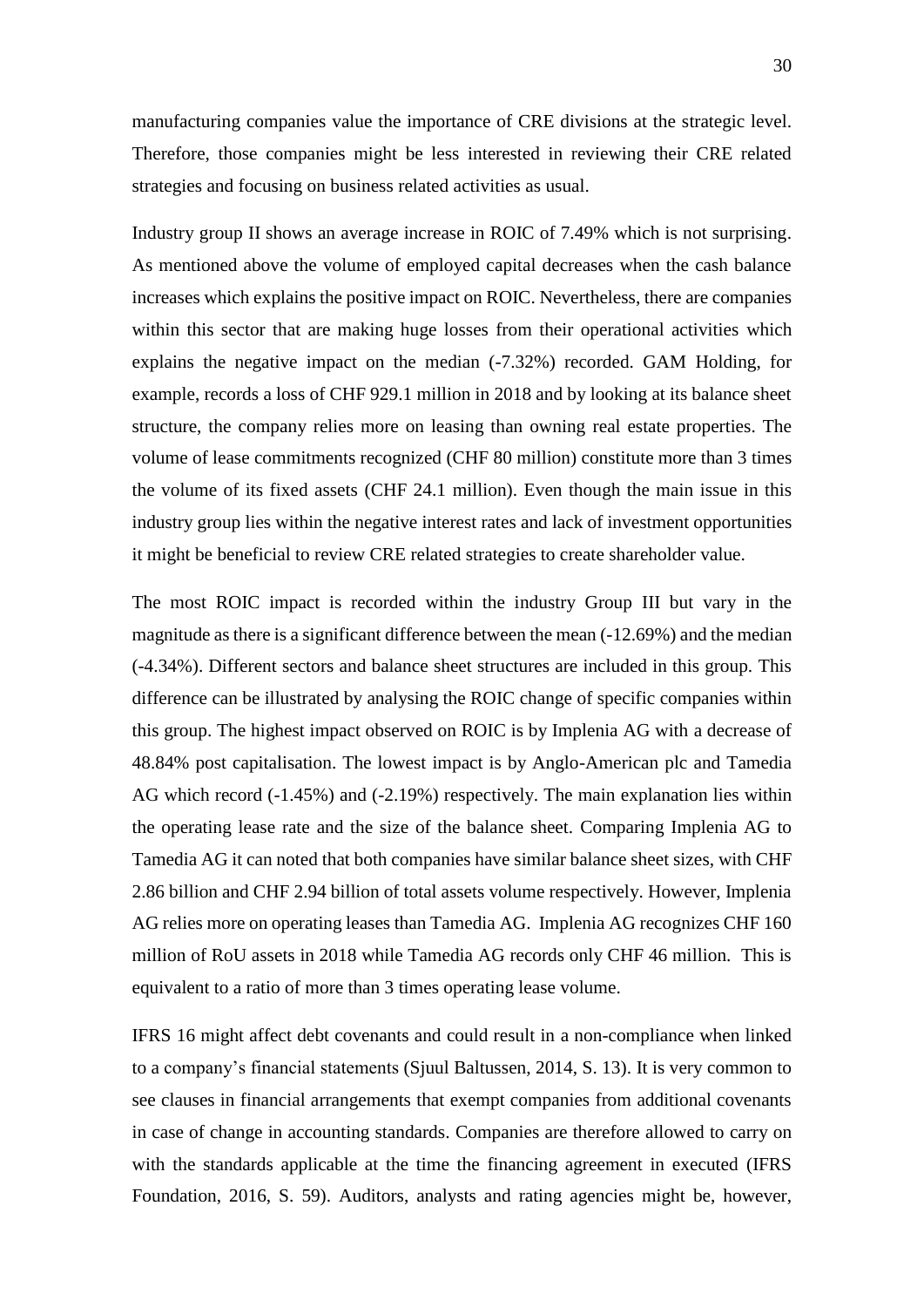manufacturing companies value the importance of CRE divisions at the strategic level. Therefore, those companies might be less interested in reviewing their CRE related strategies and focusing on business related activities as usual.

Industry group II shows an average increase in ROIC of 7.49% which is not surprising. As mentioned above the volume of employed capital decreases when the cash balance increases which explains the positive impact on ROIC. Nevertheless, there are companies within this sector that are making huge losses from their operational activities which explains the negative impact on the median (-7.32%) recorded. GAM Holding, for example, records a loss of CHF 929.1 million in 2018 and by looking at its balance sheet structure, the company relies more on leasing than owning real estate properties. The volume of lease commitments recognized (CHF 80 million) constitute more than 3 times the volume of its fixed assets (CHF 24.1 million). Even though the main issue in this industry group lies within the negative interest rates and lack of investment opportunities it might be beneficial to review CRE related strategies to create shareholder value.

The most ROIC impact is recorded within the industry Group III but vary in the magnitude as there is a significant difference between the mean (-12.69%) and the median (-4.34%). Different sectors and balance sheet structures are included in this group. This difference can be illustrated by analysing the ROIC change of specific companies within this group. The highest impact observed on ROIC is by Implenia AG with a decrease of 48.84% post capitalisation. The lowest impact is by Anglo-American plc and Tamedia AG which record (-1.45%) and (-2.19%) respectively. The main explanation lies within the operating lease rate and the size of the balance sheet. Comparing Implenia AG to Tamedia AG it can noted that both companies have similar balance sheet sizes, with CHF 2.86 billion and CHF 2.94 billion of total assets volume respectively. However, Implenia AG relies more on operating leases than Tamedia AG. Implenia AG recognizes CHF 160 million of RoU assets in 2018 while Tamedia AG records only CHF 46 million. This is equivalent to a ratio of more than 3 times operating lease volume.

IFRS 16 might affect debt covenants and could result in a non-compliance when linked to a company's financial statements (Sjuul Baltussen, 2014, S. 13). It is very common to see clauses in financial arrangements that exempt companies from additional covenants in case of change in accounting standards. Companies are therefore allowed to carry on with the standards applicable at the time the financing agreement in executed (IFRS Foundation, 2016, S. 59). Auditors, analysts and rating agencies might be, however,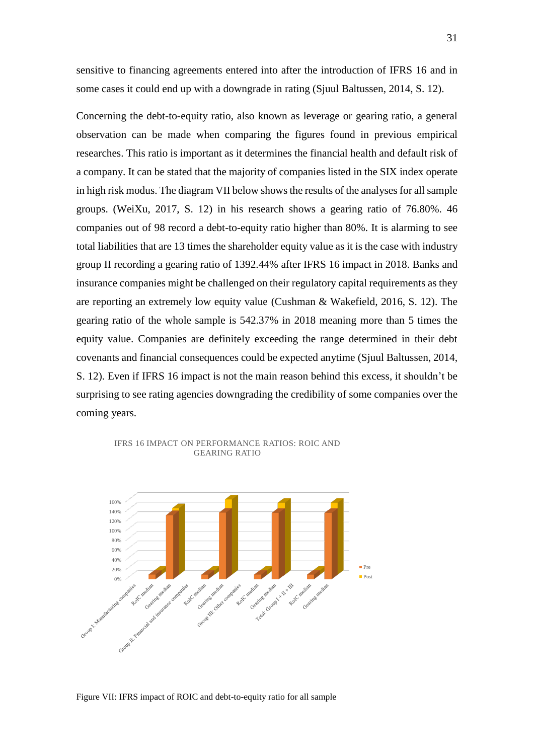sensitive to financing agreements entered into after the introduction of IFRS 16 and in some cases it could end up with a downgrade in rating (Sjuul Baltussen, 2014, S. 12).

Concerning the debt-to-equity ratio, also known as leverage or gearing ratio, a general observation can be made when comparing the figures found in previous empirical researches. This ratio is important as it determines the financial health and default risk of a company. It can be stated that the majority of companies listed in the SIX index operate in high risk modus. The diagram VII below shows the results of the analyses for all sample groups. (WeiXu, 2017, S. 12) in his research shows a gearing ratio of 76.80%. 46 companies out of 98 record a debt-to-equity ratio higher than 80%. It is alarming to see total liabilities that are 13 times the shareholder equity value as it is the case with industry group II recording a gearing ratio of 1392.44% after IFRS 16 impact in 2018. Banks and insurance companies might be challenged on their regulatory capital requirements as they are reporting an extremely low equity value (Cushman & Wakefield, 2016, S. 12). The gearing ratio of the whole sample is 542.37% in 2018 meaning more than 5 times the equity value. Companies are definitely exceeding the range determined in their debt covenants and financial consequences could be expected anytime (Sjuul Baltussen, 2014, S. 12). Even if IFRS 16 impact is not the main reason behind this excess, it shouldn't be surprising to see rating agencies downgrading the credibility of some companies over the coming years.

IFRS 16 IMPACT ON PERFORMANCE RATIOS: ROIC AND GEARING RATIO

Figure VII: IFRS impact of ROIC and debt-to-equity ratio for all sample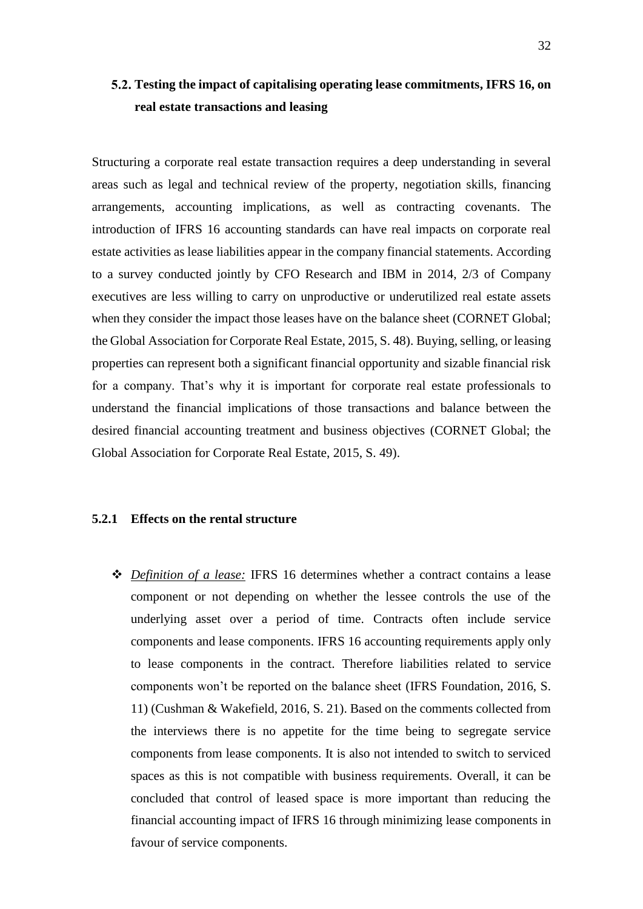## 5.2. Testing the impact of capitalising operating lease commitments, IFRS 16, on real estate transactions and leasing

Structuring a corporate real estate transaction requires a deep understanding in several areas such as legal and technical review of the property, negotiation skills, financing arrangements, accounting implications, as well as contracting covenants. The introduction of IFRS 16 accounting standards can have real impacts on corporate real estate activities as lease liabilities appear in the company financial statements. According to a survey conducted jointly by CFO Research and IBM in 2014, 2/3 of Company executives are less willing to carry on unproductive or underutilized real estate assets when they consider the impact those leases have on the balance sheet (CORNET Global; the Global Association for Corporate Real Estate, 2015, S. 48). Buying, selling, or leasing properties can represent both a significant financial opportunity and sizable financial risk for a company. That's why it is important for corporate real estate professionals to understand the financial implications of those transactions and balance between the desired financial accounting treatment and business objectives (CORNET Global; the Global Association for Corporate Real Estate, 2015, S. 49).

### 5.2.1 Effects on the rental structure

- ***Definition of a lease:*** IFRS 16 determines whether a contract contains a lease component or not depending on whether the lessee controls the use of the underlying asset over a period of time. Contracts often include service components and lease components. IFRS 16 accounting requirements apply only to lease components in the contract. Therefore liabilities related to service components won't be reported on the balance sheet (IFRS Foundation, 2016, S. 11) (Cushman & Wakefield, 2016, S. 21). Based on the comments collected from the interviews there is no appetite for the time being to segregate service components from lease components. It is also not intended to switch to serviced spaces as this is not compatible with business requirements. Overall, it can be concluded that control of leased space is more important than reducing the financial accounting impact of IFRS 16 through minimizing lease components in favour of service components.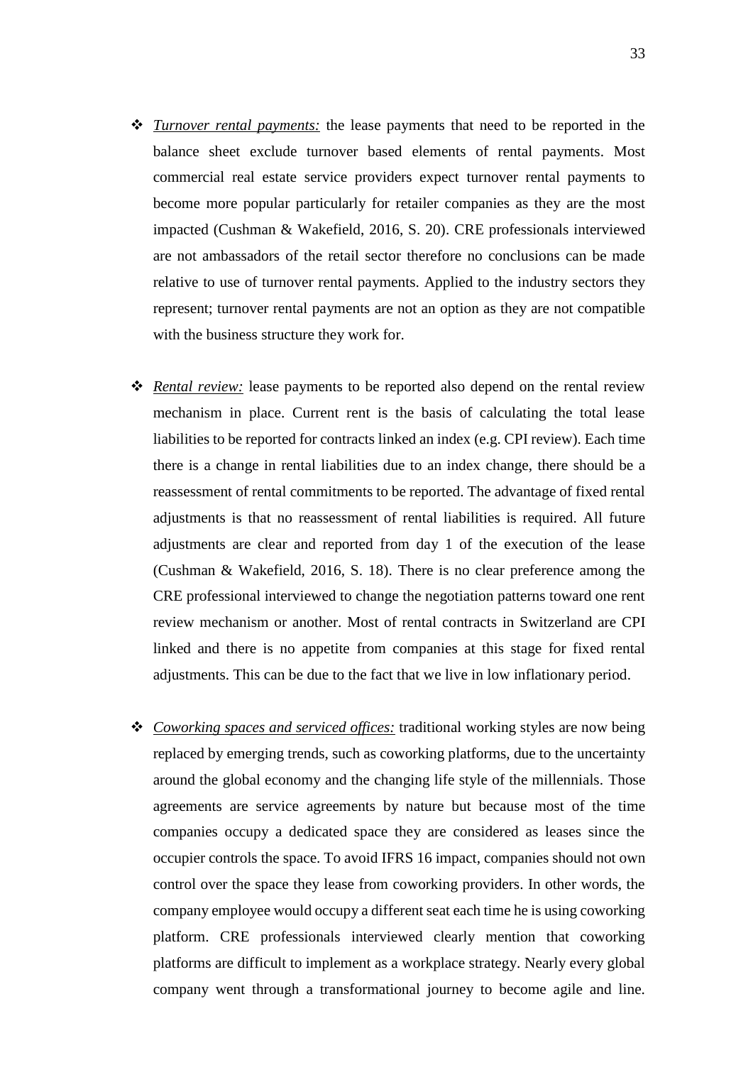- *Turnover rental payments:* the lease payments that need to be reported in the balance sheet exclude turnover based elements of rental payments. Most commercial real estate service providers expect turnover rental payments to become more popular particularly for retailer companies as they are the most impacted (Cushman & Wakefield, 2016, S. 20). CRE professionals interviewed are not ambassadors of the retail sector therefore no conclusions can be made relative to use of turnover rental payments. Applied to the industry sectors they represent; turnover rental payments are not an option as they are not compatible with the business structure they work for.

- *Rental review:* lease payments to be reported also depend on the rental review mechanism in place. Current rent is the basis of calculating the total lease liabilities to be reported for contracts linked an index (e.g. CPI review). Each time there is a change in rental liabilities due to an index change, there should be a reassessment of rental commitments to be reported. The advantage of fixed rental adjustments is that no reassessment of rental liabilities is required. All future adjustments are clear and reported from day 1 of the execution of the lease (Cushman & Wakefield, 2016, S. 18). There is no clear preference among the CRE professional interviewed to change the negotiation patterns toward one rent review mechanism or another. Most of rental contracts in Switzerland are CPI linked and there is no appetite from companies at this stage for fixed rental adjustments. This can be due to the fact that we live in low inflationary period.

- *Coworking spaces and serviced offices:* traditional working styles are now being replaced by emerging trends, such as coworking platforms, due to the uncertainty around the global economy and the changing life style of the millennials. Those agreements are service agreements by nature but because most of the time companies occupy a dedicated space they are considered as leases since the occupier controls the space. To avoid IFRS 16 impact, companies should not own control over the space they lease from coworking providers. In other words, the company employee would occupy a different seat each time he is using coworking platform. CRE professionals interviewed clearly mention that coworking platforms are difficult to implement as a workplace strategy. Nearly every global company went through a transformational journey to become agile and line.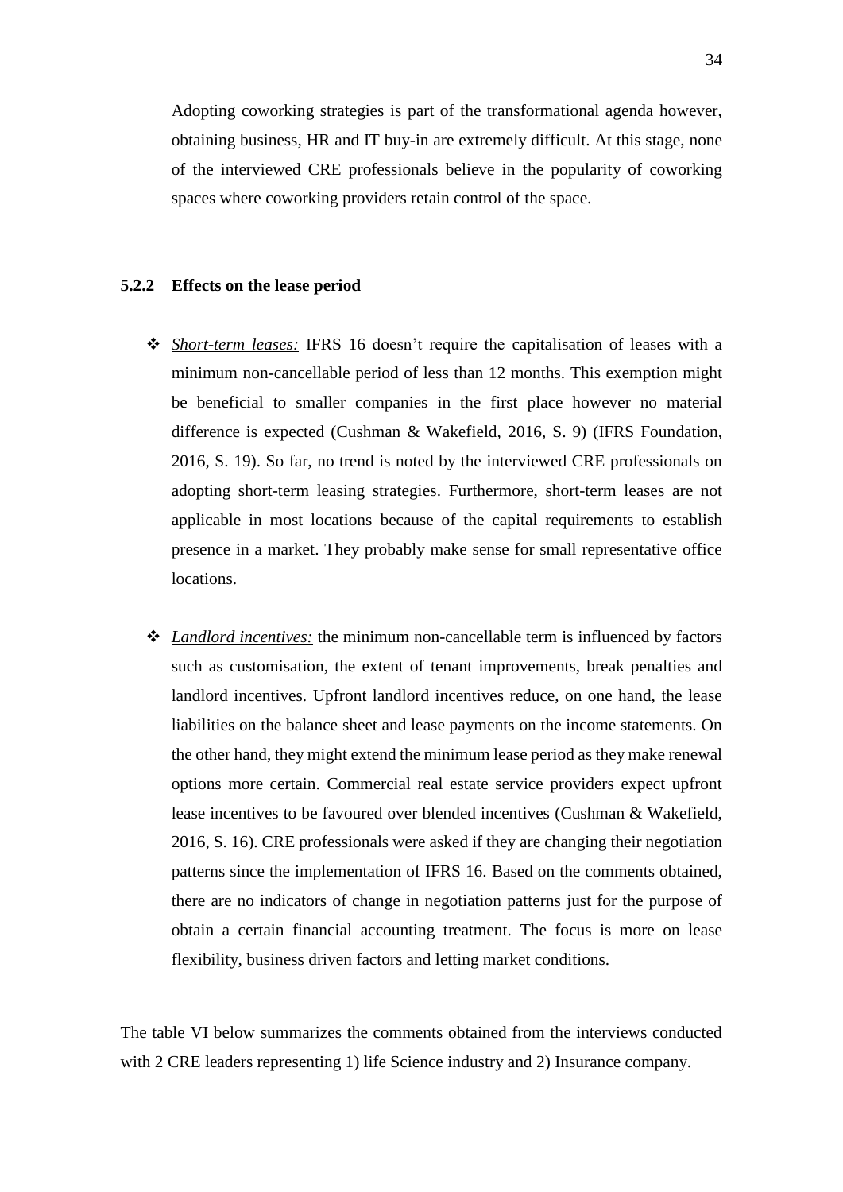Adopting coworking strategies is part of the transformational agenda however, obtaining business, HR and IT buy-in are extremely difficult. At this stage, none of the interviewed CRE professionals believe in the popularity of coworking spaces where coworking providers retain control of the space.

### 5.2.2 Effects on the lease period

- *Short-term leases:* IFRS 16 doesn't require the capitalisation of leases with a minimum non-cancellable period of less than 12 months. This exemption might be beneficial to smaller companies in the first place however no material difference is expected (Cushman & Wakefield, 2016, S. 9) (IFRS Foundation, 2016, S. 19). So far, no trend is noted by the interviewed CRE professionals on adopting short-term leasing strategies. Furthermore, short-term leases are not applicable in most locations because of the capital requirements to establish presence in a market. They probably make sense for small representative office locations.

- *Landlord incentives:* the minimum non-cancellable term is influenced by factors such as customisation, the extent of tenant improvements, break penalties and landlord incentives. Upfront landlord incentives reduce, on one hand, the lease liabilities on the balance sheet and lease payments on the income statements. On the other hand, they might extend the minimum lease period as they make renewal options more certain. Commercial real estate service providers expect upfront lease incentives to be favoured over blended incentives (Cushman & Wakefield, 2016, S. 16). CRE professionals were asked if they are changing their negotiation patterns since the implementation of IFRS 16. Based on the comments obtained, there are no indicators of change in negotiation patterns just for the purpose of obtain a certain financial accounting treatment. The focus is more on lease flexibility, business driven factors and letting market conditions.

The table VI below summarizes the comments obtained from the interviews conducted with 2 CRE leaders representing 1) life Science industry and 2) Insurance company.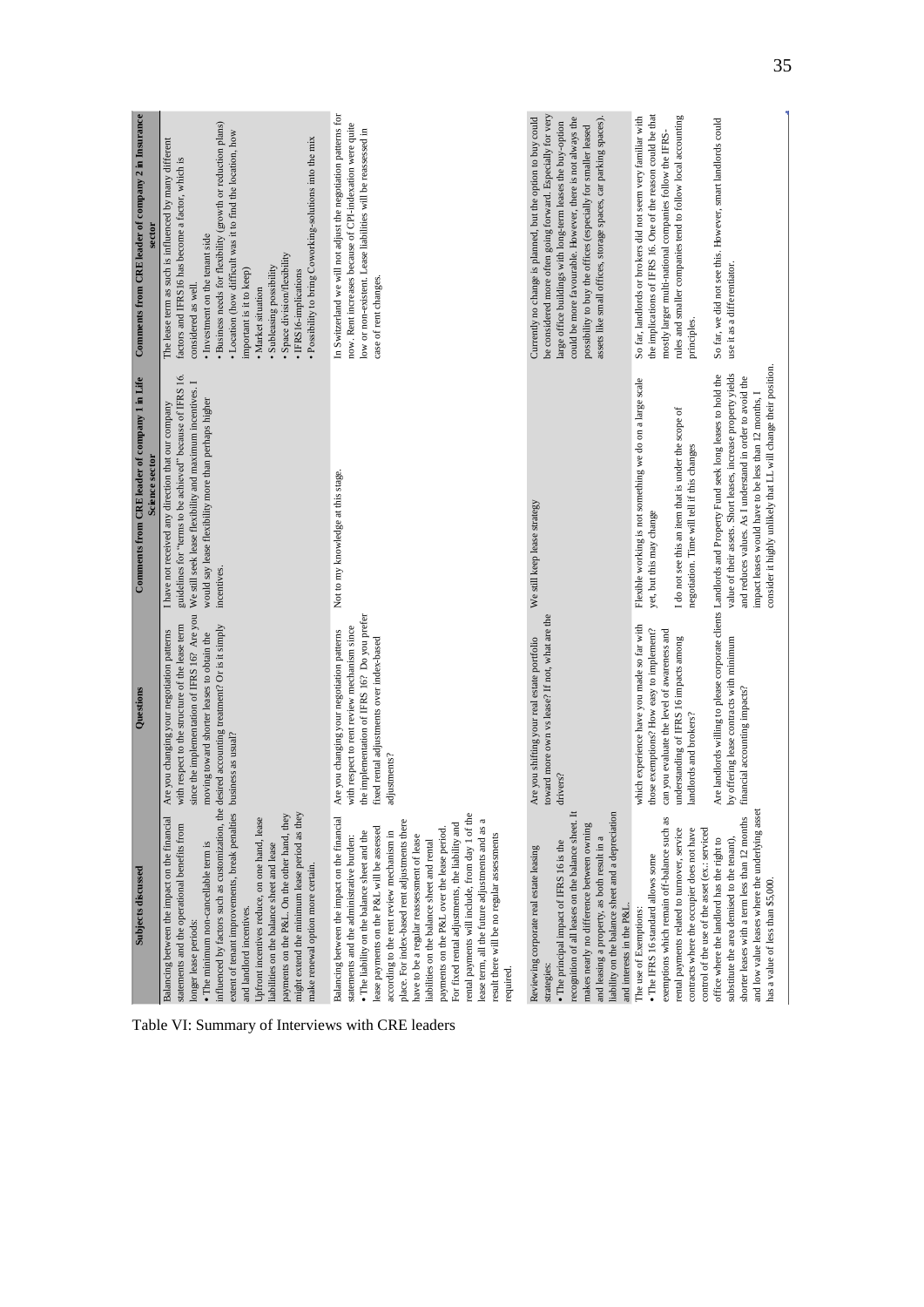Table VI: Summary of Interviews with CRE leaders

| Subjects discussed | Questions | Comments from CRE leader of company 1 in Life Science sector | Comments from CRE leader of company 2 in Insurance sector |
|---|---|---|---|
| Balancing between the impact on the financial statements and the operational benefits from longer lease periods: • The minimum non-cancellable term is influenced by factors such as customization, the extent of tenant improvements, break penalties and landlord incentives. Upfront incentives reduce, on one hand, lease liabilities on the balance sheet and lease payments on the P&L. On the other hand, they might extend the minimum lease period as they make renewal option more certain. | Are you changing your negotiation patterns with respect to the structure of the lease term since the implementation of IFRS 16? Are you moving toward shorter leases to obtain the desired accounting treatment? Or is it simply business as usual? | I have not received any direction that our company guidelines for "terms to be achieved" because of IFRS 16. We still seek lease flexibility and maximum incentives. I would say lease flexibility more than perhaps higher incentives. | The lease term as such is influenced by many different factors and IFRS16 has become a factor, which is considered as well. • Investment on the tenant side • Business needs for flexibility (growth or reduction plans) • Location (how difficult was it to find the location, how important is it to keep) • Market situation • Subleasing possibility • Space division/flexibility • IFRS16-implications • Possibility to bring Coworking-solutions into the mix |
| Balancing between the impact on the financial statements and the administrative burden: • The liability on the balance sheet and the lease payments on the P&L will be assessed according to the rent review mechanism in place. For index-based rent adjustments there have to be a regular reassessment of lease liabilities on the balance sheet and rental payments on the P&L over the lease period. For fixed rental adjustments, the liability and rental payments will include, from day 1 of the lease term, all the future adjustments and as a result there will be no regular assessments required. | Are you changing your negotiation patterns with respect to rent review mechanism since the implementation of IFRS 16? Do you prefer fixed rental adjustments over index-based adjustments? | Not to my knowledge at this stage. | In Switzerland we will not adjust the negotiation patterns for now. Rent increases because of CPI-indexation were quite low or non-existent. Lease liabilities will be reassessed in case of rent changes. |
| Reviewing corporate real estate leasing strategies: • The principal impact of IFRS 16 is the recognition of all leases on the balance sheet. It makes nearly no difference between owning and leasing a property, as both result in a liability on the balance sheet and a depreciation and interests in the P&L. | Are you shifting your real estate portfolio toward more own vs lease? If not, what are the drivers? | We still keep lease strategy | Currently no change is planned, but the option to buy could be considered more often going forward. Especially for very large office buildings with long-term leases the buy-option could be more favourable. However, there is not always the possibility to buy the offices (especially for smaller leased assets like small offices, storage spaces, car parking spaces). |
| The use of Exemptions: • The IFRS 16 standard allows some exemptions which remain off-balance such as rental payments related to turnover, service contracts where the occupier does not have control of the use of the asset (ex.: serviced office where the landlord has the right to substitute the area demised to the tenant), shorter leases with a term less than 12 months and low value leases where the underlying asset has a value of less than $5,000. | which experience have you made so far with those exemptions? How easy to implement? can you evaluate the level of awareness and understanding of IFRS 16 impacts among landlords and brokers? | Flexible working is not something we do on a large scale yet, but this may change<br><br>I do not see this an item that is under the scope of negotiation. Time will tell if this changes | So far, landlords or brokers did not seem very familiar with the implications of IFRS 16. One of the reason could be that mostly larger multi-national companies follow the IFRS-rules and smaller companies tend to follow local accounting principles. |
| | Are landlords willing to please corporate clients by offering lease contracts with minimum financial accounting impacts? | Landlords and Property Fund seek long leases to hold the value of their assets. Short leases, increase property yields and reduces values. As I understand in order to avoid the impact leases would have to be less than 12 months, I consider it highly unlikely that LL will change their position. | So far, we did not see this. However, smart landlords could use it as a differentiator. |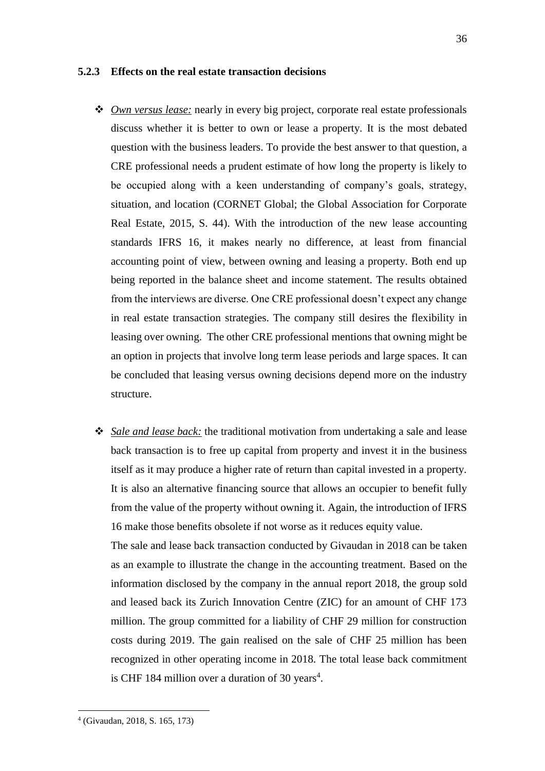### 5.2.3 Effects on the real estate transaction decisions

- *Own versus lease:* nearly in every big project, corporate real estate professionals discuss whether it is better to own or lease a property. It is the most debated question with the business leaders. To provide the best answer to that question, a CRE professional needs a prudent estimate of how long the property is likely to be occupied along with a keen understanding of company's goals, strategy, situation, and location (CORNET Global; the Global Association for Corporate Real Estate, 2015, S. 44). With the introduction of the new lease accounting standards IFRS 16, it makes nearly no difference, at least from financial accounting point of view, between owning and leasing a property. Both end up being reported in the balance sheet and income statement. The results obtained from the interviews are diverse. One CRE professional doesn't expect any change in real estate transaction strategies. The company still desires the flexibility in leasing over owning. The other CRE professional mentions that owning might be an option in projects that involve long term lease periods and large spaces. It can be concluded that leasing versus owning decisions depend more on the industry structure.

- *Sale and lease back:* the traditional motivation from undertaking a sale and lease back transaction is to free up capital from property and invest it in the business itself as it may produce a higher rate of return than capital invested in a property. It is also an alternative financing source that allows an occupier to benefit fully from the value of the property without owning it. Again, the introduction of IFRS 16 make those benefits obsolete if not worse as it reduces equity value.

  The sale and lease back transaction conducted by Givaudan in 2018 can be taken as an example to illustrate the change in the accounting treatment. Based on the information disclosed by the company in the annual report 2018, the group sold and leased back its Zurich Innovation Centre (ZIC) for an amount of CHF 173 million. The group committed for a liability of CHF 29 million for construction costs during 2019. The gain realised on the sale of CHF 25 million has been recognized in other operating income in 2018. The total lease back commitment is CHF 184 million over a duration of 30 years[4].

[4] (Givaudan, 2018, S. 165, 173)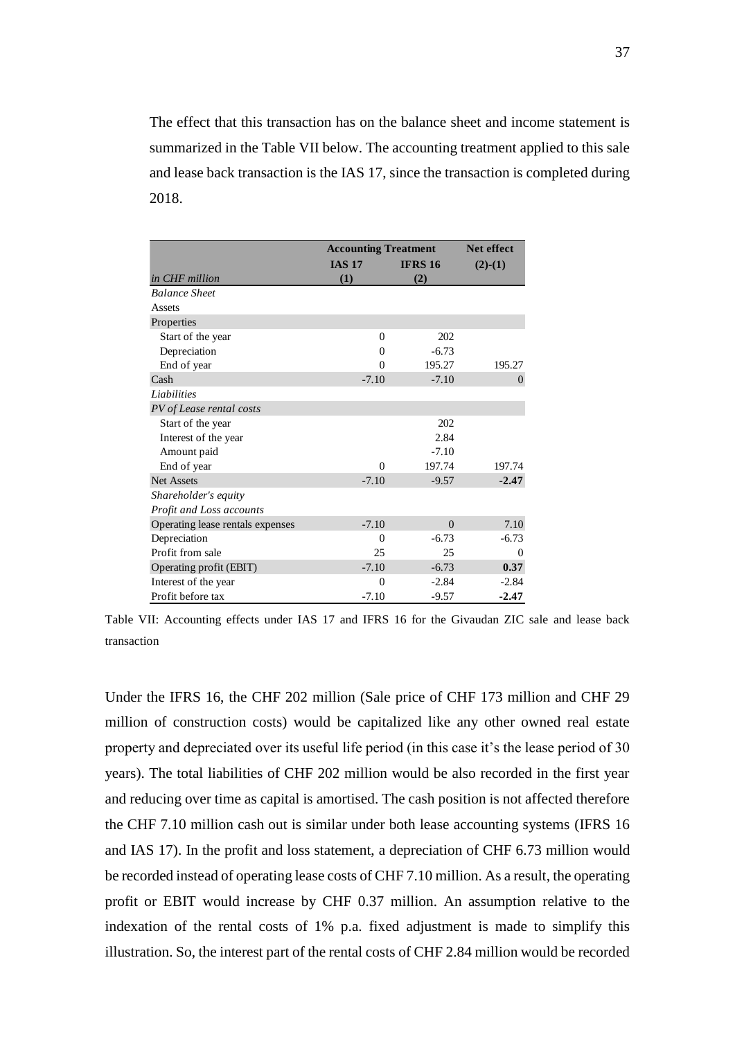The effect that this transaction has on the balance sheet and income statement is summarized in the Table VII below. The accounting treatment applied to this sale and lease back transaction is the IAS 17, since the transaction is completed during 2018.

| | **Accounting Treatment** | | **Net effect** |
|---|---|---|---|
| *in CHF million* | **IAS 17 (1)** | **IFRS 16 (2)** | **(2)-(1)** |
| *Balance Sheet* | | | |
| Assets | | | |
| Properties | | | |
| Start of the year | 0 | 202 | |
| Depreciation | 0 | -6.73 | |
| End of year | 0 | 195.27 | 195.27 |
| Cash | -7.10 | -7.10 | 0 |
| *Liabilities* | | | |
| *PV of Lease rental costs* | | | |
| Start of the year | | 202 | |
| Interest of the year | | 2.84 | |
| Amount paid | | -7.10 | |
| End of year | 0 | 197.74 | 197.74 |
| Net Assets | -7.10 | -9.57 | **-2.47** |
| *Shareholder's equity* | | | |
| *Profit and Loss accounts* | | | |
| Operating lease rentals expenses | -7.10 | 0 | 7.10 |
| Depreciation | 0 | -6.73 | -6.73 |
| Profit from sale | 25 | 25 | 0 |
| Operating profit (EBIT) | -7.10 | -6.73 | **0.37** |
| Interest of the year | 0 | -2.84 | -2.84 |
| Profit before tax | -7.10 | -9.57 | **-2.47** |

Table VII: Accounting effects under IAS 17 and IFRS 16 for the Givaudan ZIC sale and lease back transaction

Under the IFRS 16, the CHF 202 million (Sale price of CHF 173 million and CHF 29 million of construction costs) would be capitalized like any other owned real estate property and depreciated over its useful life period (in this case it's the lease period of 30 years). The total liabilities of CHF 202 million would be also recorded in the first year and reducing over time as capital is amortised. The cash position is not affected therefore the CHF 7.10 million cash out is similar under both lease accounting systems (IFRS 16 and IAS 17). In the profit and loss statement, a depreciation of CHF 6.73 million would be recorded instead of operating lease costs of CHF 7.10 million. As a result, the operating profit or EBIT would increase by CHF 0.37 million. An assumption relative to the indexation of the rental costs of 1% p.a. fixed adjustment is made to simplify this illustration. So, the interest part of the rental costs of CHF 2.84 million would be recorded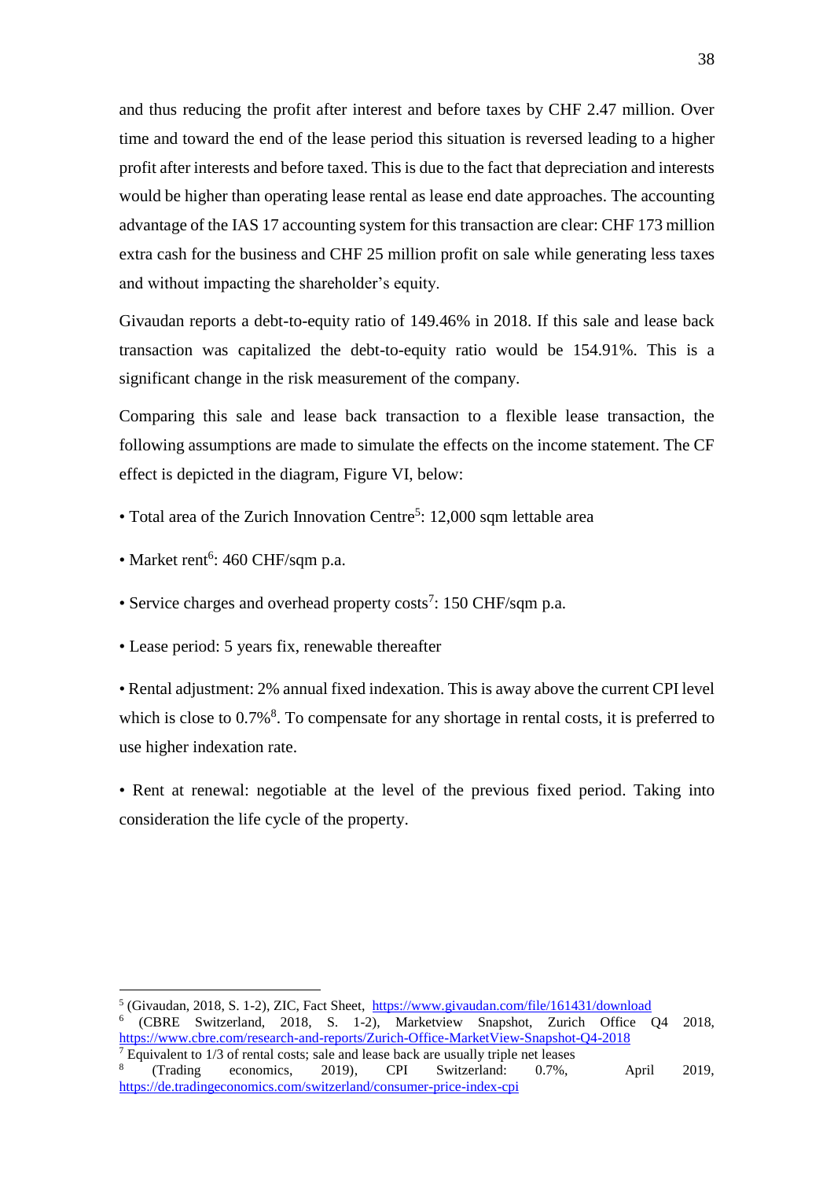and thus reducing the profit after interest and before taxes by CHF 2.47 million. Over time and toward the end of the lease period this situation is reversed leading to a higher profit after interests and before taxed. This is due to the fact that depreciation and interests would be higher than operating lease rental as lease end date approaches. The accounting advantage of the IAS 17 accounting system for this transaction are clear: CHF 173 million extra cash for the business and CHF 25 million profit on sale while generating less taxes and without impacting the shareholder's equity.

Givaudan reports a debt-to-equity ratio of 149.46% in 2018. If this sale and lease back transaction was capitalized the debt-to-equity ratio would be 154.91%. This is a significant change in the risk measurement of the company.

Comparing this sale and lease back transaction to a flexible lease transaction, the following assumptions are made to simulate the effects on the income statement. The CF effect is depicted in the diagram, Figure VI, below:

• Total area of the Zurich Innovation Centre[5]: 12,000 sqm lettable area

• Market rent[6]: 460 CHF/sqm p.a.

• Service charges and overhead property costs[7]: 150 CHF/sqm p.a.

• Lease period: 5 years fix, renewable thereafter

• Rental adjustment: 2% annual fixed indexation. This is away above the current CPI level which is close to 0.7%[8]. To compensate for any shortage in rental costs, it is preferred to use higher indexation rate.

• Rent at renewal: negotiable at the level of the previous fixed period. Taking into consideration the life cycle of the property.

---

[5] (Givaudan, 2018, S. 1-2), ZIC, Fact Sheet, https://www.givaudan.com/file/161431/download

[6] (CBRE Switzerland, 2018, S. 1-2), Marketview Snapshot, Zurich Office Q4 2018, https://www.cbre.com/research-and-reports/Zurich-Office-MarketView-Snapshot-Q4-2018

[7] Equivalent to 1/3 of rental costs; sale and lease back are usually triple net leases

[8] (Trading economics, 2019), CPI Switzerland: 0.7%, April 2019, https://de.tradingeconomics.com/switzerland/consumer-price-index-cpi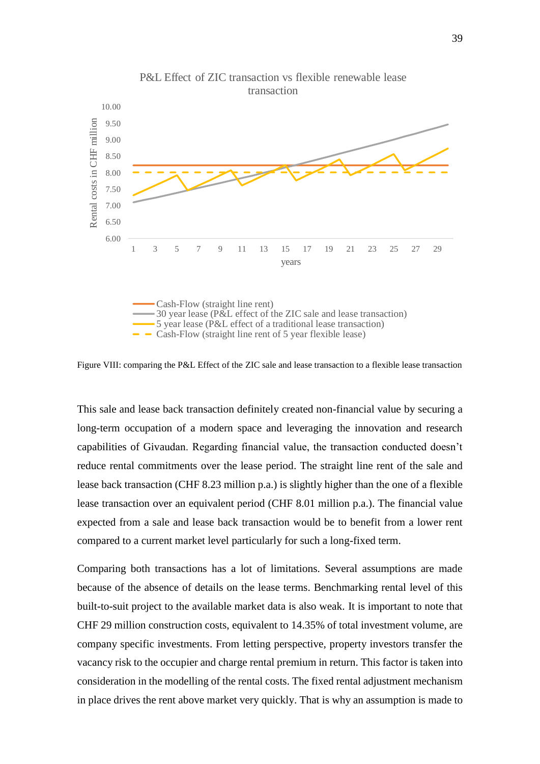P&L Effect of ZIC transaction vs flexible renewable lease transaction

Rental costs in CHF million

years

- Cash-Flow (straight line rent)
- 30 year lease (P&L effect of the ZIC sale and lease transaction)
- 5 year lease (P&L effect of a traditional lease transaction)
- Cash-Flow (straight line rent of 5 year flexible lease)

Figure VIII: comparing the P&L Effect of the ZIC sale and lease transaction to a flexible lease transaction

This sale and lease back transaction definitely created non-financial value by securing a long-term occupation of a modern space and leveraging the innovation and research capabilities of Givaudan. Regarding financial value, the transaction conducted doesn't reduce rental commitments over the lease period. The straight line rent of the sale and lease back transaction (CHF 8.23 million p.a.) is slightly higher than the one of a flexible lease transaction over an equivalent period (CHF 8.01 million p.a.). The financial value expected from a sale and lease back transaction would be to benefit from a lower rent compared to a current market level particularly for such a long-fixed term.

Comparing both transactions has a lot of limitations. Several assumptions are made because of the absence of details on the lease terms. Benchmarking rental level of this built-to-suit project to the available market data is also weak. It is important to note that CHF 29 million construction costs, equivalent to 14.35% of total investment volume, are company specific investments. From letting perspective, property investors transfer the vacancy risk to the occupier and charge rental premium in return. This factor is taken into consideration in the modelling of the rental costs. The fixed rental adjustment mechanism in place drives the rent above market very quickly. That is why an assumption is made to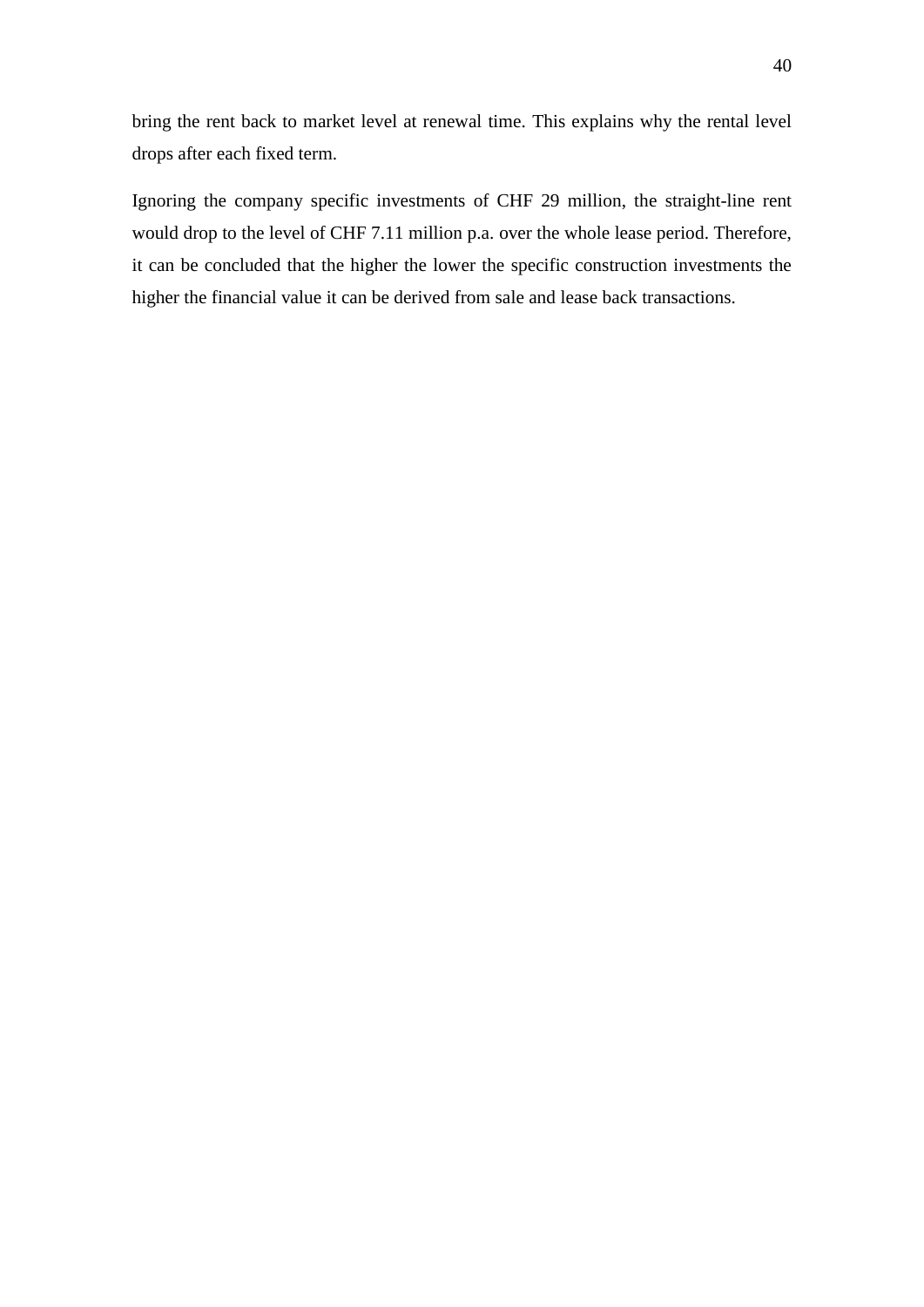bring the rent back to market level at renewal time. This explains why the rental level drops after each fixed term.

Ignoring the company specific investments of CHF 29 million, the straight-line rent would drop to the level of CHF 7.11 million p.a. over the whole lease period. Therefore, it can be concluded that the higher the lower the specific construction investments the higher the financial value it can be derived from sale and lease back transactions.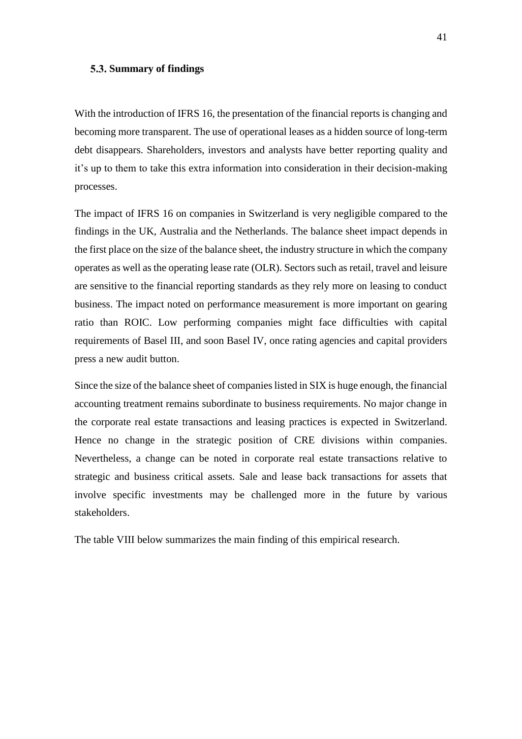### 5.3. Summary of findings

With the introduction of IFRS 16, the presentation of the financial reports is changing and becoming more transparent. The use of operational leases as a hidden source of long-term debt disappears. Shareholders, investors and analysts have better reporting quality and it's up to them to take this extra information into consideration in their decision-making processes.

The impact of IFRS 16 on companies in Switzerland is very negligible compared to the findings in the UK, Australia and the Netherlands. The balance sheet impact depends in the first place on the size of the balance sheet, the industry structure in which the company operates as well as the operating lease rate (OLR). Sectors such as retail, travel and leisure are sensitive to the financial reporting standards as they rely more on leasing to conduct business. The impact noted on performance measurement is more important on gearing ratio than ROIC. Low performing companies might face difficulties with capital requirements of Basel III, and soon Basel IV, once rating agencies and capital providers press a new audit button.

Since the size of the balance sheet of companies listed in SIX is huge enough, the financial accounting treatment remains subordinate to business requirements. No major change in the corporate real estate transactions and leasing practices is expected in Switzerland. Hence no change in the strategic position of CRE divisions within companies. Nevertheless, a change can be noted in corporate real estate transactions relative to strategic and business critical assets. Sale and lease back transactions for assets that involve specific investments may be challenged more in the future by various stakeholders.

The table VIII below summarizes the main finding of this empirical research.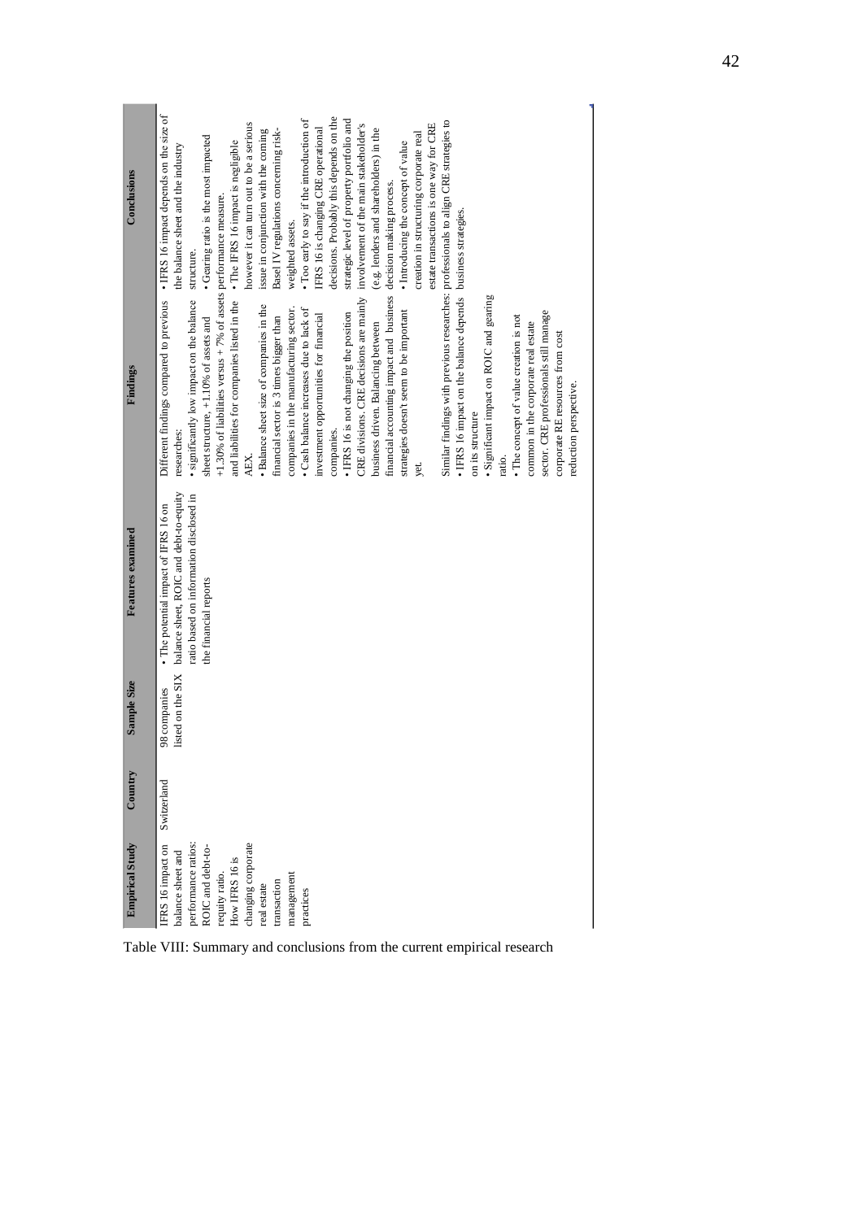| Empirical Study | Country | Sample Size | Features examined | Findings | Conclusions |
|---|---|---|---|---|---|
| IFRS 16 impact on balance sheet and performance ratios: ROIC and debt-to-requity ratio. How IFRS 16 is changing corporate real estate transaction management practices | Switzerland | 98 companies listed on the SIX | • The potential impact of IFRS 16 on balance sheet, ROIC and debt-to-equity ratio based on information disclosed in the financial reports | Different findings compared to previous researches: • significantly low impact on the balance sheet structure, +1.10% of assets and +1.30% of liabilities versus + 7% of assets and liabilities for companies listed in the AEX. • Balance sheet size of companies in the financial sector is 3 times bigger than companies in the manufacturing sector. • Cash balance increases due to lack of investment opportunities for financial companies. • IFRS 16 is not changing the position CRE divisions. CRE decisions are mainly business driven. Balancing between financial accounting impact and business strategies doesn't seem to be important yet. Similar findings with previous researches: • IFRS 16 impact on the balance depends on its structure • Significant impact on ROIC and gearing ratio. • The concept of value creation is not common in the corporate real estate sector. CRE professionals still manage corporate RE resources from cost reduction perspective. | • IFRS 16 impact depends on the size of the balance sheet and the industry structure. • Gearing ratio is the most impacted performance measure. • The IFRS 16 impact is negligible however it can turn out to be a serious issue in conjunction with the coming Basel IV regulations concerning risk-weighted assets. • Too early to say if the introduction of IFRS 16 is changing CRE operational decisions. Probably this depends on the strategic level of property portfolio and involvement of the main stakeholder's (e.g. lenders and shareholders) in the decision making process. • Introducing the concept of value creation in structuring corporate real estate transactions is one way for CRE professionals to align CRE strategies to business strategies. |

Table VIII: Summary and conclusions from the current empirical research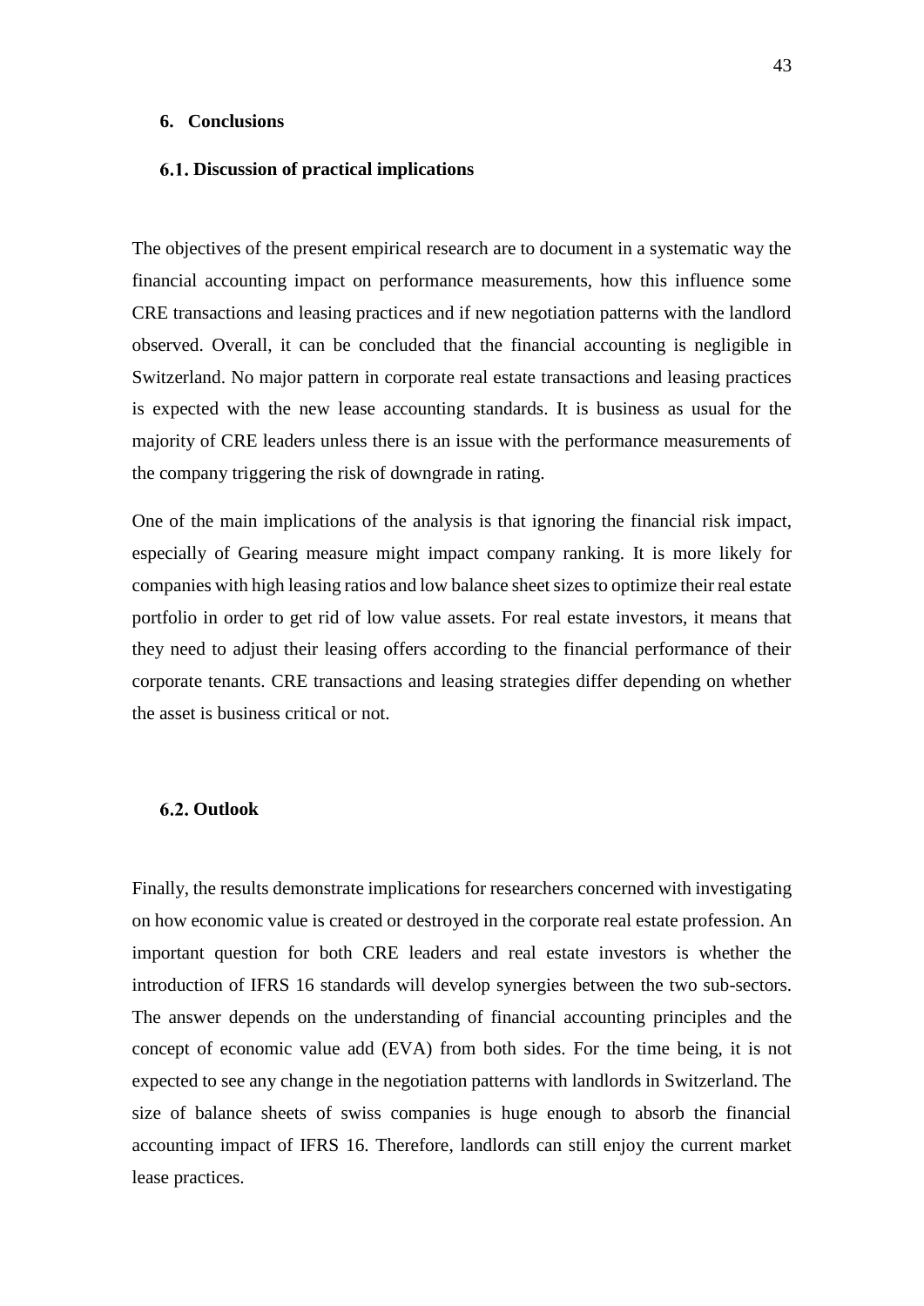# 6. Conclusions

## 6.1. Discussion of practical implications

The objectives of the present empirical research are to document in a systematic way the financial accounting impact on performance measurements, how this influence some CRE transactions and leasing practices and if new negotiation patterns with the landlord observed. Overall, it can be concluded that the financial accounting is negligible in Switzerland. No major pattern in corporate real estate transactions and leasing practices is expected with the new lease accounting standards. It is business as usual for the majority of CRE leaders unless there is an issue with the performance measurements of the company triggering the risk of downgrade in rating.

One of the main implications of the analysis is that ignoring the financial risk impact, especially of Gearing measure might impact company ranking. It is more likely for companies with high leasing ratios and low balance sheet sizes to optimize their real estate portfolio in order to get rid of low value assets. For real estate investors, it means that they need to adjust their leasing offers according to the financial performance of their corporate tenants. CRE transactions and leasing strategies differ depending on whether the asset is business critical or not.

## 6.2. Outlook

Finally, the results demonstrate implications for researchers concerned with investigating on how economic value is created or destroyed in the corporate real estate profession. An important question for both CRE leaders and real estate investors is whether the introduction of IFRS 16 standards will develop synergies between the two sub-sectors. The answer depends on the understanding of financial accounting principles and the concept of economic value add (EVA) from both sides. For the time being, it is not expected to see any change in the negotiation patterns with landlords in Switzerland. The size of balance sheets of swiss companies is huge enough to absorb the financial accounting impact of IFRS 16. Therefore, landlords can still enjoy the current market lease practices.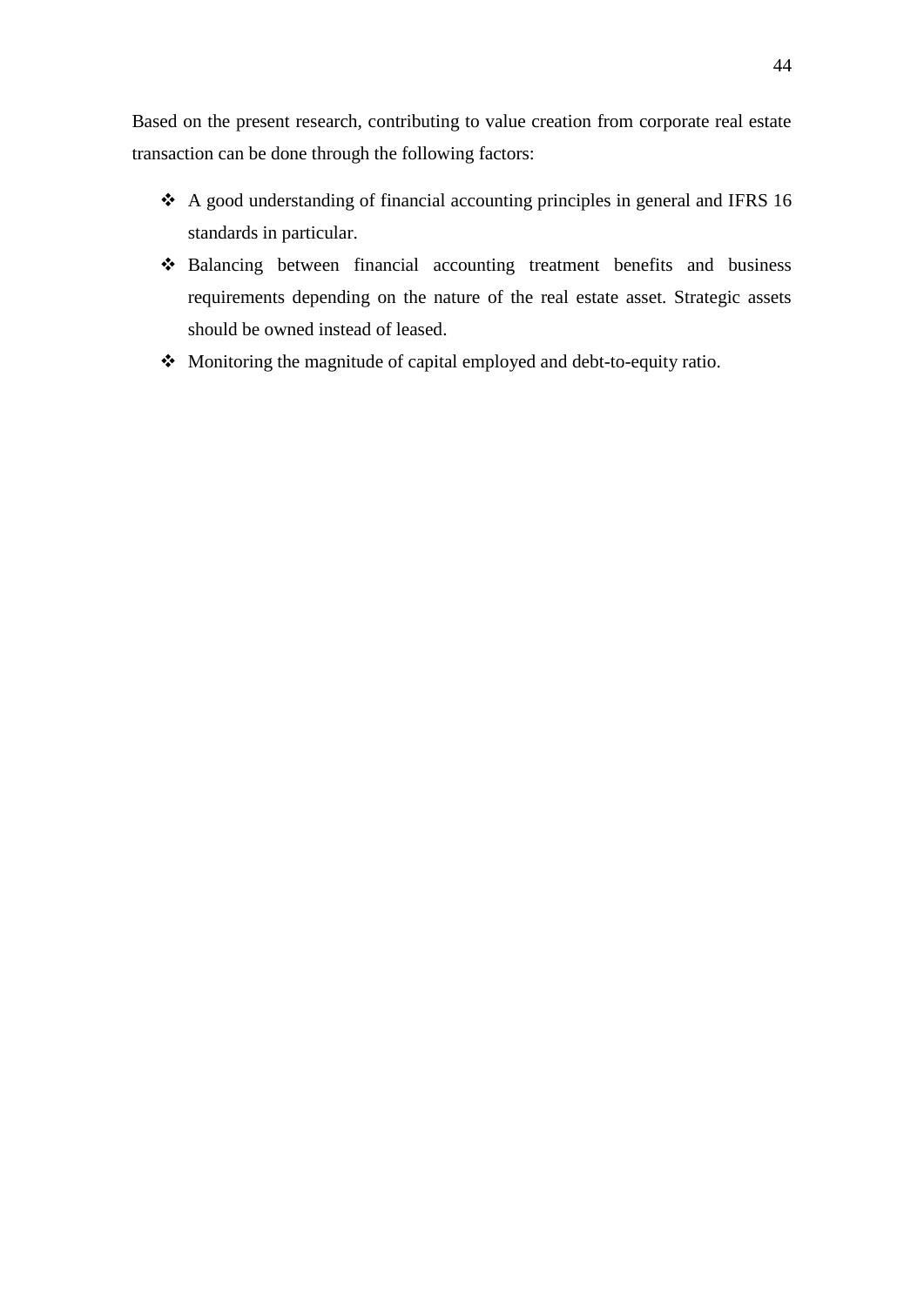Based on the present research, contributing to value creation from corporate real estate transaction can be done through the following factors:

- A good understanding of financial accounting principles in general and IFRS 16 standards in particular.
- Balancing between financial accounting treatment benefits and business requirements depending on the nature of the real estate asset. Strategic assets should be owned instead of leased.
- Monitoring the magnitude of capital employed and debt-to-equity ratio.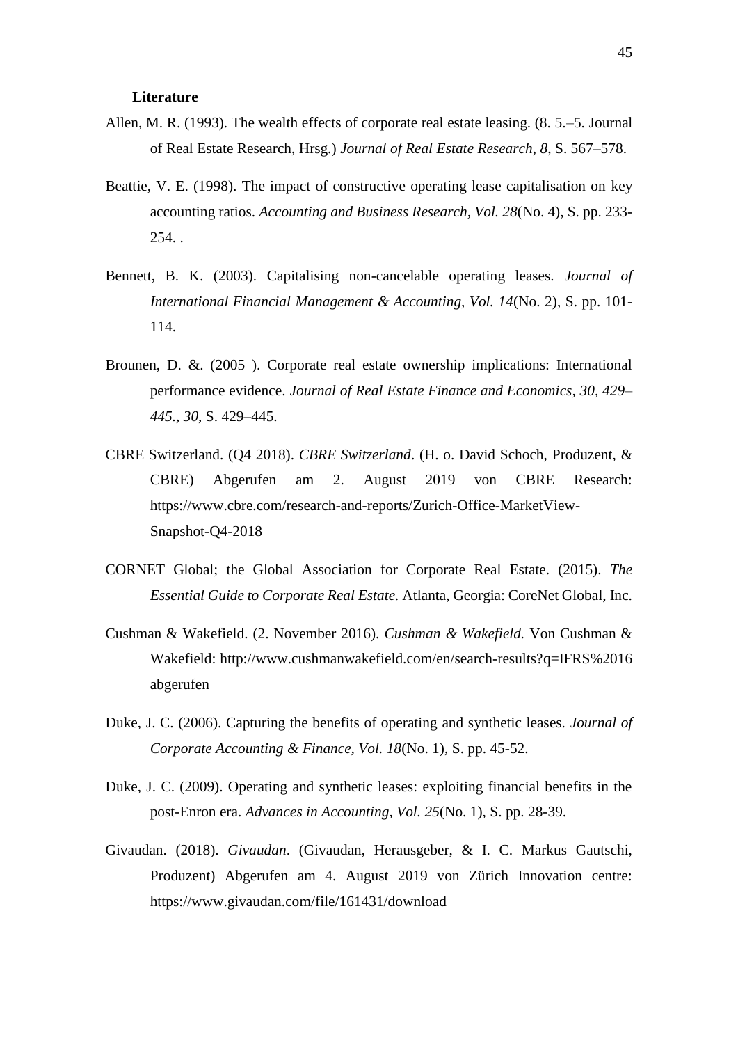**Literature**

Allen, M. R. (1993). The wealth effects of corporate real estate leasing. (8. 5.–5. Journal of Real Estate Research, Hrsg.) *Journal of Real Estate Research, 8*, S. 567–578.

Beattie, V. E. (1998). The impact of constructive operating lease capitalisation on key accounting ratios. *Accounting and Business Research, Vol. 28*(No. 4), S. pp. 233-254. .

Bennett, B. K. (2003). Capitalising non-cancelable operating leases. *Journal of International Financial Management & Accounting, Vol. 14*(No. 2), S. pp. 101-114.

Brounen, D. &. (2005 ). Corporate real estate ownership implications: International performance evidence. *Journal of Real Estate Finance and Economics, 30, 429–445., 30*, S. 429–445.

CBRE Switzerland. (Q4 2018). *CBRE Switzerland*. (H. o. David Schoch, Produzent, & CBRE) Abgerufen am 2. August 2019 von CBRE Research: https://www.cbre.com/research-and-reports/Zurich-Office-MarketView-Snapshot-Q4-2018

CORNET Global; the Global Association for Corporate Real Estate. (2015). *The Essential Guide to Corporate Real Estate.* Atlanta, Georgia: CoreNet Global, Inc.

Cushman & Wakefield. (2. November 2016). *Cushman & Wakefield.* Von Cushman & Wakefield: http://www.cushmanwakefield.com/en/search-results?q=IFRS%2016 abgerufen

Duke, J. C. (2006). Capturing the benefits of operating and synthetic leases. *Journal of Corporate Accounting & Finance, Vol. 18*(No. 1), S. pp. 45-52.

Duke, J. C. (2009). Operating and synthetic leases: exploiting financial benefits in the post-Enron era. *Advances in Accounting, Vol. 25*(No. 1), S. pp. 28-39.

Givaudan. (2018). *Givaudan*. (Givaudan, Herausgeber, & I. C. Markus Gautschi, Produzent) Abgerufen am 4. August 2019 von Zürich Innovation centre: https://www.givaudan.com/file/161431/download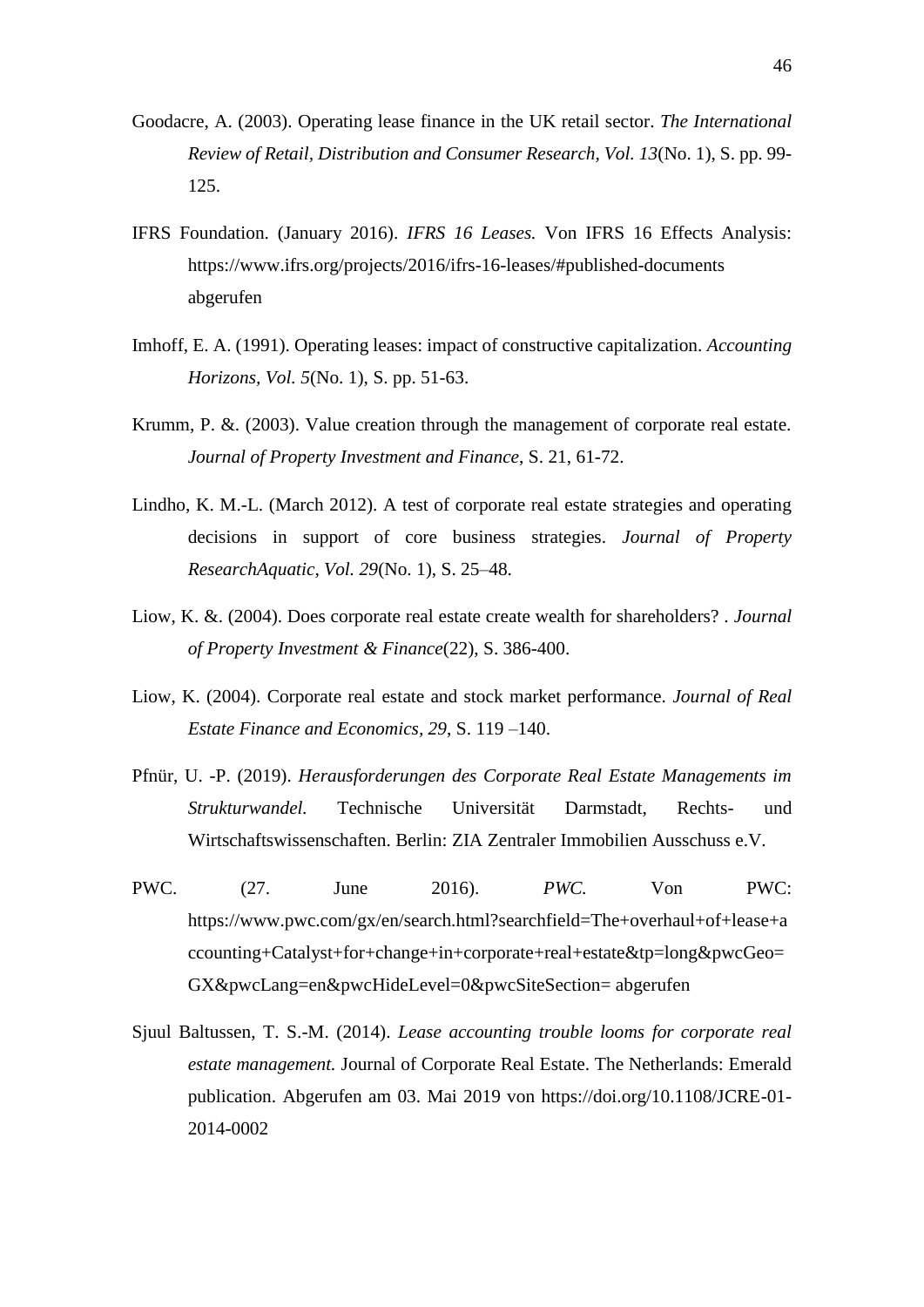Goodacre, A. (2003). Operating lease finance in the UK retail sector. *The International Review of Retail, Distribution and Consumer Research, Vol. 13*(No. 1), S. pp. 99-125.

IFRS Foundation. (January 2016). *IFRS 16 Leases.* Von IFRS 16 Effects Analysis: https://www.ifrs.org/projects/2016/ifrs-16-leases/#published-documents abgerufen

Imhoff, E. A. (1991). Operating leases: impact of constructive capitalization. *Accounting Horizons, Vol. 5*(No. 1), S. pp. 51-63.

Krumm, P. &. (2003). Value creation through the management of corporate real estate. *Journal of Property Investment and Finance*, S. 21, 61-72.

Lindho, K. M.-L. (March 2012). A test of corporate real estate strategies and operating decisions in support of core business strategies. *Journal of Property ResearchAquatic, Vol. 29*(No. 1), S. 25–48.

Liow, K. &. (2004). Does corporate real estate create wealth for shareholders? . *Journal of Property Investment & Finance*(22), S. 386-400.

Liow, K. (2004). Corporate real estate and stock market performance. *Journal of Real Estate Finance and Economics, 29*, S. 119 –140.

Pfnür, U. -P. (2019). *Herausforderungen des Corporate Real Estate Managements im Strukturwandel.* Technische Universität Darmstadt, Rechts- und Wirtschaftswissenschaften. Berlin: ZIA Zentraler Immobilien Ausschuss e.V.

PWC. (27. June 2016). *PWC.* Von PWC: https://www.pwc.com/gx/en/search.html?searchfield=The+overhaul+of+lease+accounting+Catalyst+for+change+in+corporate+real+estate&tp=long&pwcGeo=GX&pwcLang=en&pwcHideLevel=0&pwcSiteSection= abgerufen

Sjuul Baltussen, T. S.-M. (2014). *Lease accounting trouble looms for corporate real estate management.* Journal of Corporate Real Estate. The Netherlands: Emerald publication. Abgerufen am 03. Mai 2019 von https://doi.org/10.1108/JCRE-01-2014-0002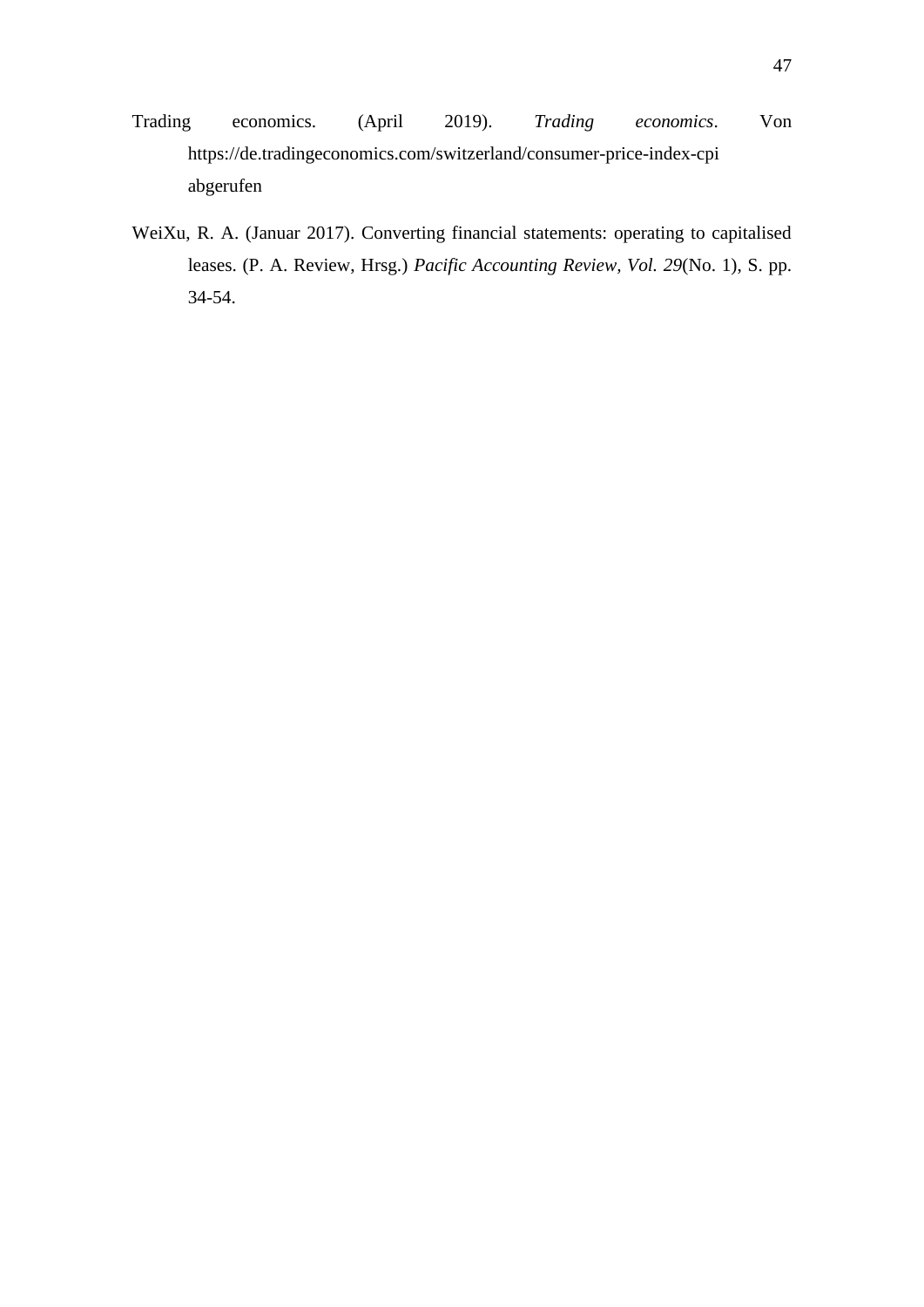Trading economics. (April 2019). *Trading economics*. Von https://de.tradingeconomics.com/switzerland/consumer-price-index-cpi abgerufen

WeiXu, R. A. (Januar 2017). Converting financial statements: operating to capitalised leases. (P. A. Review, Hrsg.) *Pacific Accounting Review, Vol. 29*(No. 1), S. pp. 34-54.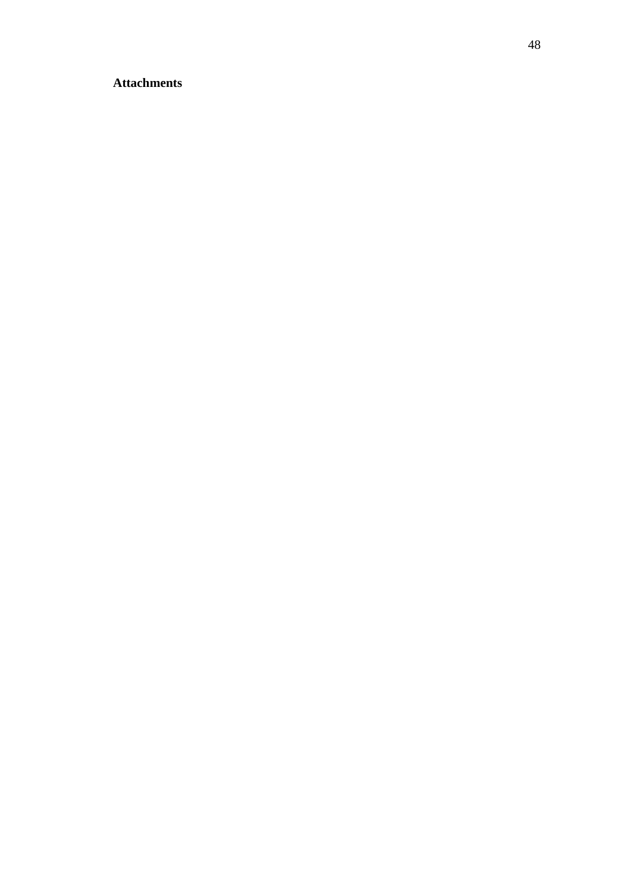**Attachments**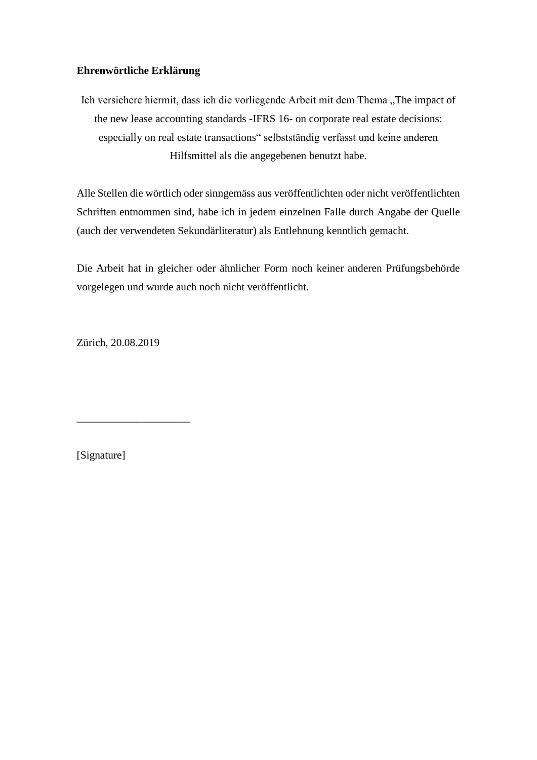**Ehrenwörtliche Erklärung**

Ich versichere hiermit, dass ich die vorliegende Arbeit mit dem Thema „The impact of the new lease accounting standards -IFRS 16- on corporate real estate decisions: especially on real estate transactions“ selbstständig verfasst und keine anderen Hilfsmittel als die angegebenen benutzt habe.

Alle Stellen die wörtlich oder sinngemäss aus veröffentlichten oder nicht veröffentlichten Schriften entnommen sind, habe ich in jedem einzelnen Falle durch Angabe der Quelle (auch der verwendeten Sekundärliteratur) als Entlehnung kenntlich gemacht.

Die Arbeit hat in gleicher oder ähnlicher Form noch keiner anderen Prüfungsbehörde vorgelegen und wurde auch noch nicht veröffentlicht.

Zürich, 20.08.2019

\_\_\_\_\_\_\_\_\_\_\_\_\_\_\_\_\_\_\_\_

[Signature]